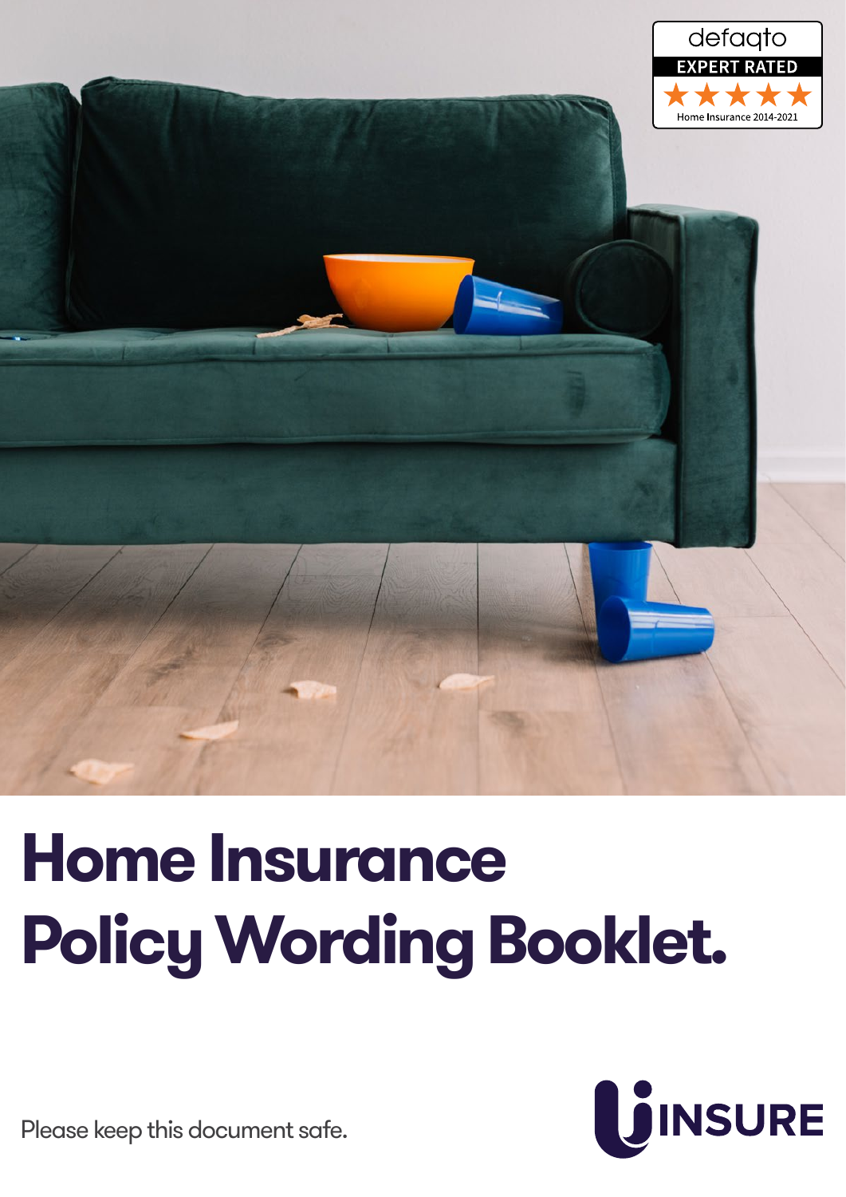defaqto EXPERT RATED ★★★★★ Home Insurance 2014-2021

# Home Insurance Policy Wording Booklet.

Please keep this document safe.

INSURE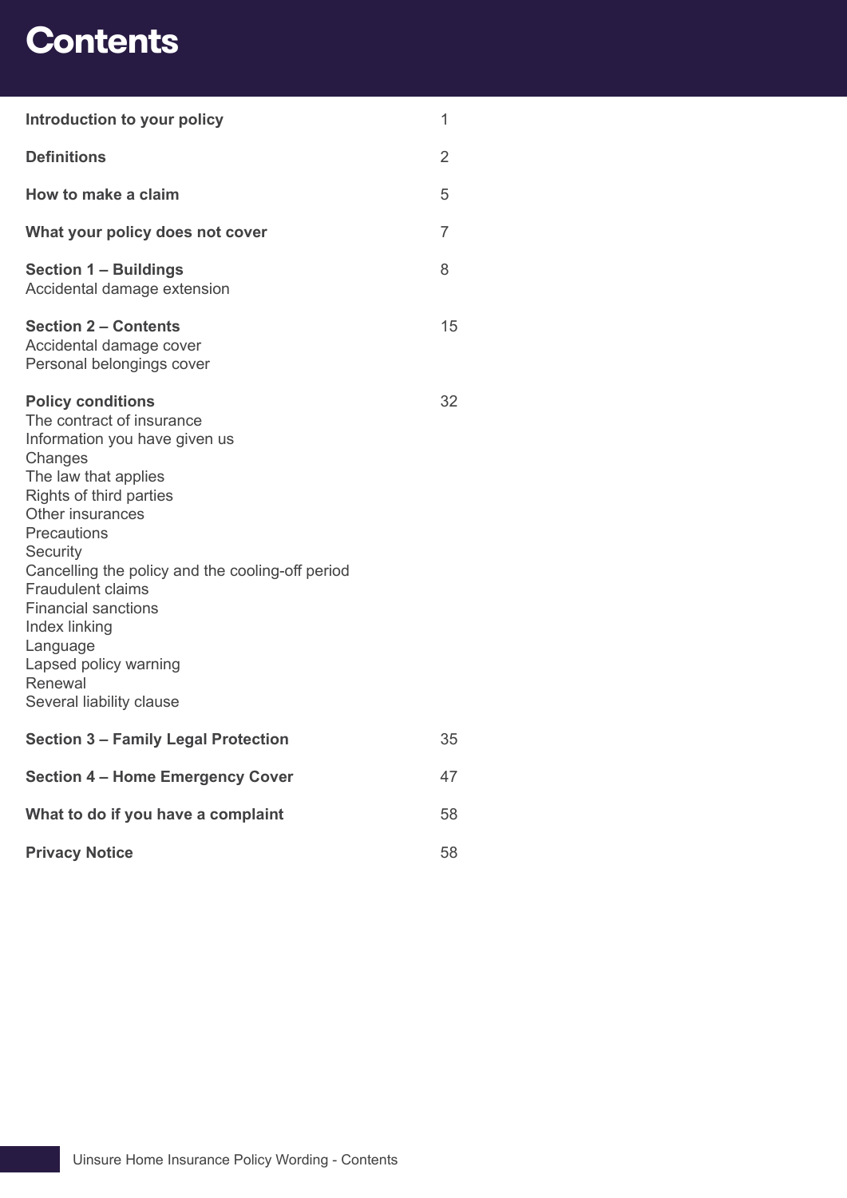# Contents

| | |
|---|---|
| **Introduction to your policy** | 1 |
| **Definitions** | 2 |
| **How to make a claim** | 5 |
| **What your policy does not cover** | 7 |
| **Section 1 – Buildings**<br>Accidental damage extension | 8 |
| **Section 2 – Contents**<br>Accidental damage cover<br>Personal belongings cover | 15 |
| **Policy conditions**<br>The contract of insurance<br>Information you have given us<br>Changes<br>The law that applies<br>Rights of third parties<br>Other insurances<br>Precautions<br>Security<br>Cancelling the policy and the cooling-off period<br>Fraudulent claims<br>Financial sanctions<br>Index linking<br>Language<br>Lapsed policy warning<br>Renewal<br>Several liability clause | 32 |
| **Section 3 – Family Legal Protection** | 35 |
| **Section 4 – Home Emergency Cover** | 47 |
| **What to do if you have a complaint** | 58 |
| **Privacy Notice** | 58 |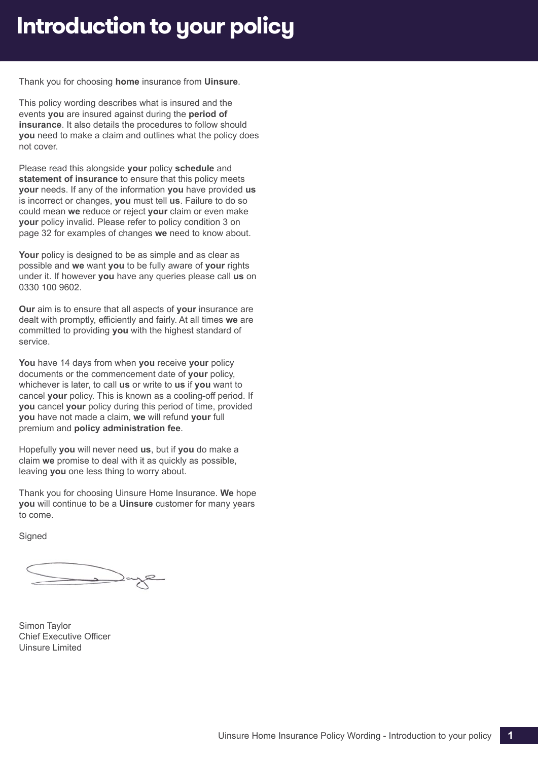# Introduction to your policy

Thank you for choosing **home** insurance from **Uinsure**.

This policy wording describes what is insured and the events **you** are insured against during the **period of insurance**. It also details the procedures to follow should **you** need to make a claim and outlines what the policy does not cover.

Please read this alongside **your** policy **schedule** and **statement of insurance** to ensure that this policy meets **your** needs. If any of the information **you** have provided **us** is incorrect or changes, **you** must tell **us**. Failure to do so could mean **we** reduce or reject **your** claim or even make **your** policy invalid. Please refer to policy condition 3 on page 32 for examples of changes **we** need to know about.

**Your** policy is designed to be as simple and as clear as possible and **we** want **you** to be fully aware of **your** rights under it. If however **you** have any queries please call **us** on 0330 100 9602.

**Our** aim is to ensure that all aspects of **your** insurance are dealt with promptly, efficiently and fairly. At all times **we** are committed to providing **you** with the highest standard of service.

**You** have 14 days from when **you** receive **your** policy documents or the commencement date of **your** policy, whichever is later, to call **us** or write to **us** if **you** want to cancel **your** policy. This is known as a cooling-off period. If **you** cancel **your** policy during this period of time, provided **you** have not made a claim, **we** will refund **your** full premium and **policy administration fee**.

Hopefully **you** will never need **us**, but if **you** do make a claim **we** promise to deal with it as quickly as possible, leaving **you** one less thing to worry about.

Thank you for choosing Uinsure Home Insurance. **We** hope **you** will continue to be a **Uinsure** customer for many years to come.

Signed

Simon Taylor
Chief Executive Officer
Uinsure Limited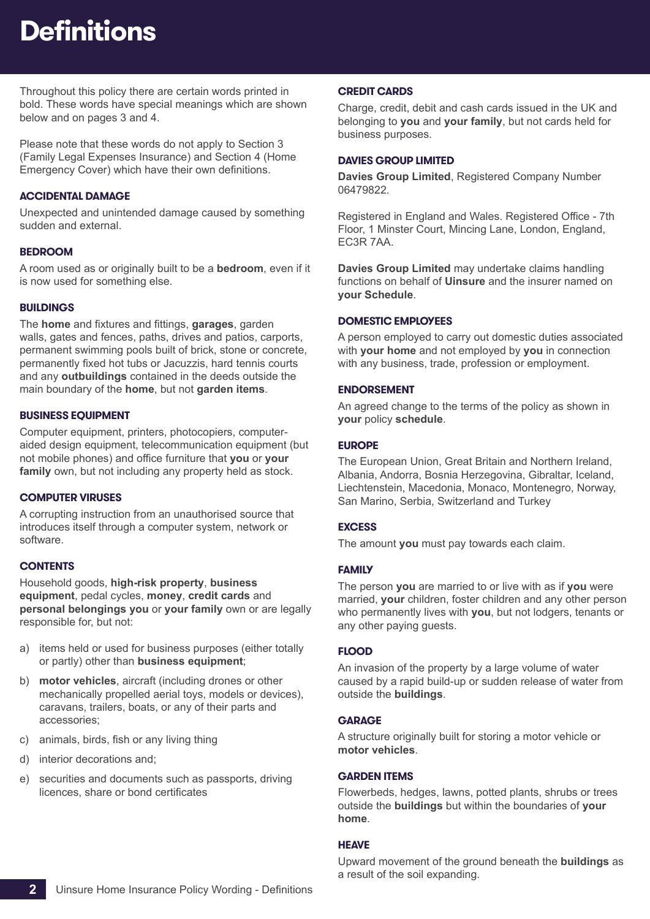# Definitions

Throughout this policy there are certain words printed in bold. These words have special meanings which are shown below and on pages 3 and 4.

Please note that these words do not apply to Section 3 (Family Legal Expenses Insurance) and Section 4 (Home Emergency Cover) which have their own definitions.

### ACCIDENTAL DAMAGE

Unexpected and unintended damage caused by something sudden and external.

### BEDROOM

A room used as or originally built to be a **bedroom**, even if it is now used for something else.

### BUILDINGS

The **home** and fixtures and fittings, **garages**, garden walls, gates and fences, paths, drives and patios, carports, permanent swimming pools built of brick, stone or concrete, permanently fixed hot tubs or Jacuzzis, hard tennis courts and any **outbuildings** contained in the deeds outside the main boundary of the **home**, but not **garden items**.

### BUSINESS EQUIPMENT

Computer equipment, printers, photocopiers, computer-aided design equipment, telecommunication equipment (but not mobile phones) and office furniture that **you** or **your family** own, but not including any property held as stock.

### COMPUTER VIRUSES

A corrupting instruction from an unauthorised source that introduces itself through a computer system, network or software.

### CONTENTS

Household goods, **high-risk property**, **business equipment**, pedal cycles, **money**, **credit cards** and **personal belongings you** or **your family** own or are legally responsible for, but not:

a) items held or used for business purposes (either totally or partly) other than **business equipment**;

b) **motor vehicles**, aircraft (including drones or other mechanically propelled aerial toys, models or devices), caravans, trailers, boats, or any of their parts and accessories;

c) animals, birds, fish or any living thing

d) interior decorations and;

e) securities and documents such as passports, driving licences, share or bond certificates

### CREDIT CARDS

Charge, credit, debit and cash cards issued in the UK and belonging to **you** and **your family**, but not cards held for business purposes.

### DAVIES GROUP LIMITED

**Davies Group Limited**, Registered Company Number 06479822.

Registered in England and Wales. Registered Office - 7th Floor, 1 Minster Court, Mincing Lane, London, England, EC3R 7AA.

**Davies Group Limited** may undertake claims handling functions on behalf of **Uinsure** and the insurer named on **your Schedule**.

### DOMESTIC EMPLOYEES

A person employed to carry out domestic duties associated with **your home** and not employed by **you** in connection with any business, trade, profession or employment.

### ENDORSEMENT

An agreed change to the terms of the policy as shown in **your** policy **schedule**.

### EUROPE

The European Union, Great Britain and Northern Ireland, Albania, Andorra, Bosnia Herzegovina, Gibraltar, Iceland, Liechtenstein, Macedonia, Monaco, Montenegro, Norway, San Marino, Serbia, Switzerland and Turkey

### EXCESS

The amount **you** must pay towards each claim.

### FAMILY

The person **you** are married to or live with as if **you** were married, **your** children, foster children and any other person who permanently lives with **you**, but not lodgers, tenants or any other paying guests.

### FLOOD

An invasion of the property by a large volume of water caused by a rapid build-up or sudden release of water from outside the **buildings**.

### GARAGE

A structure originally built for storing a motor vehicle or **motor vehicles**.

### GARDEN ITEMS

Flowerbeds, hedges, lawns, potted plants, shrubs or trees outside the **buildings** but within the boundaries of **your home**.

### HEAVE

Upward movement of the ground beneath the **buildings** as a result of the soil expanding.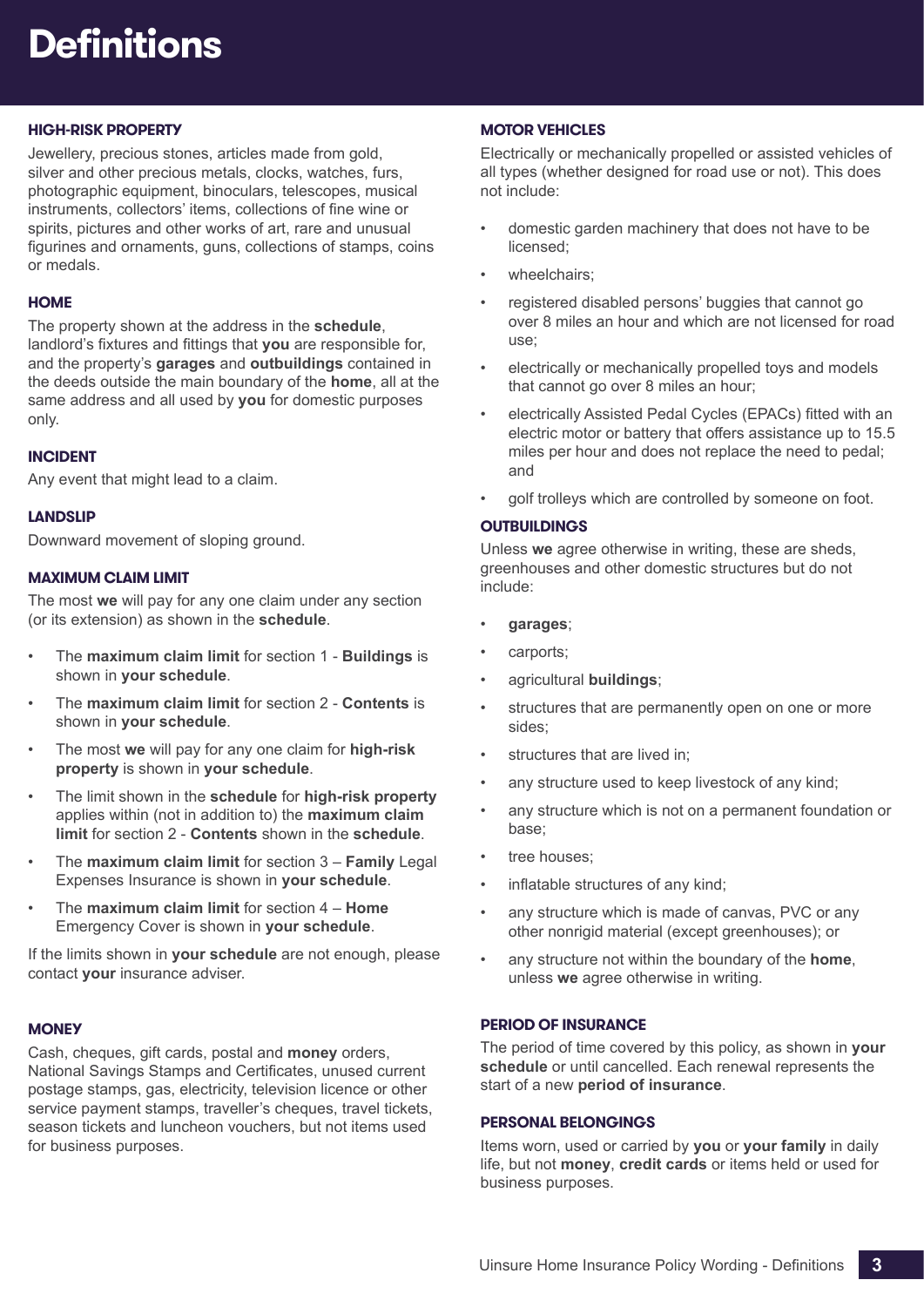# Definitions

### HIGH-RISK PROPERTY

Jewellery, precious stones, articles made from gold, silver and other precious metals, clocks, watches, furs, photographic equipment, binoculars, telescopes, musical instruments, collectors' items, collections of fine wine or spirits, pictures and other works of art, rare and unusual figurines and ornaments, guns, collections of stamps, coins or medals.

### HOME

The property shown at the address in the **schedule**, landlord's fixtures and fittings that **you** are responsible for, and the property's **garages** and **outbuildings** contained in the deeds outside the main boundary of the **home**, all at the same address and all used by **you** for domestic purposes only.

### INCIDENT

Any event that might lead to a claim.

### LANDSLIP

Downward movement of sloping ground.

### MAXIMUM CLAIM LIMIT

The most **we** will pay for any one claim under any section (or its extension) as shown in the **schedule**.

- The **maximum claim limit** for section 1 - **Buildings** is shown in **your schedule**.
- The **maximum claim limit** for section 2 - **Contents** is shown in **your schedule**.
- The most **we** will pay for any one claim for **high-risk property** is shown in **your schedule**.
- The limit shown in the **schedule** for **high-risk property** applies within (not in addition to) the **maximum claim limit** for section 2 - **Contents** shown in the **schedule**.
- The **maximum claim limit** for section 3 – **Family** Legal Expenses Insurance is shown in **your schedule**.
- The **maximum claim limit** for section 4 – **Home** Emergency Cover is shown in **your schedule**.

If the limits shown in **your schedule** are not enough, please contact **your** insurance adviser.

### MONEY

Cash, cheques, gift cards, postal and **money** orders, National Savings Stamps and Certificates, unused current postage stamps, gas, electricity, television licence or other service payment stamps, traveller's cheques, travel tickets, season tickets and luncheon vouchers, but not items used for business purposes.

### MOTOR VEHICLES

Electrically or mechanically propelled or assisted vehicles of all types (whether designed for road use or not). This does not include:

- domestic garden machinery that does not have to be licensed;
- wheelchairs;
- registered disabled persons' buggies that cannot go over 8 miles an hour and which are not licensed for road use;
- electrically or mechanically propelled toys and models that cannot go over 8 miles an hour;
- electrically Assisted Pedal Cycles (EPACs) fitted with an electric motor or battery that offers assistance up to 15.5 miles per hour and does not replace the need to pedal; and
- golf trolleys which are controlled by someone on foot.

### OUTBUILDINGS

Unless **we** agree otherwise in writing, these are sheds, greenhouses and other domestic structures but do not include:

- **garages**;
- carports;
- agricultural **buildings**;
- structures that are permanently open on one or more sides;
- structures that are lived in;
- any structure used to keep livestock of any kind;
- any structure which is not on a permanent foundation or base;
- tree houses;
- inflatable structures of any kind;
- any structure which is made of canvas, PVC or any other nonrigid material (except greenhouses); or
- any structure not within the boundary of the **home**, unless **we** agree otherwise in writing.

### PERIOD OF INSURANCE

The period of time covered by this policy, as shown in **your schedule** or until cancelled. Each renewal represents the start of a new **period of insurance**.

### PERSONAL BELONGINGS

Items worn, used or carried by **you** or **your family** in daily life, but not **money**, **credit cards** or items held or used for business purposes.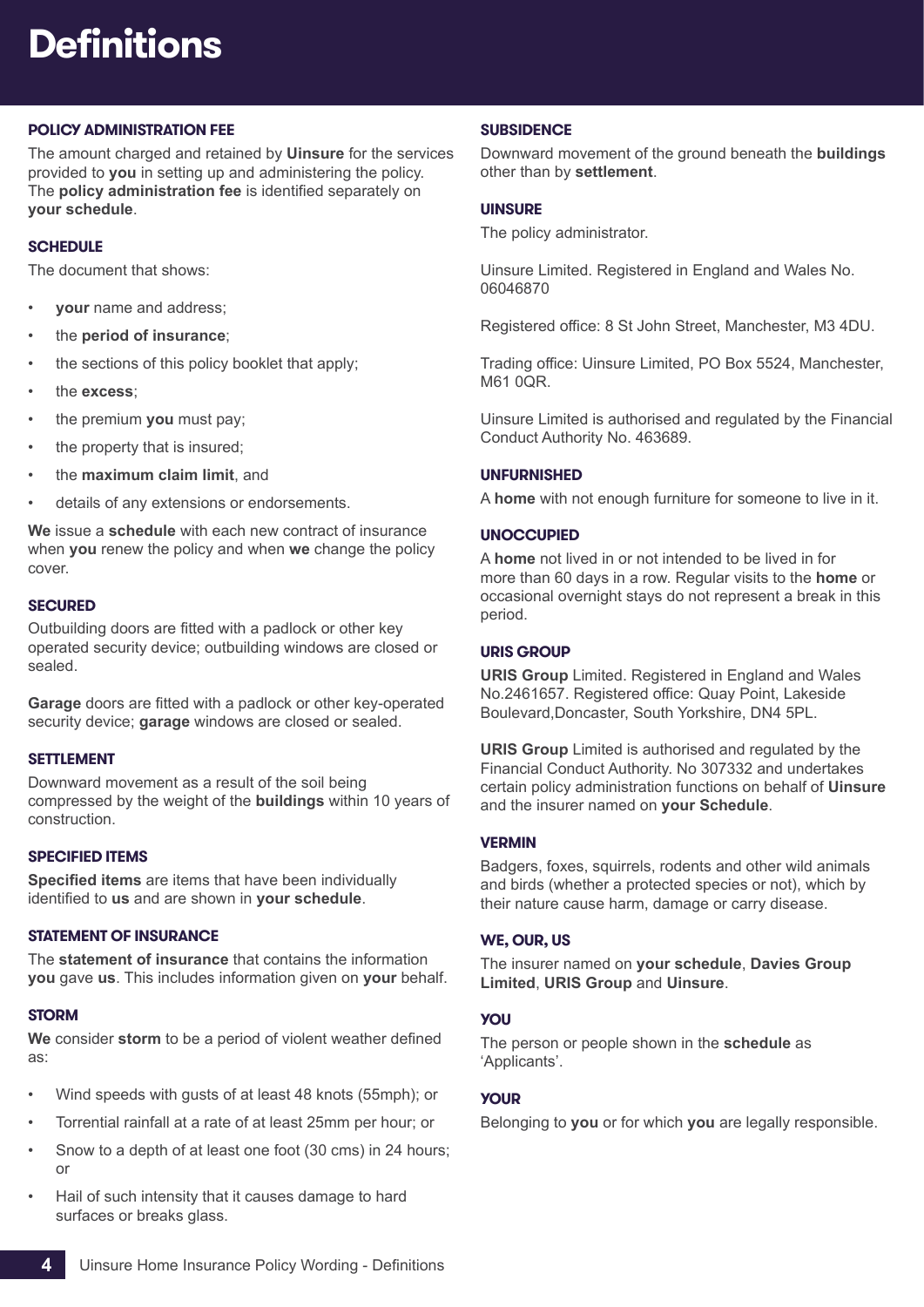# Definitions

### POLICY ADMINISTRATION FEE

The amount charged and retained by **Uinsure** for the services provided to **you** in setting up and administering the policy. The **policy administration fee** is identified separately on **your schedule**.

### SCHEDULE

The document that shows:

- **your** name and address;
- the **period of insurance**;
- the sections of this policy booklet that apply;
- the **excess**;
- the premium **you** must pay;
- the property that is insured;
- the **maximum claim limit**, and
- details of any extensions or endorsements.

**We** issue a **schedule** with each new contract of insurance when **you** renew the policy and when **we** change the policy cover.

### SECURED

Outbuilding doors are fitted with a padlock or other key operated security device; outbuilding windows are closed or sealed.

**Garage** doors are fitted with a padlock or other key-operated security device; **garage** windows are closed or sealed.

### SETTLEMENT

Downward movement as a result of the soil being compressed by the weight of the **buildings** within 10 years of construction.

### SPECIFIED ITEMS

**Specified items** are items that have been individually identified to **us** and are shown in **your schedule**.

### STATEMENT OF INSURANCE

The **statement of insurance** that contains the information **you** gave **us**. This includes information given on **your** behalf.

### STORM

**We** consider **storm** to be a period of violent weather defined as:

- Wind speeds with gusts of at least 48 knots (55mph); or
- Torrential rainfall at a rate of at least 25mm per hour; or
- Snow to a depth of at least one foot (30 cms) in 24 hours; or
- Hail of such intensity that it causes damage to hard surfaces or breaks glass.

### SUBSIDENCE

Downward movement of the ground beneath the **buildings** other than by **settlement**.

### UINSURE

The policy administrator.

Uinsure Limited. Registered in England and Wales No. 06046870

Registered office: 8 St John Street, Manchester, M3 4DU.

Trading office: Uinsure Limited, PO Box 5524, Manchester, M61 0QR.

Uinsure Limited is authorised and regulated by the Financial Conduct Authority No. 463689.

### UNFURNISHED

A **home** with not enough furniture for someone to live in it.

### UNOCCUPIED

A **home** not lived in or not intended to be lived in for more than 60 days in a row. Regular visits to the **home** or occasional overnight stays do not represent a break in this period.

### URIS GROUP

**URIS Group** Limited. Registered in England and Wales No.2461657. Registered office: Quay Point, Lakeside Boulevard,Doncaster, South Yorkshire, DN4 5PL.

**URIS Group** Limited is authorised and regulated by the Financial Conduct Authority. No 307332 and undertakes certain policy administration functions on behalf of **Uinsure** and the insurer named on **your Schedule**.

### VERMIN

Badgers, foxes, squirrels, rodents and other wild animals and birds (whether a protected species or not), which by their nature cause harm, damage or carry disease.

### WE, OUR, US

The insurer named on **your schedule**, **Davies Group Limited**, **URIS Group** and **Uinsure**.

### YOU

The person or people shown in the **schedule** as 'Applicants'.

### YOUR

Belonging to **you** or for which **you** are legally responsible.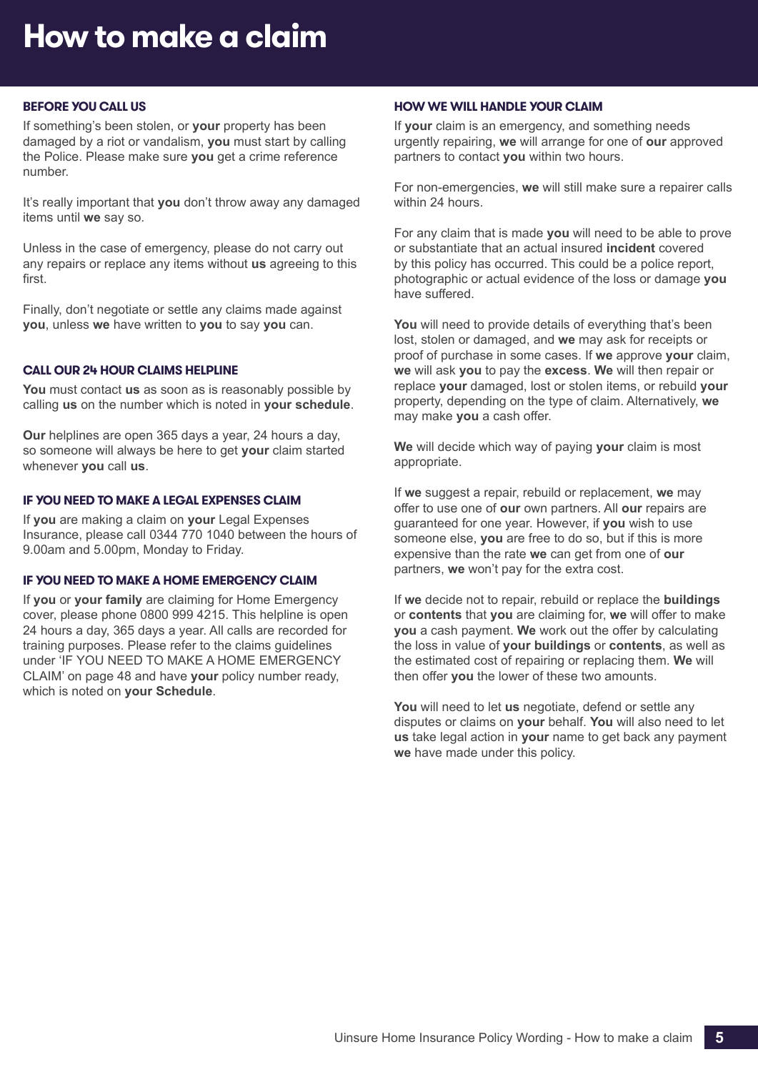# How to make a claim

### BEFORE YOU CALL US

If something's been stolen, or **your** property has been damaged by a riot or vandalism, **you** must start by calling the Police. Please make sure **you** get a crime reference number.

It's really important that **you** don't throw away any damaged items until **we** say so.

Unless in the case of emergency, please do not carry out any repairs or replace any items without **us** agreeing to this first.

Finally, don't negotiate or settle any claims made against **you**, unless **we** have written to **you** to say **you** can.

### CALL OUR 24 HOUR CLAIMS HELPLINE

**You** must contact **us** as soon as is reasonably possible by calling **us** on the number which is noted in **your schedule**.

**Our** helplines are open 365 days a year, 24 hours a day, so someone will always be here to get **your** claim started whenever **you** call **us**.

### IF YOU NEED TO MAKE A LEGAL EXPENSES CLAIM

If **you** are making a claim on **your** Legal Expenses Insurance, please call 0344 770 1040 between the hours of 9.00am and 5.00pm, Monday to Friday.

### IF YOU NEED TO MAKE A HOME EMERGENCY CLAIM

If **you** or **your family** are claiming for Home Emergency cover, please phone 0800 999 4215. This helpline is open 24 hours a day, 365 days a year. All calls are recorded for training purposes. Please refer to the claims guidelines under 'IF YOU NEED TO MAKE A HOME EMERGENCY CLAIM' on page 48 and have **your** policy number ready, which is noted on **your Schedule**.

### HOW WE WILL HANDLE YOUR CLAIM

If **your** claim is an emergency, and something needs urgently repairing, **we** will arrange for one of **our** approved partners to contact **you** within two hours.

For non-emergencies, **we** will still make sure a repairer calls within 24 hours.

For any claim that is made **you** will need to be able to prove or substantiate that an actual insured **incident** covered by this policy has occurred. This could be a police report, photographic or actual evidence of the loss or damage **you** have suffered.

**You** will need to provide details of everything that's been lost, stolen or damaged, and **we** may ask for receipts or proof of purchase in some cases. If **we** approve **your** claim, **we** will ask **you** to pay the **excess**. **We** will then repair or replace **your** damaged, lost or stolen items, or rebuild **your** property, depending on the type of claim. Alternatively, **we** may make **you** a cash offer.

**We** will decide which way of paying **your** claim is most appropriate.

If **we** suggest a repair, rebuild or replacement, **we** may offer to use one of **our** own partners. All **our** repairs are guaranteed for one year. However, if **you** wish to use someone else, **you** are free to do so, but if this is more expensive than the rate **we** can get from one of **our** partners, **we** won't pay for the extra cost.

If **we** decide not to repair, rebuild or replace the **buildings** or **contents** that **you** are claiming for, **we** will offer to make **you** a cash payment. **We** work out the offer by calculating the loss in value of **your buildings** or **contents**, as well as the estimated cost of repairing or replacing them. **We** will then offer **you** the lower of these two amounts.

**You** will need to let **us** negotiate, defend or settle any disputes or claims on **your** behalf. **You** will also need to let **us** take legal action in **your** name to get back any payment **we** have made under this policy.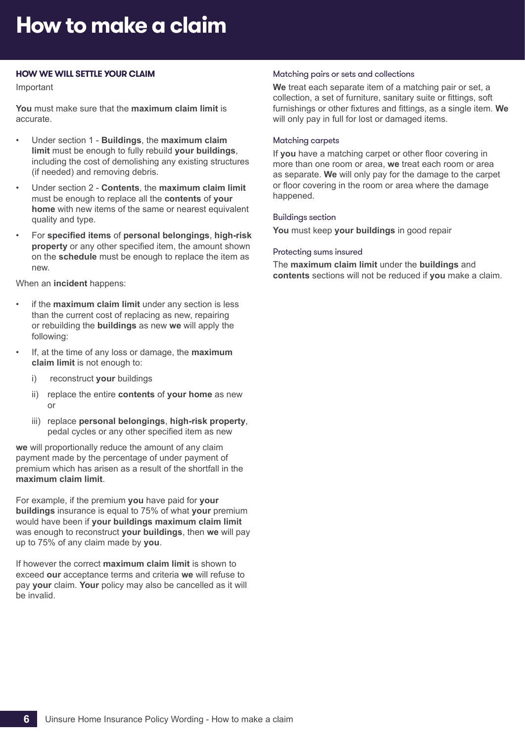# How to make a claim

### HOW WE WILL SETTLE YOUR CLAIM

Important

**You** must make sure that the **maximum claim limit** is accurate.

- Under section 1 - **Buildings**, the **maximum claim limit** must be enough to fully rebuild **your buildings**, including the cost of demolishing any existing structures (if needed) and removing debris.
- Under section 2 - **Contents**, the **maximum claim limit** must be enough to replace all the **contents** of **your home** with new items of the same or nearest equivalent quality and type.
- For **specified items** of **personal belongings**, **high-risk property** or any other specified item, the amount shown on the **schedule** must be enough to replace the item as new.

When an **incident** happens:

- if the **maximum claim limit** under any section is less than the current cost of replacing as new, repairing or rebuilding the **buildings** as new **we** will apply the following:
- If, at the time of any loss or damage, the **maximum claim limit** is not enough to:
  - i) reconstruct **your** buildings
  - ii) replace the entire **contents** of **your home** as new or
  - iii) replace **personal belongings**, **high-risk property**, pedal cycles or any other specified item as new

**we** will proportionally reduce the amount of any claim payment made by the percentage of under payment of premium which has arisen as a result of the shortfall in the **maximum claim limit**.

For example, if the premium **you** have paid for **your buildings** insurance is equal to 75% of what **your** premium would have been if **your buildings maximum claim limit** was enough to reconstruct **your buildings**, then **we** will pay up to 75% of any claim made by **you**.

If however the correct **maximum claim limit** is shown to exceed **our** acceptance terms and criteria **we** will refuse to pay **your** claim. **Your** policy may also be cancelled as it will be invalid.

#### Matching pairs or sets and collections

**We** treat each separate item of a matching pair or set, a collection, a set of furniture, sanitary suite or fittings, soft furnishings or other fixtures and fittings, as a single item. **We** will only pay in full for lost or damaged items.

#### Matching carpets

If **you** have a matching carpet or other floor covering in more than one room or area, **we** treat each room or area as separate. **We** will only pay for the damage to the carpet or floor covering in the room or area where the damage happened.

#### Buildings section

**You** must keep **your buildings** in good repair

#### Protecting sums insured

The **maximum claim limit** under the **buildings** and **contents** sections will not be reduced if **you** make a claim.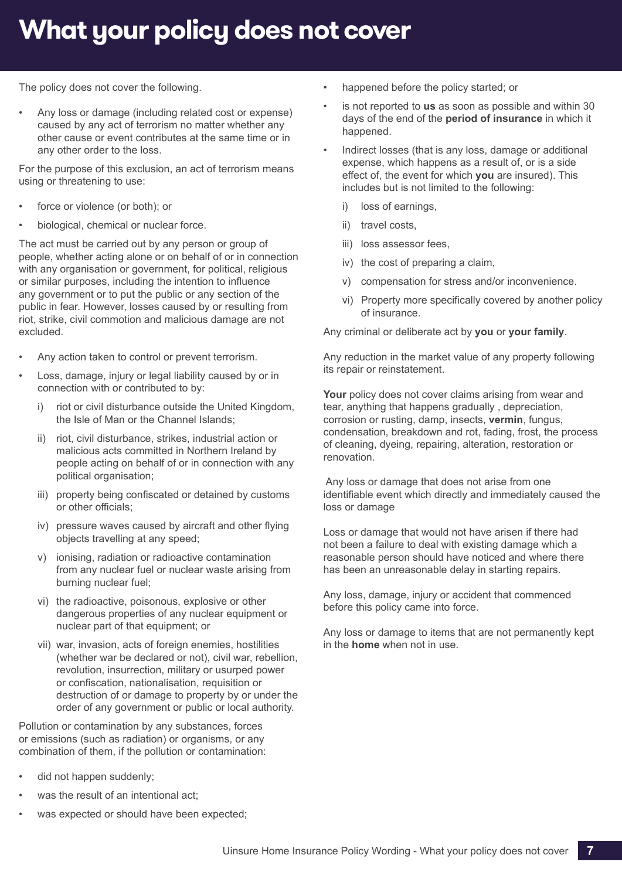# What your policy does not cover

The policy does not cover the following.

- Any loss or damage (including related cost or expense) caused by any act of terrorism no matter whether any other cause or event contributes at the same time or in any other order to the loss.

For the purpose of this exclusion, an act of terrorism means using or threatening to use:

- force or violence (or both); or
- biological, chemical or nuclear force.

The act must be carried out by any person or group of people, whether acting alone or on behalf of or in connection with any organisation or government, for political, religious or similar purposes, including the intention to influence any government or to put the public or any section of the public in fear. However, losses caused by or resulting from riot, strike, civil commotion and malicious damage are not excluded.

- Any action taken to control or prevent terrorism.
- Loss, damage, injury or legal liability caused by or in connection with or contributed to by:
  - i) riot or civil disturbance outside the United Kingdom, the Isle of Man or the Channel Islands;
  - ii) riot, civil disturbance, strikes, industrial action or malicious acts committed in Northern Ireland by people acting on behalf of or in connection with any political organisation;
  - iii) property being confiscated or detained by customs or other officials;
  - iv) pressure waves caused by aircraft and other flying objects travelling at any speed;
  - v) ionising, radiation or radioactive contamination from any nuclear fuel or nuclear waste arising from burning nuclear fuel;
  - vi) the radioactive, poisonous, explosive or other dangerous properties of any nuclear equipment or nuclear part of that equipment; or
  - vii) war, invasion, acts of foreign enemies, hostilities (whether war be declared or not), civil war, rebellion, revolution, insurrection, military or usurped power or confiscation, nationalisation, requisition or destruction of or damage to property by or under the order of any government or public or local authority.

Pollution or contamination by any substances, forces or emissions (such as radiation) or organisms, or any combination of them, if the pollution or contamination:

- did not happen suddenly;
- was the result of an intentional act;
- was expected or should have been expected;
- happened before the policy started; or
- is not reported to **us** as soon as possible and within 30 days of the end of the **period of insurance** in which it happened.
- Indirect losses (that is any loss, damage or additional expense, which happens as a result of, or is a side effect of, the event for which **you** are insured). This includes but is not limited to the following:
  - i) loss of earnings,
  - ii) travel costs,
  - iii) loss assessor fees,
  - iv) the cost of preparing a claim,
  - v) compensation for stress and/or inconvenience.
  - vi) Property more specifically covered by another policy of insurance.

Any criminal or deliberate act by **you** or **your family**.

Any reduction in the market value of any property following its repair or reinstatement.

**Your** policy does not cover claims arising from wear and tear, anything that happens gradually , depreciation, corrosion or rusting, damp, insects, **vermin**, fungus, condensation, breakdown and rot, fading, frost, the process of cleaning, dyeing, repairing, alteration, restoration or renovation.

Any loss or damage that does not arise from one identifiable event which directly and immediately caused the loss or damage

Loss or damage that would not have arisen if there had not been a failure to deal with existing damage which a reasonable person should have noticed and where there has been an unreasonable delay in starting repairs.

Any loss, damage, injury or accident that commenced before this policy came into force.

Any loss or damage to items that are not permanently kept in the **home** when not in use.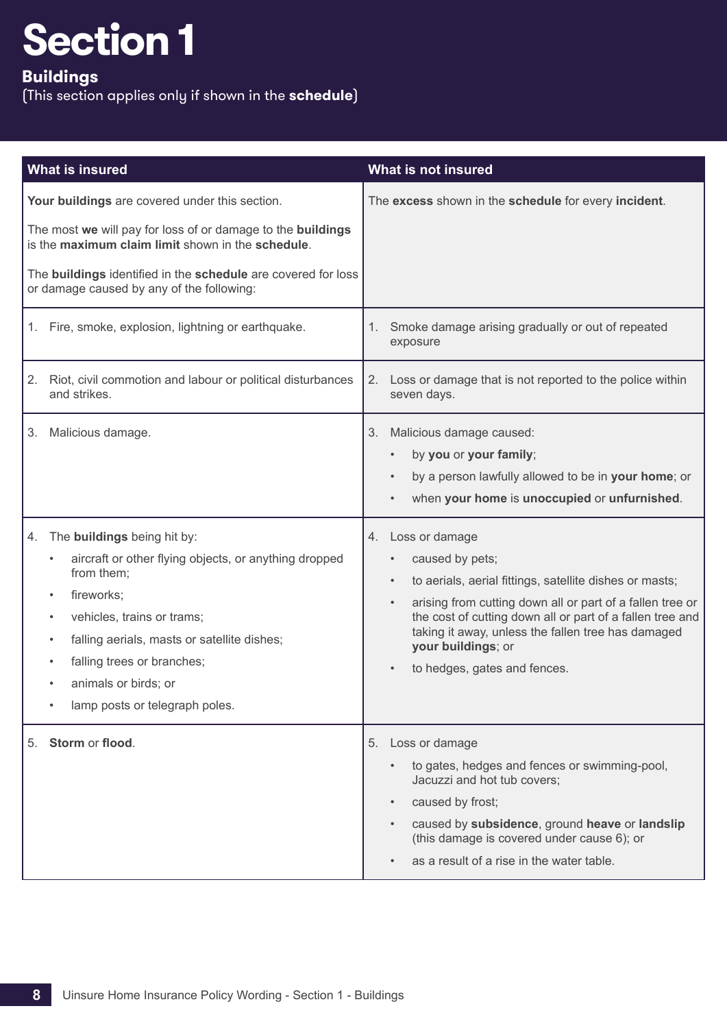# Section 1

## Buildings

(This section applies only if shown in the **schedule**)

| What is insured | What is not insured |
|---|---|
| **Your buildings** are covered under this section.<br><br>The most **we** will pay for loss of or damage to the **buildings** is the **maximum claim limit** shown in the **schedule**.<br><br>The **buildings** identified in the **schedule** are covered for loss or damage caused by any of the following: | The **excess** shown in the **schedule** for every **incident**. |
| 1. Fire, smoke, explosion, lightning or earthquake. | 1. Smoke damage arising gradually or out of repeated exposure |
| 2. Riot, civil commotion and labour or political disturbances and strikes. | 2. Loss or damage that is not reported to the police within seven days. |
| 3. Malicious damage. | 3. Malicious damage caused:<br>• by **you** or **your family**;<br>• by a person lawfully allowed to be in **your home**; or<br>• when **your home** is **unoccupied** or **unfurnished**. |
| 4. The **buildings** being hit by:<br>• aircraft or other flying objects, or anything dropped from them;<br>• fireworks;<br>• vehicles, trains or trams;<br>• falling aerials, masts or satellite dishes;<br>• falling trees or branches;<br>• animals or birds; or<br>• lamp posts or telegraph poles. | 4. Loss or damage<br>• caused by pets;<br>• to aerials, aerial fittings, satellite dishes or masts;<br>• arising from cutting down all or part of a fallen tree or the cost of cutting down all or part of a fallen tree and taking it away, unless the fallen tree has damaged **your buildings**; or<br>• to hedges, gates and fences. |
| 5. **Storm** or **flood**. | 5. Loss or damage<br>• to gates, hedges and fences or swimming-pool, Jacuzzi and hot tub covers;<br>• caused by frost;<br>• caused by **subsidence**, ground **heave** or **landslip** (this damage is covered under cause 6); or<br>• as a result of a rise in the water table. |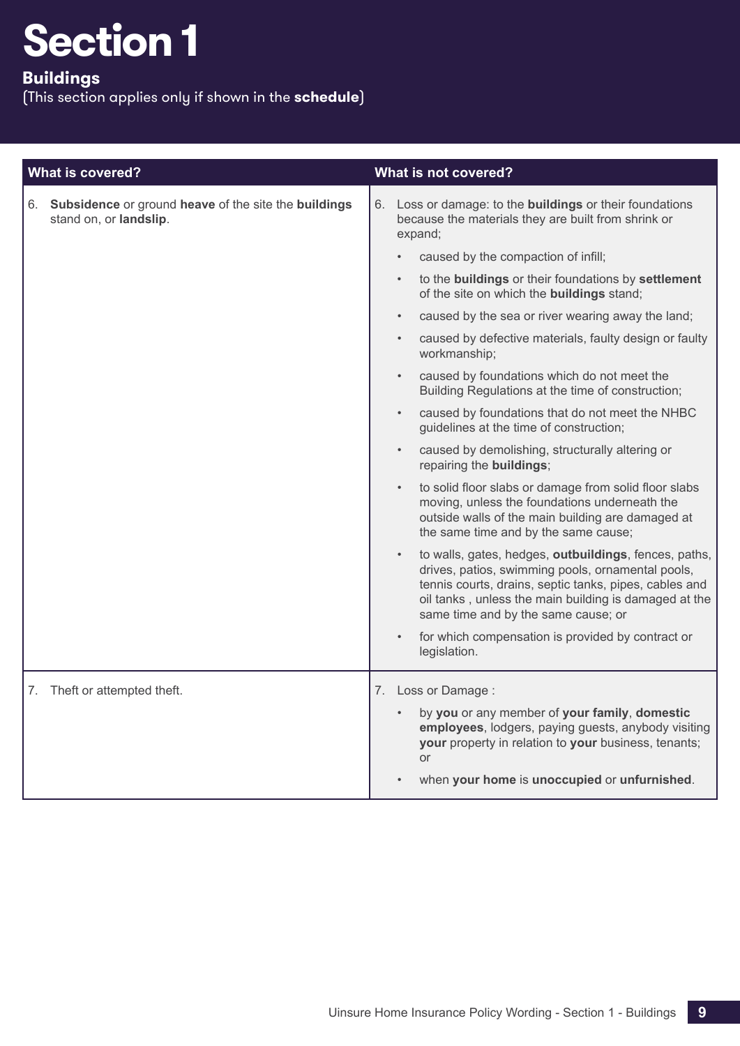# Section 1

## Buildings

(This section applies only if shown in the **schedule**)

| What is covered? | What is not covered? |
|---|---|
| 6. **Subsidence** or ground **heave** of the site the **buildings** stand on, or **landslip**. | 6. Loss or damage: to the **buildings** or their foundations because the materials they are built from shrink or expand;<br>• caused by the compaction of infill;<br>• to the **buildings** or their foundations by **settlement** of the site on which the **buildings** stand;<br>• caused by the sea or river wearing away the land;<br>• caused by defective materials, faulty design or faulty workmanship;<br>• caused by foundations which do not meet the Building Regulations at the time of construction;<br>• caused by foundations that do not meet the NHBC guidelines at the time of construction;<br>• caused by demolishing, structurally altering or repairing the **buildings**;<br>• to solid floor slabs or damage from solid floor slabs moving, unless the foundations underneath the outside walls of the main building are damaged at the same time and by the same cause;<br>• to walls, gates, hedges, **outbuildings**, fences, paths, drives, patios, swimming pools, ornamental pools, tennis courts, drains, septic tanks, pipes, cables and oil tanks , unless the main building is damaged at the same time and by the same cause; or<br>• for which compensation is provided by contract or legislation. |
| 7. Theft or attempted theft. | 7. Loss or Damage :<br>• by **you** or any member of **your family**, **domestic employees**, lodgers, paying guests, anybody visiting **your** property in relation to **your** business, tenants; or<br>• when **your home** is **unoccupied** or **unfurnished**. |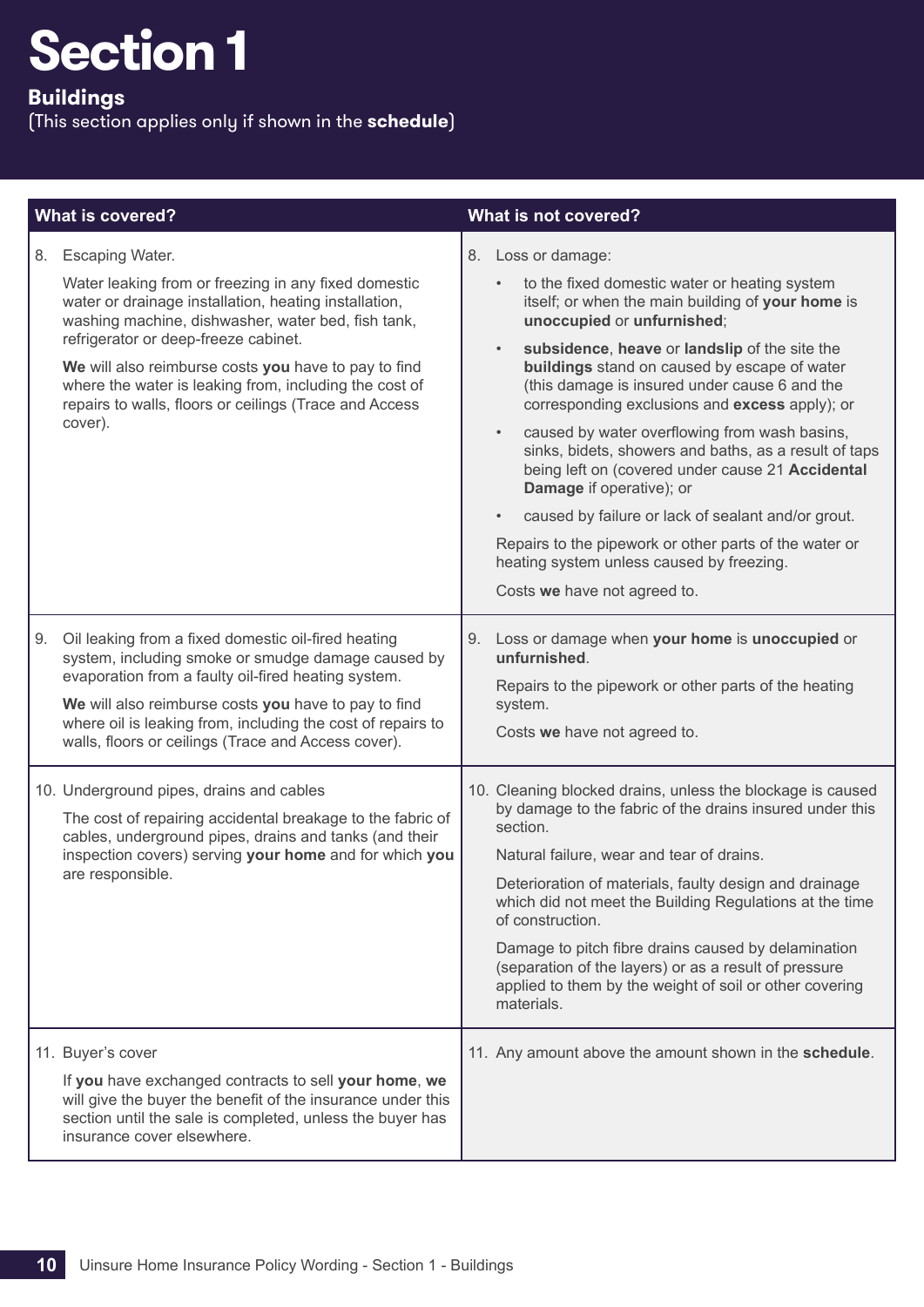# Section 1

## Buildings

(This section applies only if shown in the **schedule**)

| What is covered? | What is not covered? |
|---|---|
| 8. Escaping Water.<br><br>Water leaking from or freezing in any fixed domestic water or drainage installation, heating installation, washing machine, dishwasher, water bed, fish tank, refrigerator or deep-freeze cabinet.<br><br>**We** will also reimburse costs **you** have to pay to find where the water is leaking from, including the cost of repairs to walls, floors or ceilings (Trace and Access cover). | 8. Loss or damage:<br><br>• to the fixed domestic water or heating system itself; or when the main building of **your home** is **unoccupied** or **unfurnished**;<br><br>• **subsidence**, **heave** or **landslip** of the site the **buildings** stand on caused by escape of water (this damage is insured under cause 6 and the corresponding exclusions and **excess** apply); or<br><br>• caused by water overflowing from wash basins, sinks, bidets, showers and baths, as a result of taps being left on (covered under cause 21 **Accidental Damage** if operative); or<br><br>• caused by failure or lack of sealant and/or grout.<br><br>Repairs to the pipework or other parts of the water or heating system unless caused by freezing.<br><br>Costs **we** have not agreed to. |
| 9. Oil leaking from a fixed domestic oil-fired heating system, including smoke or smudge damage caused by evaporation from a faulty oil-fired heating system.<br><br>**We** will also reimburse costs **you** have to pay to find where oil is leaking from, including the cost of repairs to walls, floors or ceilings (Trace and Access cover). | 9. Loss or damage when **your home** is **unoccupied** or **unfurnished**.<br><br>Repairs to the pipework or other parts of the heating system.<br><br>Costs **we** have not agreed to. |
| 10. Underground pipes, drains and cables<br><br>The cost of repairing accidental breakage to the fabric of cables, underground pipes, drains and tanks (and their inspection covers) serving **your home** and for which **you** are responsible. | 10. Cleaning blocked drains, unless the blockage is caused by damage to the fabric of the drains insured under this section.<br><br>Natural failure, wear and tear of drains.<br><br>Deterioration of materials, faulty design and drainage which did not meet the Building Regulations at the time of construction.<br><br>Damage to pitch fibre drains caused by delamination (separation of the layers) or as a result of pressure applied to them by the weight of soil or other covering materials. |
| 11. Buyer's cover<br><br>If **you** have exchanged contracts to sell **your home**, **we** will give the buyer the benefit of the insurance under this section until the sale is completed, unless the buyer has insurance cover elsewhere. | 11. Any amount above the amount shown in the **schedule**. |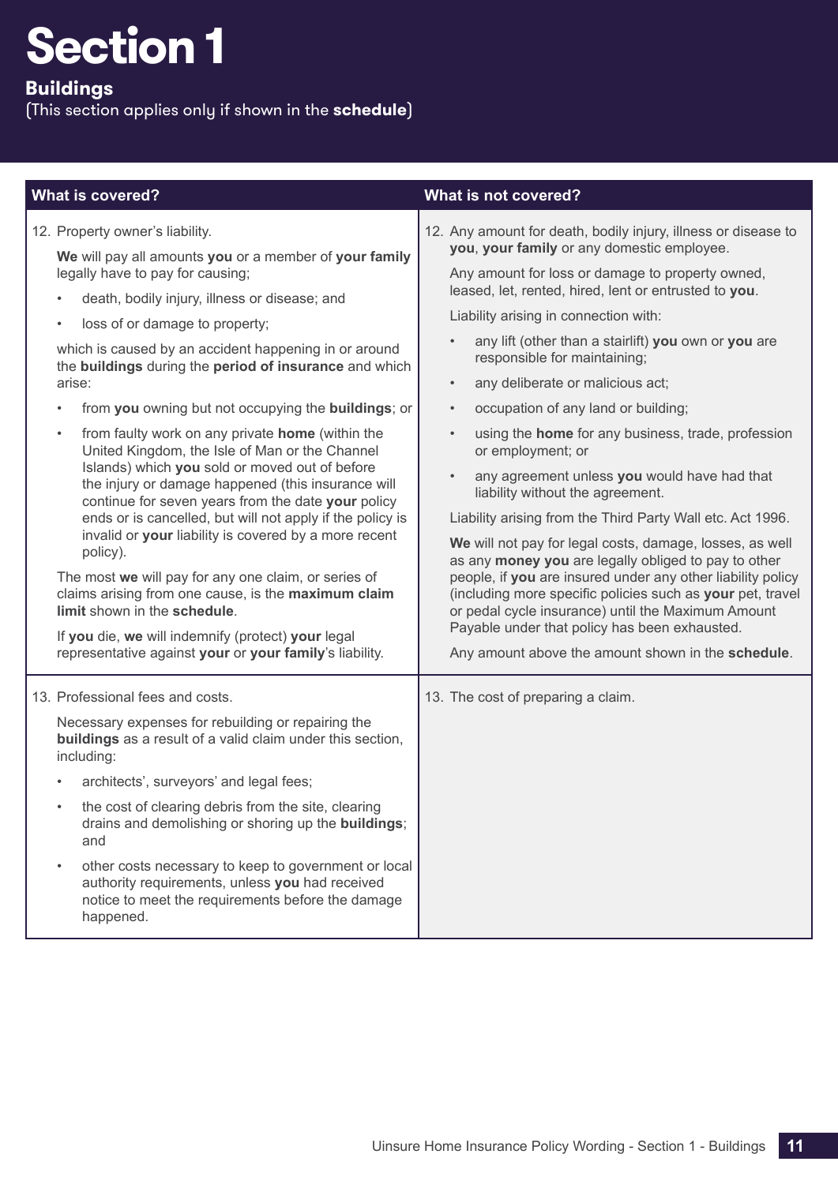# Section 1

## Buildings

(This section applies only if shown in the **schedule**)

| What is covered? | What is not covered? |
|---|---|
| 12. Property owner's liability.<br><br>**We** will pay all amounts **you** or a member of **your family** legally have to pay for causing;<br>• death, bodily injury, illness or disease; and<br>• loss of or damage to property;<br><br>which is caused by an accident happening in or around the **buildings** during the **period of insurance** and which arise:<br>• from **you** owning but not occupying the **buildings**; or<br>• from faulty work on any private **home** (within the United Kingdom, the Isle of Man or the Channel Islands) which **you** sold or moved out of before the injury or damage happened (this insurance will continue for seven years from the date **your** policy ends or is cancelled, but will not apply if the policy is invalid or **your** liability is covered by a more recent policy).<br><br>The most **we** will pay for any one claim, or series of claims arising from one cause, is the **maximum claim limit** shown in the **schedule**.<br><br>If **you** die, **we** will indemnify (protect) **your** legal representative against **your** or **your family**'s liability. | 12. Any amount for death, bodily injury, illness or disease to **you**, **your family** or any domestic employee.<br><br>Any amount for loss or damage to property owned, leased, let, rented, hired, lent or entrusted to **you**.<br><br>Liability arising in connection with:<br>• any lift (other than a stairlift) **you** own or **you** are responsible for maintaining;<br>• any deliberate or malicious act;<br>• occupation of any land or building;<br>• using the **home** for any business, trade, profession or employment; or<br>• any agreement unless **you** would have had that liability without the agreement.<br><br>Liability arising from the Third Party Wall etc. Act 1996.<br><br>**We** will not pay for legal costs, damage, losses, as well as any **money you** are legally obliged to pay to other people, if **you** are insured under any other liability policy (including more specific policies such as **your** pet, travel or pedal cycle insurance) until the Maximum Amount Payable under that policy has been exhausted.<br><br>Any amount above the amount shown in the **schedule**. |
| 13. Professional fees and costs.<br><br>Necessary expenses for rebuilding or repairing the **buildings** as a result of a valid claim under this section, including:<br>• architects', surveyors' and legal fees;<br>• the cost of clearing debris from the site, clearing drains and demolishing or shoring up the **buildings**; and<br>• other costs necessary to keep to government or local authority requirements, unless **you** had received notice to meet the requirements before the damage happened. | 13. The cost of preparing a claim. |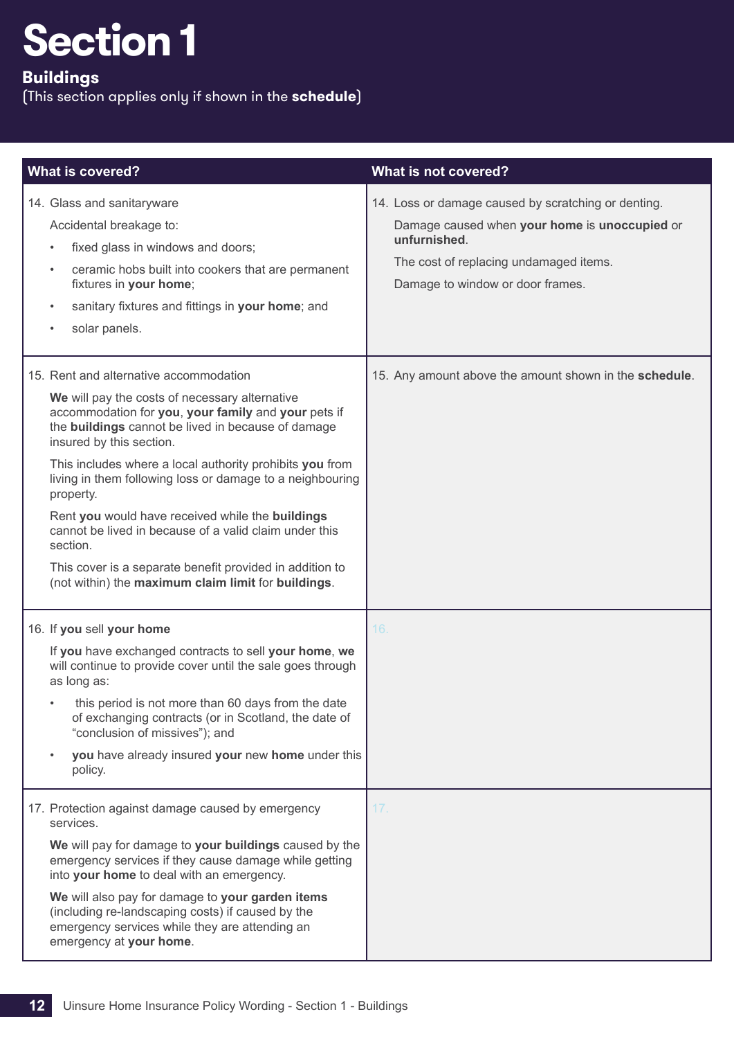# Section 1

## Buildings

(This section applies only if shown in the **schedule**)

| What is covered? | What is not covered? |
|---|---|
| 14. Glass and sanitaryware<br><br>Accidental breakage to:<br>• fixed glass in windows and doors;<br>• ceramic hobs built into cookers that are permanent fixtures in **your home**;<br>• sanitary fixtures and fittings in **your home**; and<br>• solar panels. | 14. Loss or damage caused by scratching or denting.<br><br>Damage caused when **your home** is **unoccupied** or **unfurnished**.<br><br>The cost of replacing undamaged items.<br><br>Damage to window or door frames. |
| 15. Rent and alternative accommodation<br><br>**We** will pay the costs of necessary alternative accommodation for **you**, **your family** and **your** pets if the **buildings** cannot be lived in because of damage insured by this section.<br><br>This includes where a local authority prohibits **you** from living in them following loss or damage to a neighbouring property.<br><br>Rent **you** would have received while the **buildings** cannot be lived in because of a valid claim under this section.<br><br>This cover is a separate benefit provided in addition to (not within) the **maximum claim limit** for **buildings**. | 15. Any amount above the amount shown in the **schedule**. |
| 16. If **you** sell **your home**<br><br>If **you** have exchanged contracts to sell **your home**, **we** will continue to provide cover until the sale goes through as long as:<br>• this period is not more than 60 days from the date of exchanging contracts (or in Scotland, the date of "conclusion of missives"); and<br>• **you** have already insured **your** new **home** under this policy. | 16. |
| 17. Protection against damage caused by emergency services.<br><br>**We** will pay for damage to **your buildings** caused by the emergency services if they cause damage while getting into **your home** to deal with an emergency.<br><br>**We** will also pay for damage to **your garden items** (including re-landscaping costs) if caused by the emergency services while they are attending an emergency at **your home**. | 17. |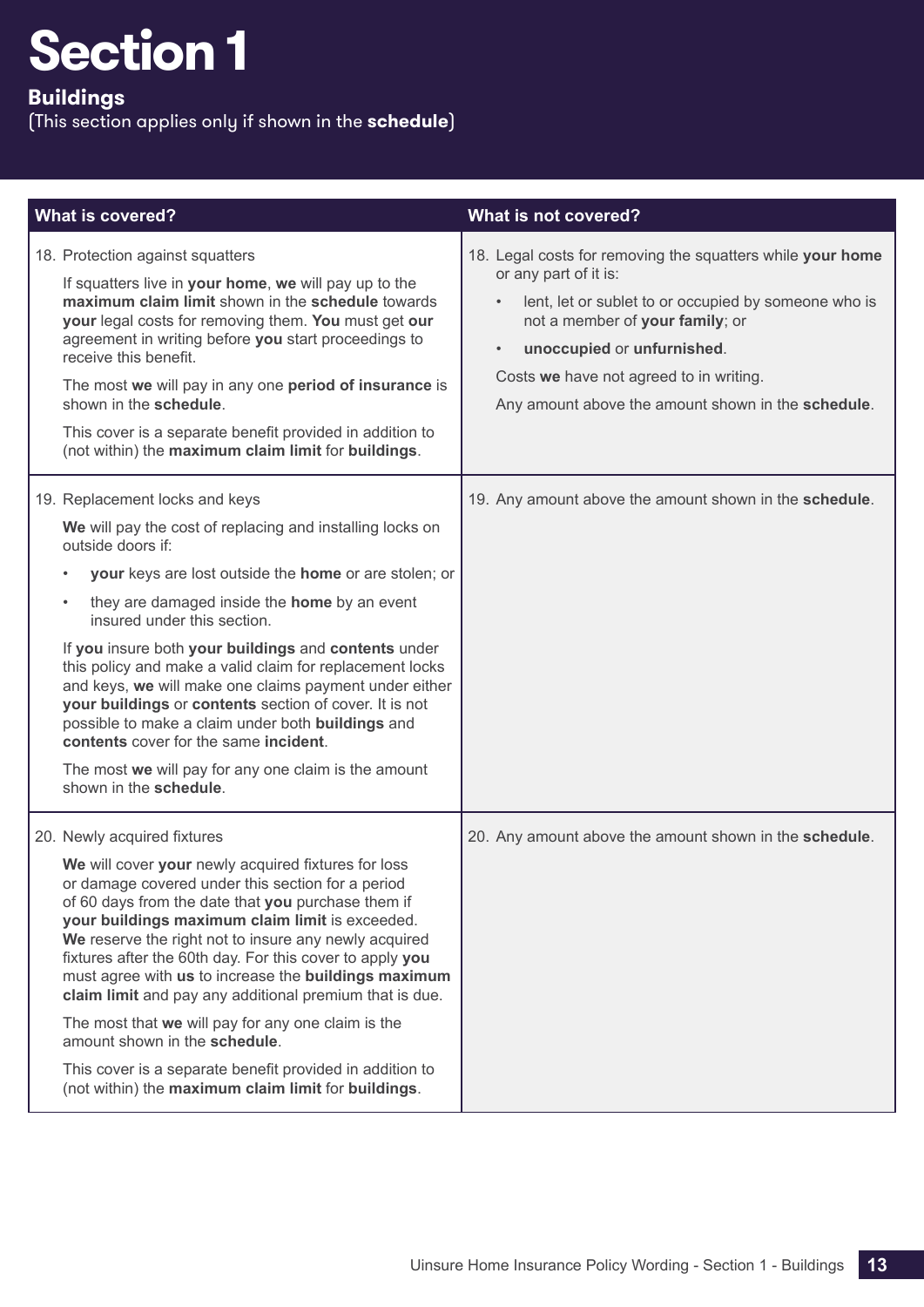# Section 1

## Buildings

(This section applies only if shown in the **schedule**)

| What is covered? | What is not covered? |
|---|---|
| 18. Protection against squatters<br><br>If squatters live in **your home**, **we** will pay up to the **maximum claim limit** shown in the **schedule** towards **your** legal costs for removing them. **You** must get **our** agreement in writing before **you** start proceedings to receive this benefit.<br><br>The most **we** will pay in any one **period of insurance** is shown in the **schedule**.<br><br>This cover is a separate benefit provided in addition to (not within) the **maximum claim limit** for **buildings**. | 18. Legal costs for removing the squatters while **your home** or any part of it is:<br><br>• lent, let or sublet to or occupied by someone who is not a member of **your family**; or<br><br>• **unoccupied** or **unfurnished**.<br><br>Costs **we** have not agreed to in writing.<br><br>Any amount above the amount shown in the **schedule**. |
| 19. Replacement locks and keys<br><br>**We** will pay the cost of replacing and installing locks on outside doors if:<br><br>• **your** keys are lost outside the **home** or are stolen; or<br><br>• they are damaged inside the **home** by an event insured under this section.<br><br>If **you** insure both **your buildings** and **contents** under this policy and make a valid claim for replacement locks and keys, **we** will make one claims payment under either **your buildings** or **contents** section of cover. It is not possible to make a claim under both **buildings** and **contents** cover for the same **incident**.<br><br>The most **we** will pay for any one claim is the amount shown in the **schedule**. | 19. Any amount above the amount shown in the **schedule**. |
| 20. Newly acquired fixtures<br><br>**We** will cover **your** newly acquired fixtures for loss or damage covered under this section for a period of 60 days from the date that **you** purchase them if **your buildings maximum claim limit** is exceeded. **We** reserve the right not to insure any newly acquired fixtures after the 60th day. For this cover to apply **you** must agree with **us** to increase the **buildings maximum claim limit** and pay any additional premium that is due.<br><br>The most that **we** will pay for any one claim is the amount shown in the **schedule**.<br><br>This cover is a separate benefit provided in addition to (not within) the **maximum claim limit** for **buildings**. | 20. Any amount above the amount shown in the **schedule**. |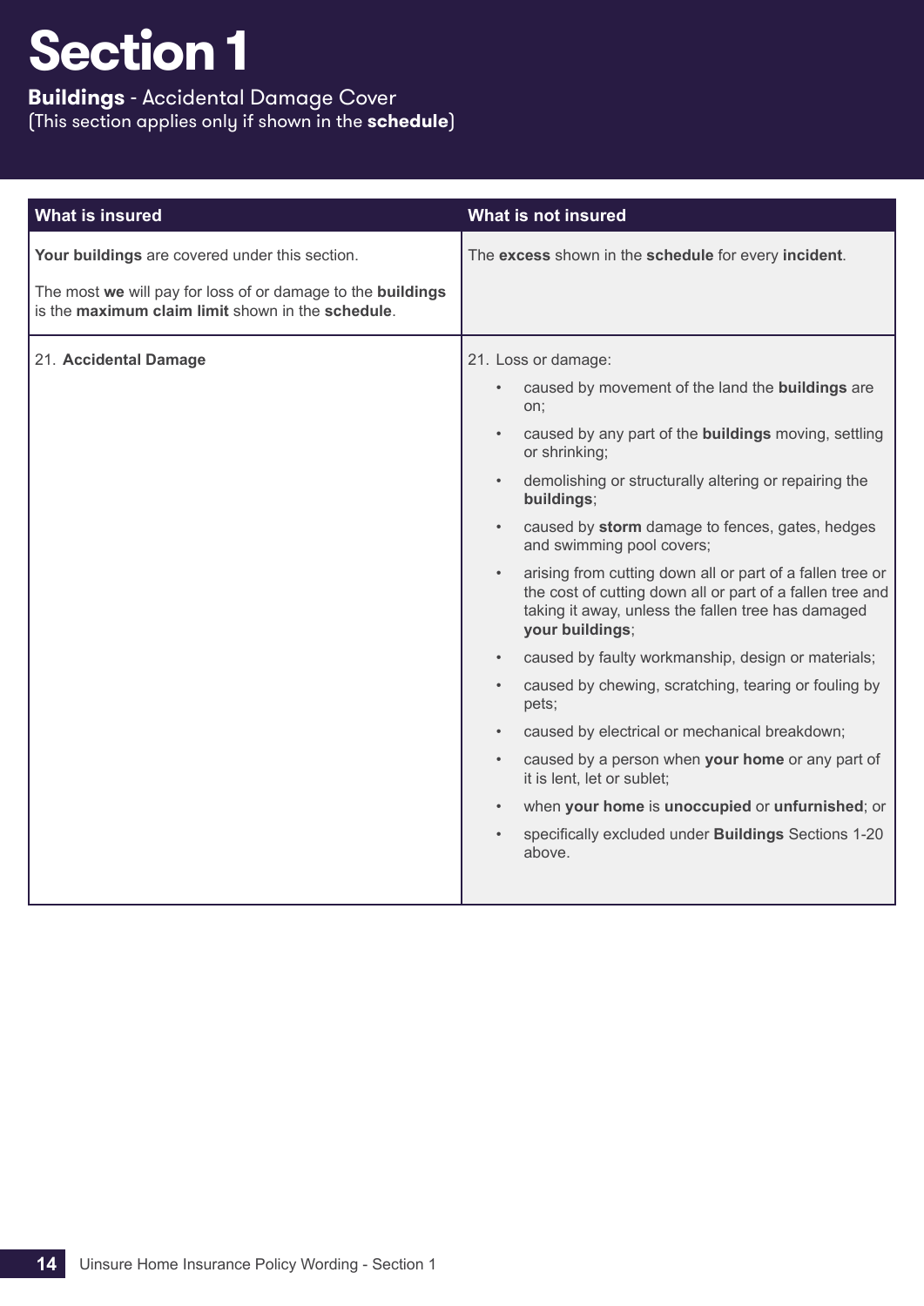# Section 1

**Buildings** - Accidental Damage Cover
(This section applies only if shown in the **schedule**)

| What is insured | What is not insured |
| --- | --- |
| **Your buildings** are covered under this section.<br><br>The most **we** will pay for loss of or damage to the **buildings** is the **maximum claim limit** shown in the **schedule**. | The **excess** shown in the **schedule** for every **incident**. |
| 21. **Accidental Damage** | 21. Loss or damage:<br>• caused by movement of the land the **buildings** are on;<br>• caused by any part of the **buildings** moving, settling or shrinking;<br>• demolishing or structurally altering or repairing the **buildings**;<br>• caused by **storm** damage to fences, gates, hedges and swimming pool covers;<br>• arising from cutting down all or part of a fallen tree or the cost of cutting down all or part of a fallen tree and taking it away, unless the fallen tree has damaged **your buildings**;<br>• caused by faulty workmanship, design or materials;<br>• caused by chewing, scratching, tearing or fouling by pets;<br>• caused by electrical or mechanical breakdown;<br>• caused by a person when **your home** or any part of it is lent, let or sublet;<br>• when **your home** is **unoccupied** or **unfurnished**; or<br>• specifically excluded under **Buildings** Sections 1-20 above. |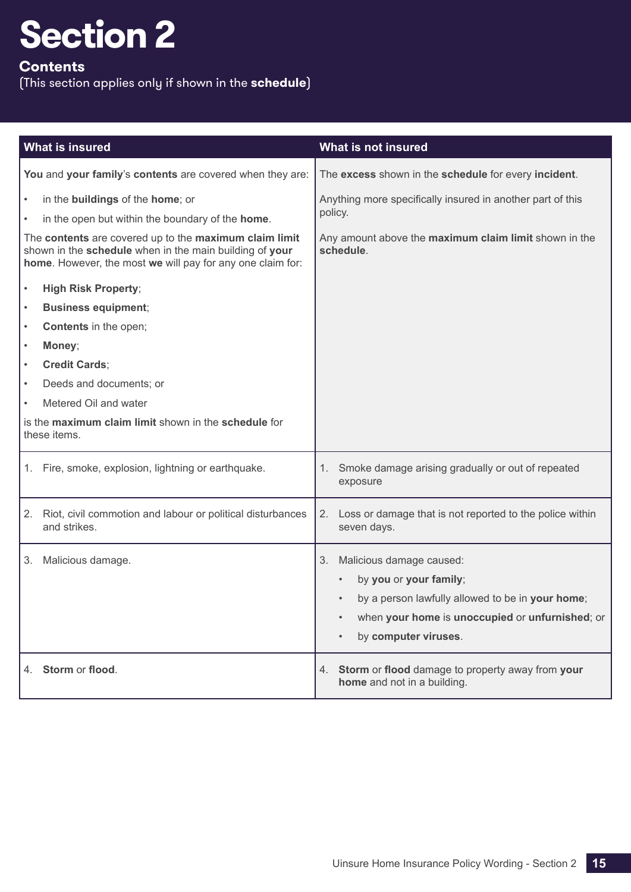# Section 2

## Contents

(This section applies only if shown in the **schedule**)

| What is insured | What is not insured |
|---|---|
| **You** and **your family**'s **contents** are covered when they are:<br>• in the **buildings** of the **home**; or<br>• in the open but within the boundary of the **home**.<br>The **contents** are covered up to the **maximum claim limit** shown in the **schedule** when in the main building of **your home**. However, the most **we** will pay for any one claim for:<br>• **High Risk Property**;<br>• **Business equipment**;<br>• **Contents** in the open;<br>• **Money**;<br>• **Credit Cards**;<br>• Deeds and documents; or<br>• Metered Oil and water<br>is the **maximum claim limit** shown in the **schedule** for these items. | The **excess** shown in the **schedule** for every **incident**.<br>Anything more specifically insured in another part of this policy.<br>Any amount above the **maximum claim limit** shown in the **schedule**. |
| 1. Fire, smoke, explosion, lightning or earthquake. | 1. Smoke damage arising gradually or out of repeated exposure |
| 2. Riot, civil commotion and labour or political disturbances and strikes. | 2. Loss or damage that is not reported to the police within seven days. |
| 3. Malicious damage. | 3. Malicious damage caused:<br>• by **you** or **your family**;<br>• by a person lawfully allowed to be in **your home**;<br>• when **your home** is **unoccupied** or **unfurnished**; or<br>• by **computer viruses**. |
| 4. **Storm** or **flood**. | 4. **Storm** or **flood** damage to property away from **your home** and not in a building. |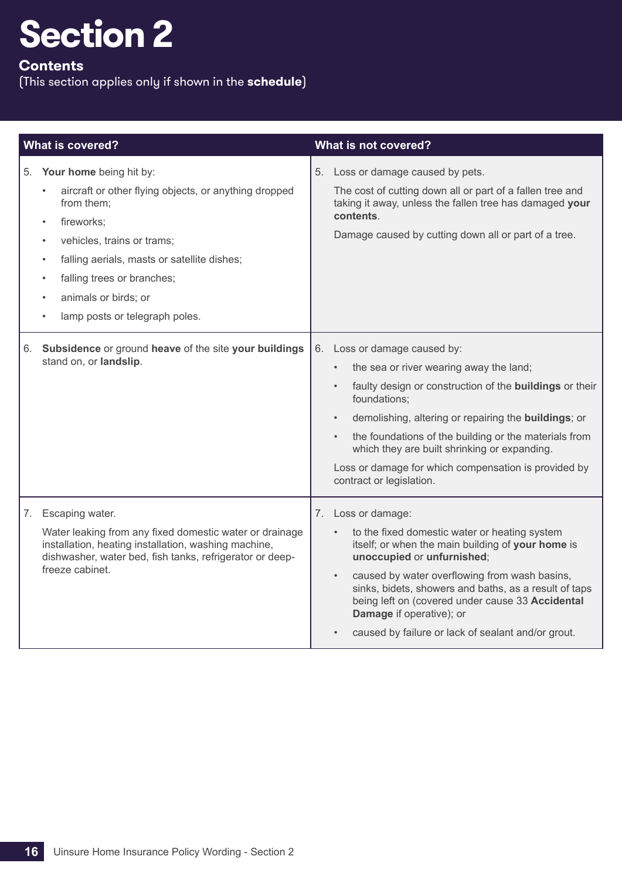# Section 2

## Contents

(This section applies only if shown in the **schedule**)

| What is covered? | What is not covered? |
|---|---|
| 5. **Your home** being hit by:<br>• aircraft or other flying objects, or anything dropped from them;<br>• fireworks;<br>• vehicles, trains or trams;<br>• falling aerials, masts or satellite dishes;<br>• falling trees or branches;<br>• animals or birds; or<br>• lamp posts or telegraph poles. | 5. Loss or damage caused by pets.<br>The cost of cutting down all or part of a fallen tree and taking it away, unless the fallen tree has damaged **your contents**.<br>Damage caused by cutting down all or part of a tree. |
| 6. **Subsidence** or ground **heave** of the site **your buildings** stand on, or **landslip**. | 6. Loss or damage caused by:<br>• the sea or river wearing away the land;<br>• faulty design or construction of the **buildings** or their foundations;<br>• demolishing, altering or repairing the **buildings**; or<br>• the foundations of the building or the materials from which they are built shrinking or expanding.<br>Loss or damage for which compensation is provided by contract or legislation. |
| 7. Escaping water.<br>Water leaking from any fixed domestic water or drainage installation, heating installation, washing machine, dishwasher, water bed, fish tanks, refrigerator or deep-freeze cabinet. | 7. Loss or damage:<br>• to the fixed domestic water or heating system itself; or when the main building of **your home** is **unoccupied** or **unfurnished**;<br>• caused by water overflowing from wash basins, sinks, bidets, showers and baths, as a result of taps being left on (covered under cause 33 **Accidental Damage** if operative); or<br>• caused by failure or lack of sealant and/or grout. |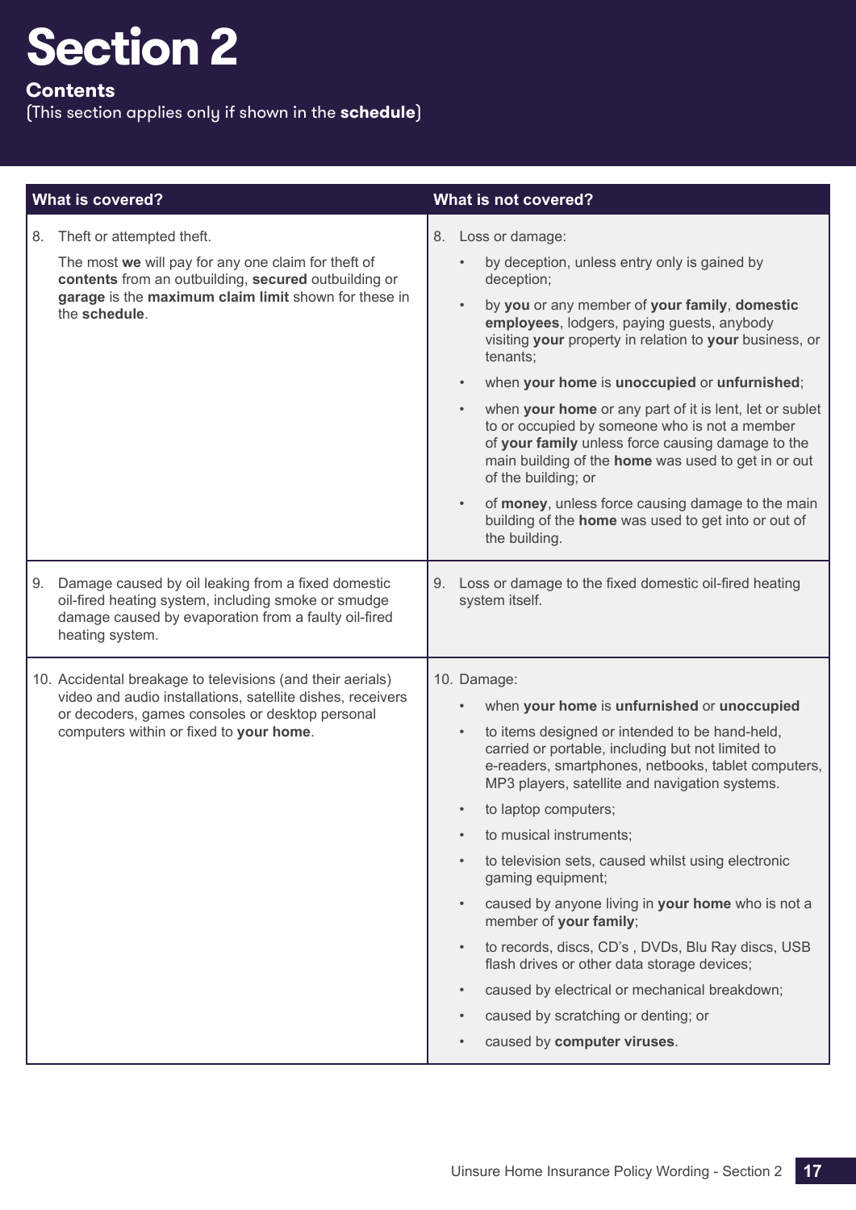# Section 2

## Contents

(This section applies only if shown in the **schedule**)

| What is covered? | What is not covered? |
|---|---|
| 8. Theft or attempted theft.<br><br>The most **we** will pay for any one claim for theft of **contents** from an outbuilding, **secured** outbuilding or **garage** is the **maximum claim limit** shown for these in the **schedule**. | 8. Loss or damage:<br>• by deception, unless entry only is gained by deception;<br>• by **you** or any member of **your family**, **domestic employees**, lodgers, paying guests, anybody visiting **your** property in relation to **your** business, or tenants;<br>• when **your home** is **unoccupied** or **unfurnished**;<br>• when **your home** or any part of it is lent, let or sublet to or occupied by someone who is not a member of **your family** unless force causing damage to the main building of the **home** was used to get in or out of the building; or<br>• of **money**, unless force causing damage to the main building of the **home** was used to get into or out of the building. |
| 9. Damage caused by oil leaking from a fixed domestic oil-fired heating system, including smoke or smudge damage caused by evaporation from a faulty oil-fired heating system. | 9. Loss or damage to the fixed domestic oil-fired heating system itself. |
| 10. Accidental breakage to televisions (and their aerials) video and audio installations, satellite dishes, receivers or decoders, games consoles or desktop personal computers within or fixed to **your home**. | 10. Damage:<br>• when **your home** is **unfurnished** or **unoccupied**<br>• to items designed or intended to be hand-held, carried or portable, including but not limited to e-readers, smartphones, netbooks, tablet computers, MP3 players, satellite and navigation systems.<br>• to laptop computers;<br>• to musical instruments;<br>• to television sets, caused whilst using electronic gaming equipment;<br>• caused by anyone living in **your home** who is not a member of **your family**;<br>• to records, discs, CD's , DVDs, Blu Ray discs, USB flash drives or other data storage devices;<br>• caused by electrical or mechanical breakdown;<br>• caused by scratching or denting; or<br>• caused by **computer viruses**. |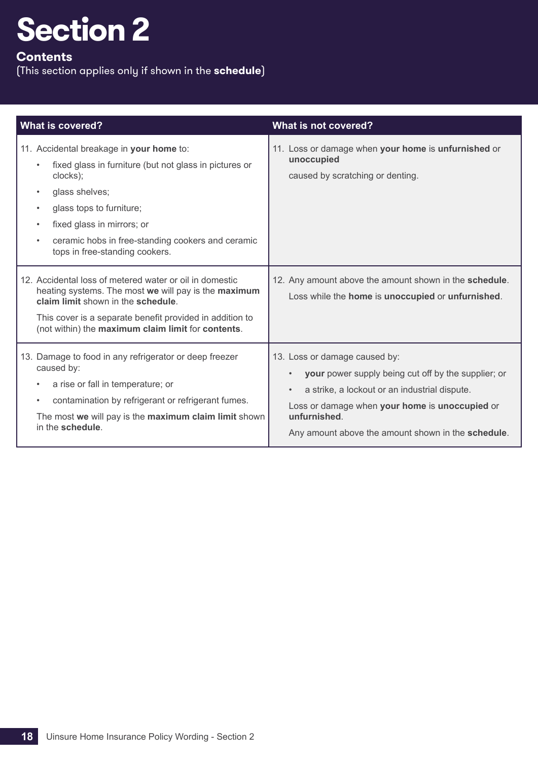# Section 2

## Contents

(This section applies only if shown in the **schedule**)

| What is covered? | What is not covered? |
|---|---|
| 11. Accidental breakage in **your home** to:<br>• fixed glass in furniture (but not glass in pictures or clocks);<br>• glass shelves;<br>• glass tops to furniture;<br>• fixed glass in mirrors; or<br>• ceramic hobs in free-standing cookers and ceramic tops in free-standing cookers. | 11. Loss or damage when **your home** is **unfurnished** or **unoccupied**<br>caused by scratching or denting. |
| 12. Accidental loss of metered water or oil in domestic heating systems. The most **we** will pay is the **maximum claim limit** shown in the **schedule**.<br>This cover is a separate benefit provided in addition to (not within) the **maximum claim limit** for **contents**. | 12. Any amount above the amount shown in the **schedule**.<br>Loss while the **home** is **unoccupied** or **unfurnished**. |
| 13. Damage to food in any refrigerator or deep freezer caused by:<br>• a rise or fall in temperature; or<br>• contamination by refrigerant or refrigerant fumes.<br>The most **we** will pay is the **maximum claim limit** shown in the **schedule**. | 13. Loss or damage caused by:<br>• **your** power supply being cut off by the supplier; or<br>• a strike, a lockout or an industrial dispute.<br>Loss or damage when **your home** is **unoccupied** or **unfurnished**.<br>Any amount above the amount shown in the **schedule**. |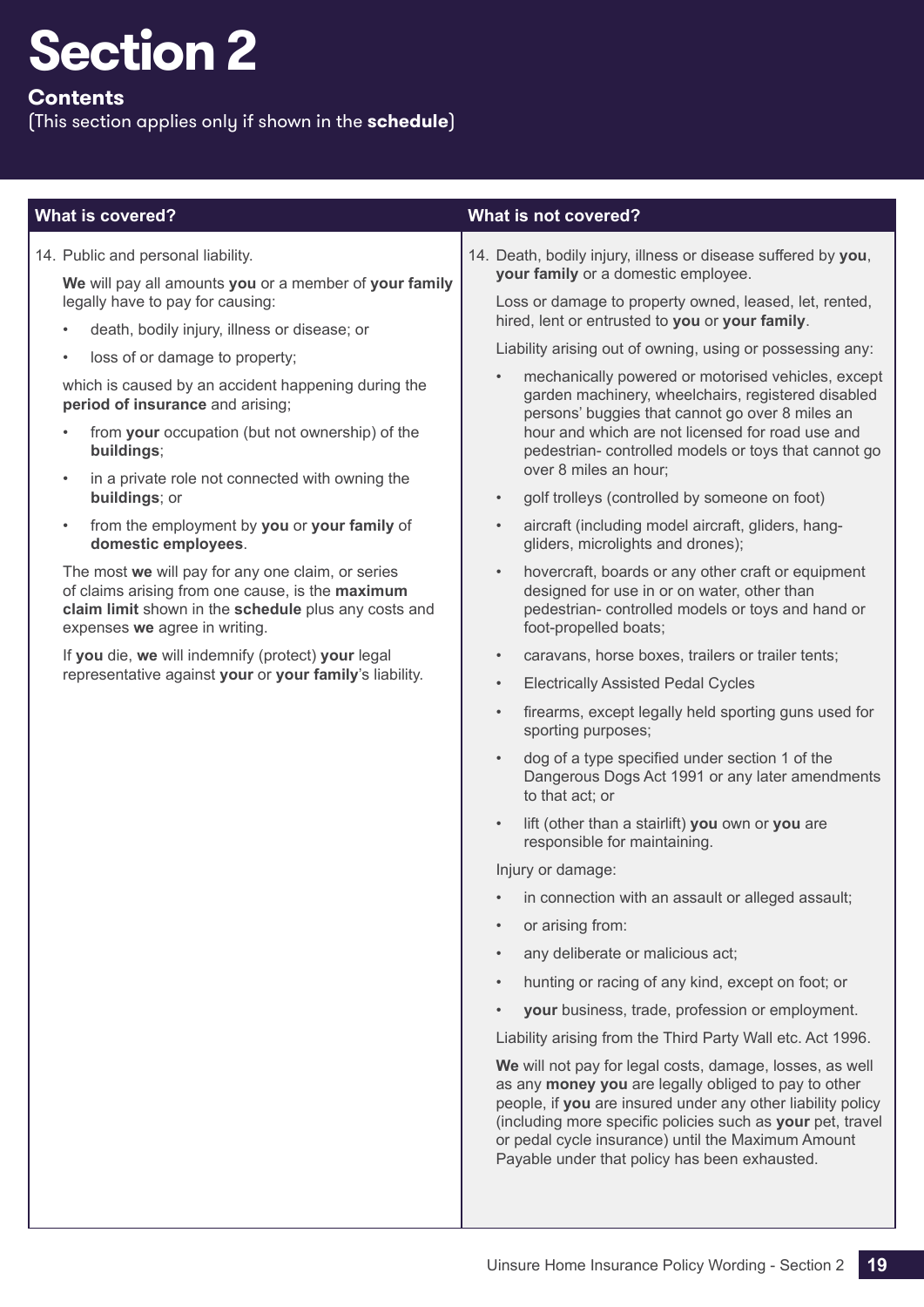# Section 2

## Contents

(This section applies only if shown in the **schedule**)

### What is covered?

14. Public and personal liability.

    **We** will pay all amounts **you** or a member of **your family** legally have to pay for causing:

    - death, bodily injury, illness or disease; or
    - loss of or damage to property;

    which is caused by an accident happening during the **period of insurance** and arising;

    - from **your** occupation (but not ownership) of the **buildings**;
    - in a private role not connected with owning the **buildings**; or
    - from the employment by **you** or **your family** of **domestic employees**.

    The most **we** will pay for any one claim, or series of claims arising from one cause, is the **maximum claim limit** shown in the **schedule** plus any costs and expenses **we** agree in writing.

    If **you** die, **we** will indemnify (protect) **your** legal representative against **your** or **your family**'s liability.

### What is not covered?

14. Death, bodily injury, illness or disease suffered by **you**, **your family** or a domestic employee.

    Loss or damage to property owned, leased, let, rented, hired, lent or entrusted to **you** or **your family**.

    Liability arising out of owning, using or possessing any:

    - mechanically powered or motorised vehicles, except garden machinery, wheelchairs, registered disabled persons' buggies that cannot go over 8 miles an hour and which are not licensed for road use and pedestrian- controlled models or toys that cannot go over 8 miles an hour;
    - golf trolleys (controlled by someone on foot)
    - aircraft (including model aircraft, gliders, hang-gliders, microlights and drones);
    - hovercraft, boards or any other craft or equipment designed for use in or on water, other than pedestrian- controlled models or toys and hand or foot-propelled boats;
    - caravans, horse boxes, trailers or trailer tents;
    - Electrically Assisted Pedal Cycles
    - firearms, except legally held sporting guns used for sporting purposes;
    - dog of a type specified under section 1 of the Dangerous Dogs Act 1991 or any later amendments to that act; or
    - lift (other than a stairlift) **you** own or **you** are responsible for maintaining.

    Injury or damage:

    - in connection with an assault or alleged assault;
    - or arising from:
    - any deliberate or malicious act;
    - hunting or racing of any kind, except on foot; or
    - **your** business, trade, profession or employment.

    Liability arising from the Third Party Wall etc. Act 1996.

    **We** will not pay for legal costs, damage, losses, as well as any **money you** are legally obliged to pay to other people, if **you** are insured under any other liability policy (including more specific policies such as **your** pet, travel or pedal cycle insurance) until the Maximum Amount Payable under that policy has been exhausted.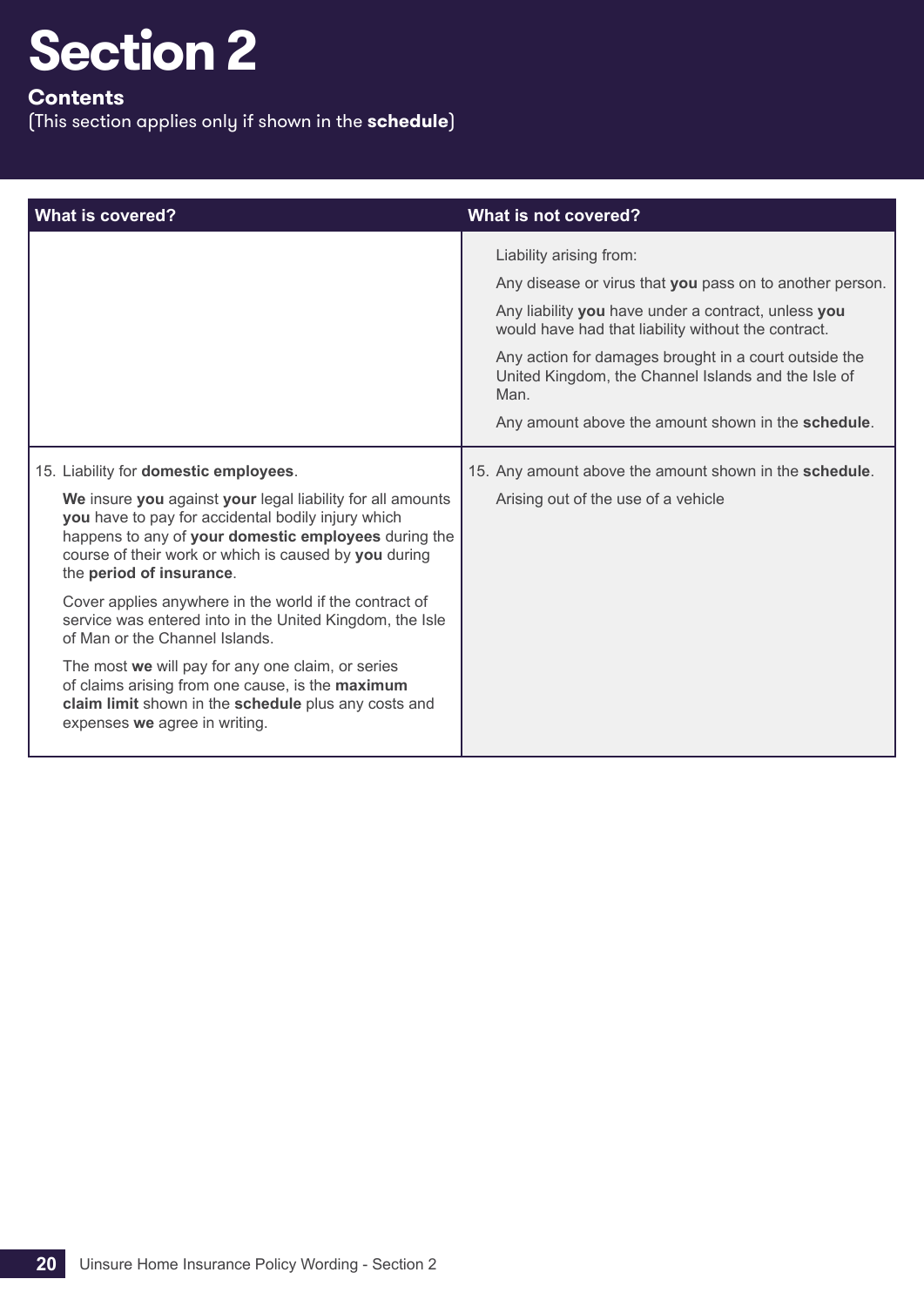# Section 2

**Contents**

(This section applies only if shown in the **schedule**)

| What is covered? | What is not covered? |
|---|---|
| | Liability arising from:<br><br>Any disease or virus that **you** pass on to another person.<br><br>Any liability **you** have under a contract, unless **you** would have had that liability without the contract.<br><br>Any action for damages brought in a court outside the United Kingdom, the Channel Islands and the Isle of Man.<br><br>Any amount above the amount shown in the **schedule**. |
| 15. Liability for **domestic employees**.<br><br>**We** insure **you** against **your** legal liability for all amounts **you** have to pay for accidental bodily injury which happens to any of **your domestic employees** during the course of their work or which is caused by **you** during the **period of insurance**.<br><br>Cover applies anywhere in the world if the contract of service was entered into in the United Kingdom, the Isle of Man or the Channel Islands.<br><br>The most **we** will pay for any one claim, or series of claims arising from one cause, is the **maximum claim limit** shown in the **schedule** plus any costs and expenses **we** agree in writing. | 15. Any amount above the amount shown in the **schedule**.<br><br>Arising out of the use of a vehicle |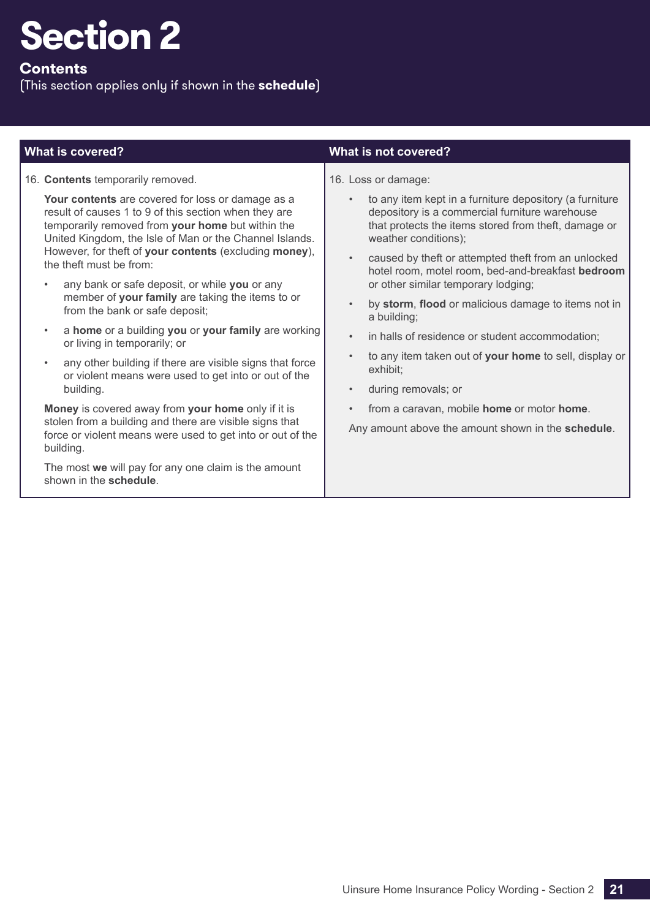# Section 2

## Contents

(This section applies only if shown in the **schedule**)

| What is covered? | What is not covered? |
|---|---|
| 16. **Contents** temporarily removed.<br><br>**Your contents** are covered for loss or damage as a result of causes 1 to 9 of this section when they are temporarily removed from **your home** but within the United Kingdom, the Isle of Man or the Channel Islands. However, for theft of **your contents** (excluding **money**), the theft must be from:<br><br>• any bank or safe deposit, or while **you** or any member of **your family** are taking the items to or from the bank or safe deposit;<br>• a **home** or a building **you** or **your family** are working or living in temporarily; or<br>• any other building if there are visible signs that force or violent means were used to get into or out of the building.<br><br>**Money** is covered away from **your home** only if it is stolen from a building and there are visible signs that force or violent means were used to get into or out of the building.<br><br>The most **we** will pay for any one claim is the amount shown in the **schedule**. | 16. Loss or damage:<br><br>• to any item kept in a furniture depository (a furniture depository is a commercial furniture warehouse that protects the items stored from theft, damage or weather conditions);<br>• caused by theft or attempted theft from an unlocked hotel room, motel room, bed-and-breakfast **bedroom** or other similar temporary lodging;<br>• by **storm**, **flood** or malicious damage to items not in a building;<br>• in halls of residence or student accommodation;<br>• to any item taken out of **your home** to sell, display or exhibit;<br>• during removals; or<br>• from a caravan, mobile **home** or motor **home**.<br><br>Any amount above the amount shown in the **schedule**. |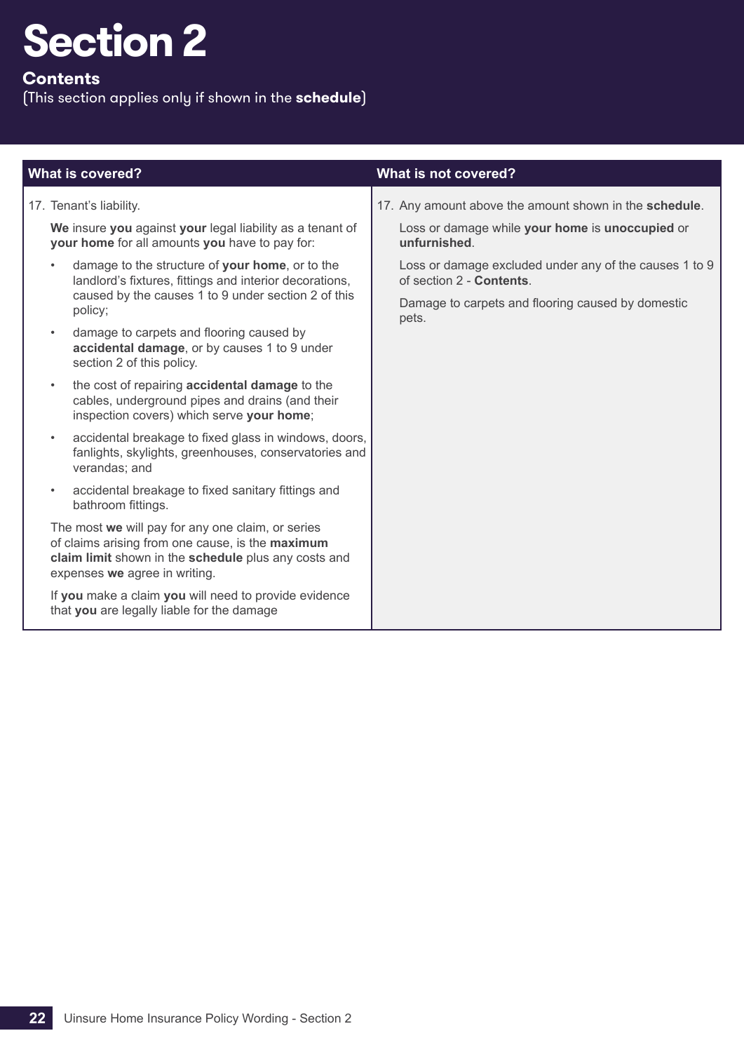# Section 2

**Contents**

(This section applies only if shown in the **schedule**)

| What is covered? | What is not covered? |
| --- | --- |
| 17. Tenant's liability.<br><br>**We** insure **you** against **your** legal liability as a tenant of **your home** for all amounts **you** have to pay for:<br><br>• damage to the structure of **your home**, or to the landlord's fixtures, fittings and interior decorations, caused by the causes 1 to 9 under section 2 of this policy;<br>• damage to carpets and flooring caused by **accidental damage**, or by causes 1 to 9 under section 2 of this policy.<br>• the cost of repairing **accidental damage** to the cables, underground pipes and drains (and their inspection covers) which serve **your home**;<br>• accidental breakage to fixed glass in windows, doors, fanlights, skylights, greenhouses, conservatories and verandas; and<br>• accidental breakage to fixed sanitary fittings and bathroom fittings.<br><br>The most **we** will pay for any one claim, or series of claims arising from one cause, is the **maximum claim limit** shown in the **schedule** plus any costs and expenses **we** agree in writing.<br><br>If **you** make a claim **you** will need to provide evidence that **you** are legally liable for the damage | 17. Any amount above the amount shown in the **schedule**.<br><br>Loss or damage while **your home** is **unoccupied** or **unfurnished**.<br><br>Loss or damage excluded under any of the causes 1 to 9 of section 2 - **Contents**.<br><br>Damage to carpets and flooring caused by domestic pets. |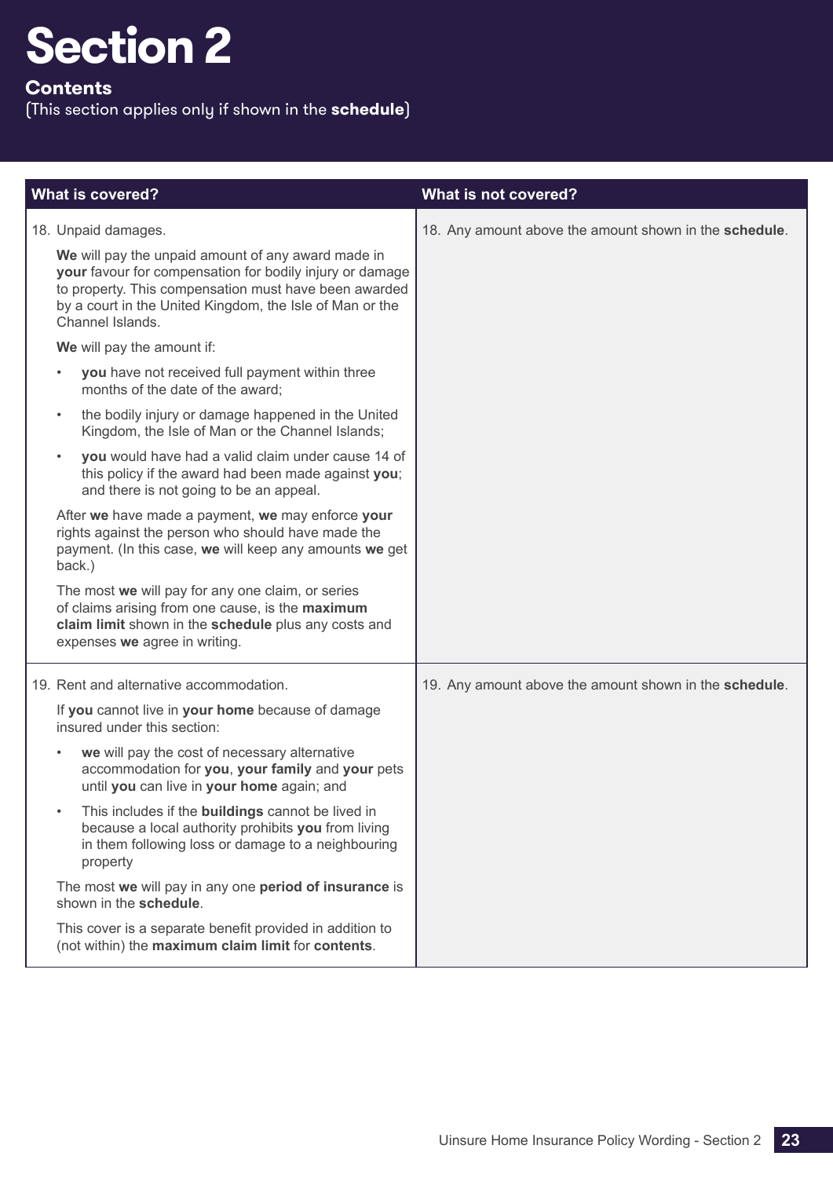# Section 2

**Contents**

(This section applies only if shown in the **schedule**)

| What is covered? | What is not covered? |
|---|---|
| 18. Unpaid damages.<br><br>**We** will pay the unpaid amount of any award made in **your** favour for compensation for bodily injury or damage to property. This compensation must have been awarded by a court in the United Kingdom, the Isle of Man or the Channel Islands.<br><br>**We** will pay the amount if:<br><br>• **you** have not received full payment within three months of the date of the award;<br>• the bodily injury or damage happened in the United Kingdom, the Isle of Man or the Channel Islands;<br>• **you** would have had a valid claim under cause 14 of this policy if the award had been made against **you**; and there is not going to be an appeal.<br><br>After **we** have made a payment, **we** may enforce **your** rights against the person who should have made the payment. (In this case, **we** will keep any amounts **we** get back.)<br><br>The most **we** will pay for any one claim, or series of claims arising from one cause, is the **maximum claim limit** shown in the **schedule** plus any costs and expenses **we** agree in writing. | 18. Any amount above the amount shown in the **schedule**. |
| 19. Rent and alternative accommodation.<br><br>If **you** cannot live in **your home** because of damage insured under this section:<br><br>• **we** will pay the cost of necessary alternative accommodation for **you**, **your family** and **your** pets until **you** can live in **your home** again; and<br>• This includes if the **buildings** cannot be lived in because a local authority prohibits **you** from living in them following loss or damage to a neighbouring property<br><br>The most **we** will pay in any one **period of insurance** is shown in the **schedule**.<br><br>This cover is a separate benefit provided in addition to (not within) the **maximum claim limit** for **contents**. | 19. Any amount above the amount shown in the **schedule**. |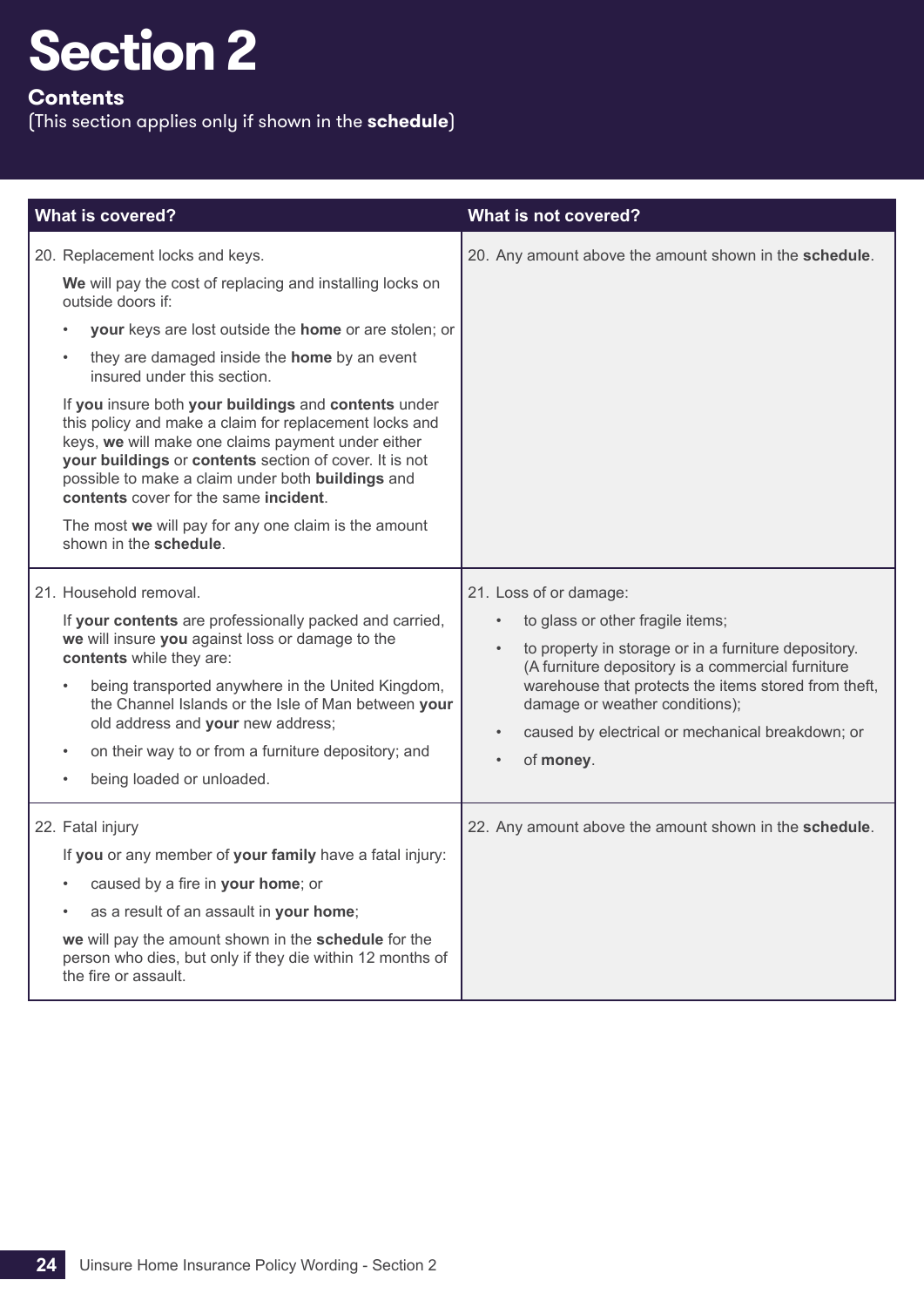# Section 2

## Contents

(This section applies only if shown in the **schedule**)

| What is covered? | What is not covered? |
| --- | --- |
| 20. Replacement locks and keys.<br><br>**We** will pay the cost of replacing and installing locks on outside doors if:<br><br>• **your** keys are lost outside the **home** or are stolen; or<br>• they are damaged inside the **home** by an event insured under this section.<br><br>If **you** insure both **your buildings** and **contents** under this policy and make a claim for replacement locks and keys, **we** will make one claims payment under either **your buildings** or **contents** section of cover. It is not possible to make a claim under both **buildings** and **contents** cover for the same **incident**.<br><br>The most **we** will pay for any one claim is the amount shown in the **schedule**. | 20. Any amount above the amount shown in the **schedule**. |
| 21. Household removal.<br><br>If **your contents** are professionally packed and carried, **we** will insure **you** against loss or damage to the **contents** while they are:<br><br>• being transported anywhere in the United Kingdom, the Channel Islands or the Isle of Man between **your** old address and **your** new address;<br>• on their way to or from a furniture depository; and<br>• being loaded or unloaded. | 21. Loss of or damage:<br><br>• to glass or other fragile items;<br>• to property in storage or in a furniture depository. (A furniture depository is a commercial furniture warehouse that protects the items stored from theft, damage or weather conditions);<br>• caused by electrical or mechanical breakdown; or<br>• of **money**. |
| 22. Fatal injury<br><br>If **you** or any member of **your family** have a fatal injury:<br><br>• caused by a fire in **your home**; or<br>• as a result of an assault in **your home**;<br><br>**we** will pay the amount shown in the **schedule** for the person who dies, but only if they die within 12 months of the fire or assault. | 22. Any amount above the amount shown in the **schedule**. |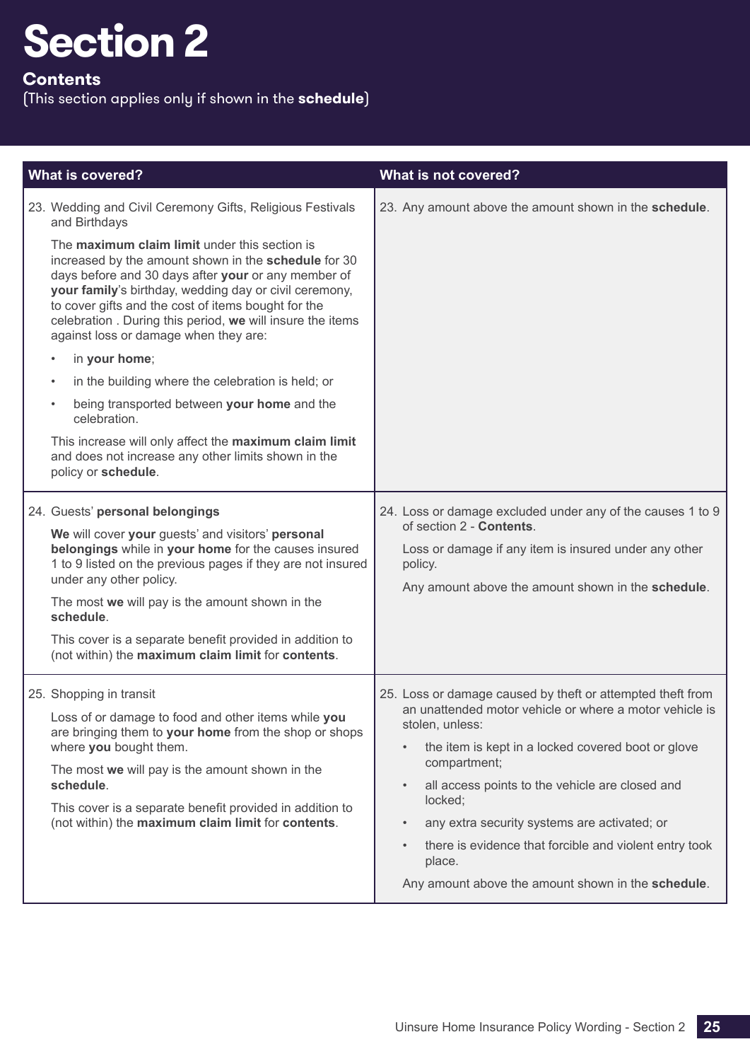# Section 2

## Contents

(This section applies only if shown in the **schedule**)

| What is covered? | What is not covered? |
|---|---|
| 23. Wedding and Civil Ceremony Gifts, Religious Festivals and Birthdays<br><br>The **maximum claim limit** under this section is increased by the amount shown in the **schedule** for 30 days before and 30 days after **your** or any member of **your family**'s birthday, wedding day or civil ceremony, to cover gifts and the cost of items bought for the celebration . During this period, **we** will insure the items against loss or damage when they are:<br><br>• in **your home**;<br>• in the building where the celebration is held; or<br>• being transported between **your home** and the celebration.<br><br>This increase will only affect the **maximum claim limit** and does not increase any other limits shown in the policy or **schedule**. | 23. Any amount above the amount shown in the **schedule**. |
| 24. Guests' **personal belongings**<br><br>**We** will cover **your** guests' and visitors' **personal belongings** while in **your home** for the causes insured 1 to 9 listed on the previous pages if they are not insured under any other policy.<br><br>The most **we** will pay is the amount shown in the **schedule**.<br><br>This cover is a separate benefit provided in addition to (not within) the **maximum claim limit** for **contents**. | 24. Loss or damage excluded under any of the causes 1 to 9 of section 2 - **Contents**.<br><br>Loss or damage if any item is insured under any other policy.<br><br>Any amount above the amount shown in the **schedule**. |
| 25. Shopping in transit<br><br>Loss of or damage to food and other items while **you** are bringing them to **your home** from the shop or shops where **you** bought them.<br><br>The most **we** will pay is the amount shown in the **schedule**.<br><br>This cover is a separate benefit provided in addition to (not within) the **maximum claim limit** for **contents**. | 25. Loss or damage caused by theft or attempted theft from an unattended motor vehicle or where a motor vehicle is stolen, unless:<br><br>• the item is kept in a locked covered boot or glove compartment;<br>• all access points to the vehicle are closed and locked;<br>• any extra security systems are activated; or<br>• there is evidence that forcible and violent entry took place.<br><br>Any amount above the amount shown in the **schedule**. |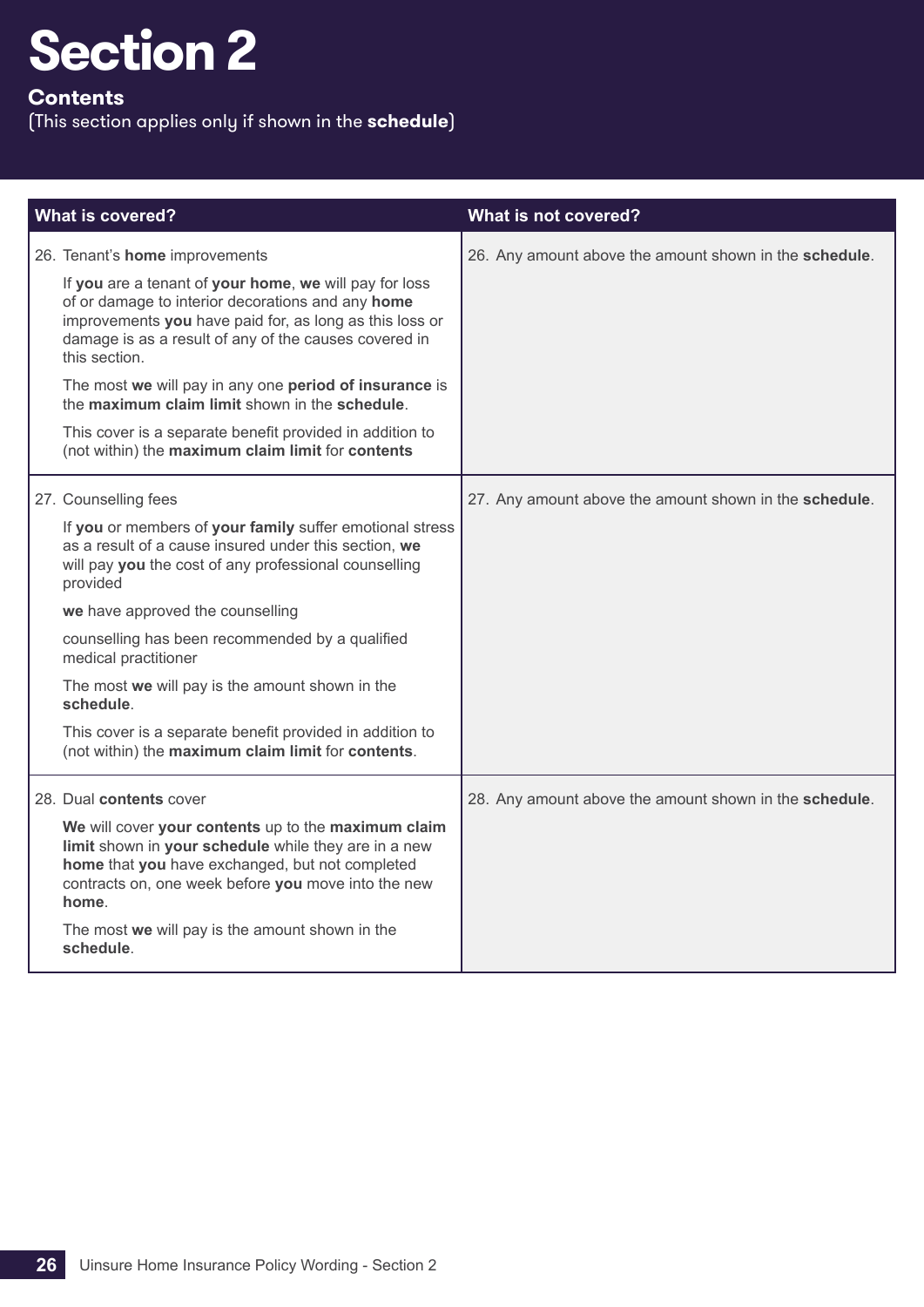# Section 2

## Contents

(This section applies only if shown in the **schedule**)

| What is covered? | What is not covered? |
|---|---|
| 26. Tenant's **home** improvements<br><br>If **you** are a tenant of **your home**, **we** will pay for loss of or damage to interior decorations and any **home** improvements **you** have paid for, as long as this loss or damage is as a result of any of the causes covered in this section.<br><br>The most **we** will pay in any one **period of insurance** is the **maximum claim limit** shown in the **schedule**.<br><br>This cover is a separate benefit provided in addition to (not within) the **maximum claim limit** for **contents** | 26. Any amount above the amount shown in the **schedule**. |
| 27. Counselling fees<br><br>If **you** or members of **your family** suffer emotional stress as a result of a cause insured under this section, **we** will pay **you** the cost of any professional counselling provided<br><br>**we** have approved the counselling<br><br>counselling has been recommended by a qualified medical practitioner<br><br>The most **we** will pay is the amount shown in the **schedule**.<br><br>This cover is a separate benefit provided in addition to (not within) the **maximum claim limit** for **contents**. | 27. Any amount above the amount shown in the **schedule**. |
| 28. Dual **contents** cover<br><br>**We** will cover **your contents** up to the **maximum claim limit** shown in **your schedule** while they are in a new **home** that **you** have exchanged, but not completed contracts on, one week before **you** move into the new **home**.<br><br>The most **we** will pay is the amount shown in the **schedule**. | 28. Any amount above the amount shown in the **schedule**. |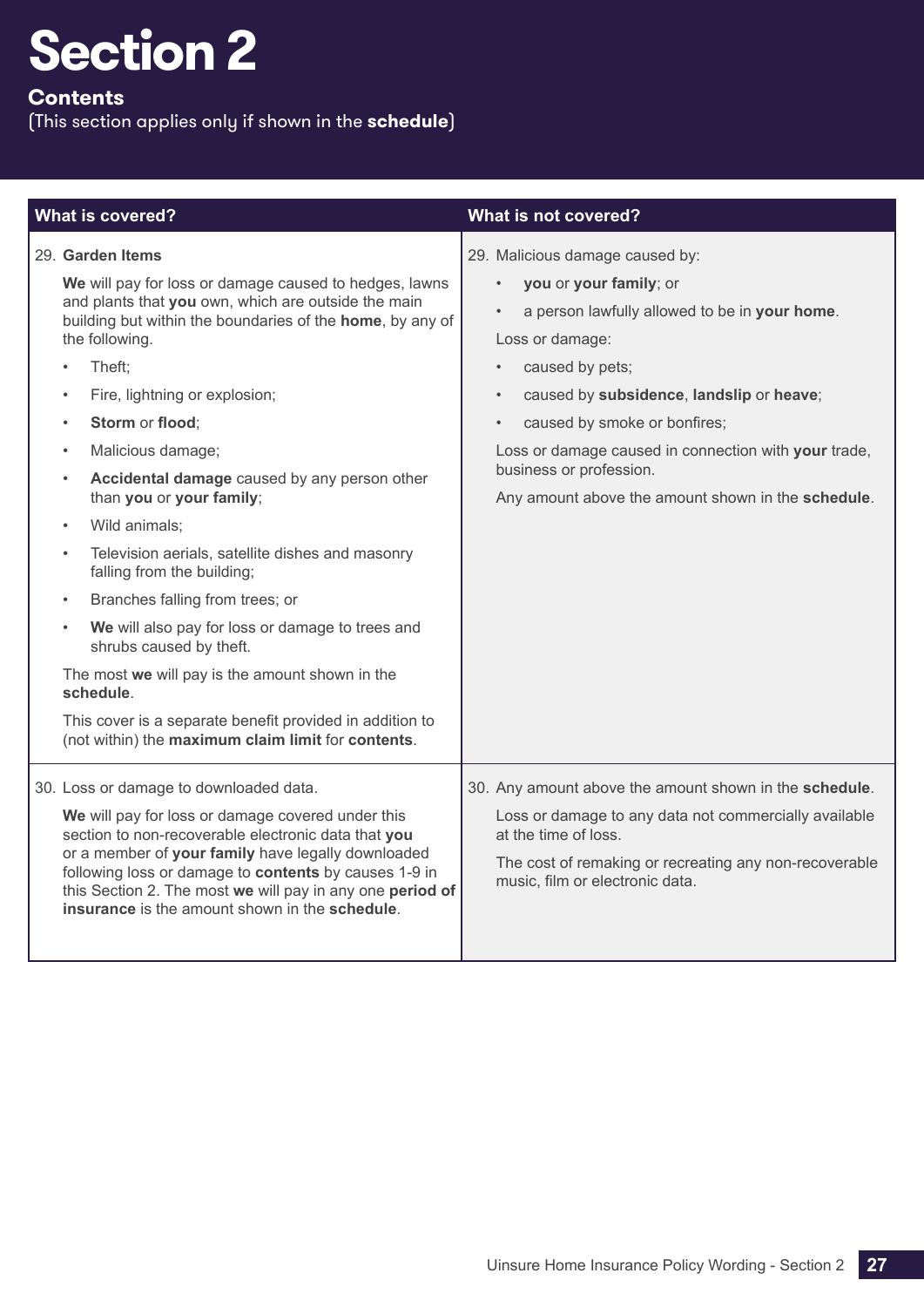# Section 2

## Contents

(This section applies only if shown in the **schedule**)

| What is covered? | What is not covered? |
|---|---|
| 29. **Garden Items**<br><br>**We** will pay for loss or damage caused to hedges, lawns and plants that **you** own, which are outside the main building but within the boundaries of the **home**, by any of the following.<br><br>• Theft;<br>• Fire, lightning or explosion;<br>• **Storm** or **flood**;<br>• Malicious damage;<br>• **Accidental damage** caused by any person other than **you** or **your family**;<br>• Wild animals;<br>• Television aerials, satellite dishes and masonry falling from the building;<br>• Branches falling from trees; or<br>• **We** will also pay for loss or damage to trees and shrubs caused by theft.<br><br>The most **we** will pay is the amount shown in the **schedule**.<br><br>This cover is a separate benefit provided in addition to (not within) the **maximum claim limit** for **contents**. | 29. Malicious damage caused by:<br><br>• **you** or **your family**; or<br>• a person lawfully allowed to be in **your home**.<br><br>Loss or damage:<br><br>• caused by pets;<br>• caused by **subsidence**, **landslip** or **heave**;<br>• caused by smoke or bonfires;<br><br>Loss or damage caused in connection with **your** trade, business or profession.<br><br>Any amount above the amount shown in the **schedule**. |
| 30. Loss or damage to downloaded data.<br><br>**We** will pay for loss or damage covered under this section to non-recoverable electronic data that **you** or a member of **your family** have legally downloaded following loss or damage to **contents** by causes 1-9 in this Section 2. The most **we** will pay in any one **period of insurance** is the amount shown in the **schedule**. | 30. Any amount above the amount shown in the **schedule**.<br><br>Loss or damage to any data not commercially available at the time of loss.<br><br>The cost of remaking or recreating any non-recoverable music, film or electronic data. |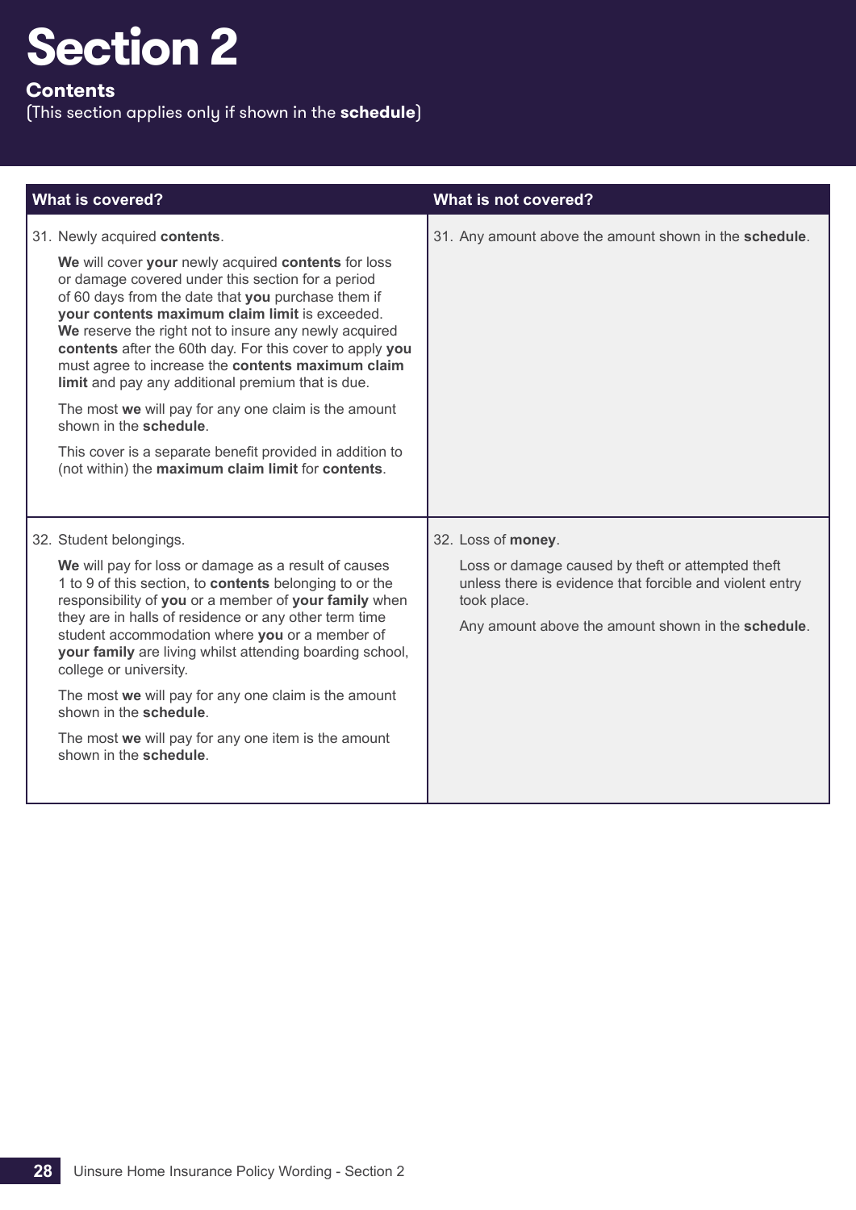# Section 2

## Contents

(This section applies only if shown in the **schedule**)

| What is covered? | What is not covered? |
|---|---|
| 31. Newly acquired **contents**.<br><br>**We** will cover **your** newly acquired **contents** for loss or damage covered under this section for a period of 60 days from the date that **you** purchase them if **your contents maximum claim limit** is exceeded. **We** reserve the right not to insure any newly acquired **contents** after the 60th day. For this cover to apply **you** must agree to increase the **contents maximum claim limit** and pay any additional premium that is due.<br><br>The most **we** will pay for any one claim is the amount shown in the **schedule**.<br><br>This cover is a separate benefit provided in addition to (not within) the **maximum claim limit** for **contents**. | 31. Any amount above the amount shown in the **schedule**. |
| 32. Student belongings.<br><br>**We** will pay for loss or damage as a result of causes 1 to 9 of this section, to **contents** belonging to or the responsibility of **you** or a member of **your family** when they are in halls of residence or any other term time student accommodation where **you** or a member of **your family** are living whilst attending boarding school, college or university.<br><br>The most **we** will pay for any one claim is the amount shown in the **schedule**.<br><br>The most **we** will pay for any one item is the amount shown in the **schedule**. | 32. Loss of **money**.<br><br>Loss or damage caused by theft or attempted theft unless there is evidence that forcible and violent entry took place.<br><br>Any amount above the amount shown in the **schedule**. |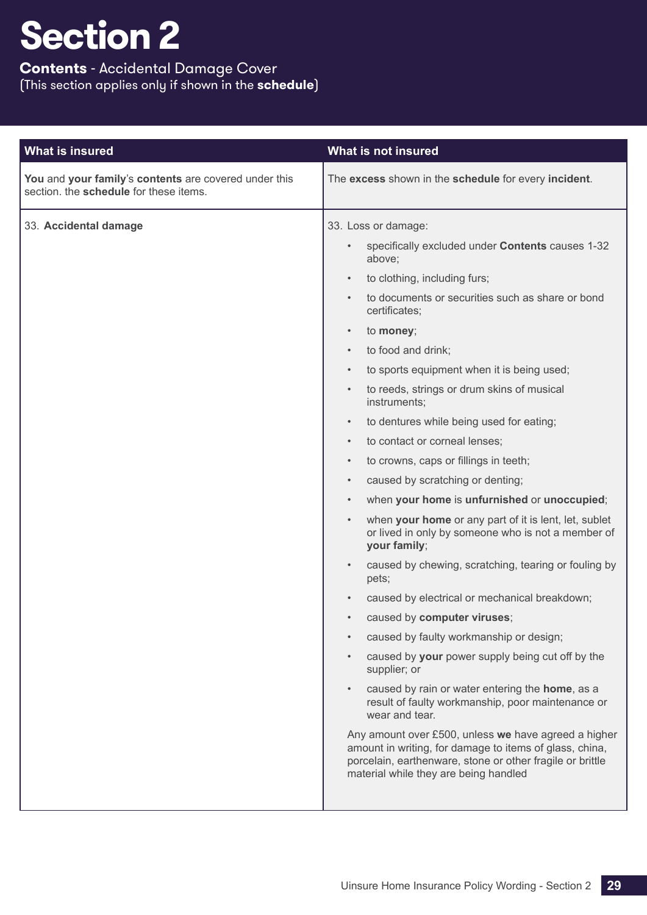# Section 2

**Contents** - Accidental Damage Cover
(This section applies only if shown in the **schedule**)

| What is insured | What is not insured |
|---|---|
| **You** and **your family**'s **contents** are covered under this section. the **schedule** for these items. | The **excess** shown in the **schedule** for every **incident**. |
| 33. **Accidental damage** | 33. Loss or damage:<br>• specifically excluded under **Contents** causes 1-32 above;<br>• to clothing, including furs;<br>• to documents or securities such as share or bond certificates;<br>• to **money**;<br>• to food and drink;<br>• to sports equipment when it is being used;<br>• to reeds, strings or drum skins of musical instruments;<br>• to dentures while being used for eating;<br>• to contact or corneal lenses;<br>• to crowns, caps or fillings in teeth;<br>• caused by scratching or denting;<br>• when **your home** is **unfurnished** or **unoccupied**;<br>• when **your home** or any part of it is lent, let, sublet or lived in only by someone who is not a member of **your family**;<br>• caused by chewing, scratching, tearing or fouling by pets;<br>• caused by electrical or mechanical breakdown;<br>• caused by **computer viruses**;<br>• caused by faulty workmanship or design;<br>• caused by **your** power supply being cut off by the supplier; or<br>• caused by rain or water entering the **home**, as a result of faulty workmanship, poor maintenance or wear and tear.<br><br>Any amount over £500, unless **we** have agreed a higher amount in writing, for damage to items of glass, china, porcelain, earthenware, stone or other fragile or brittle material while they are being handled |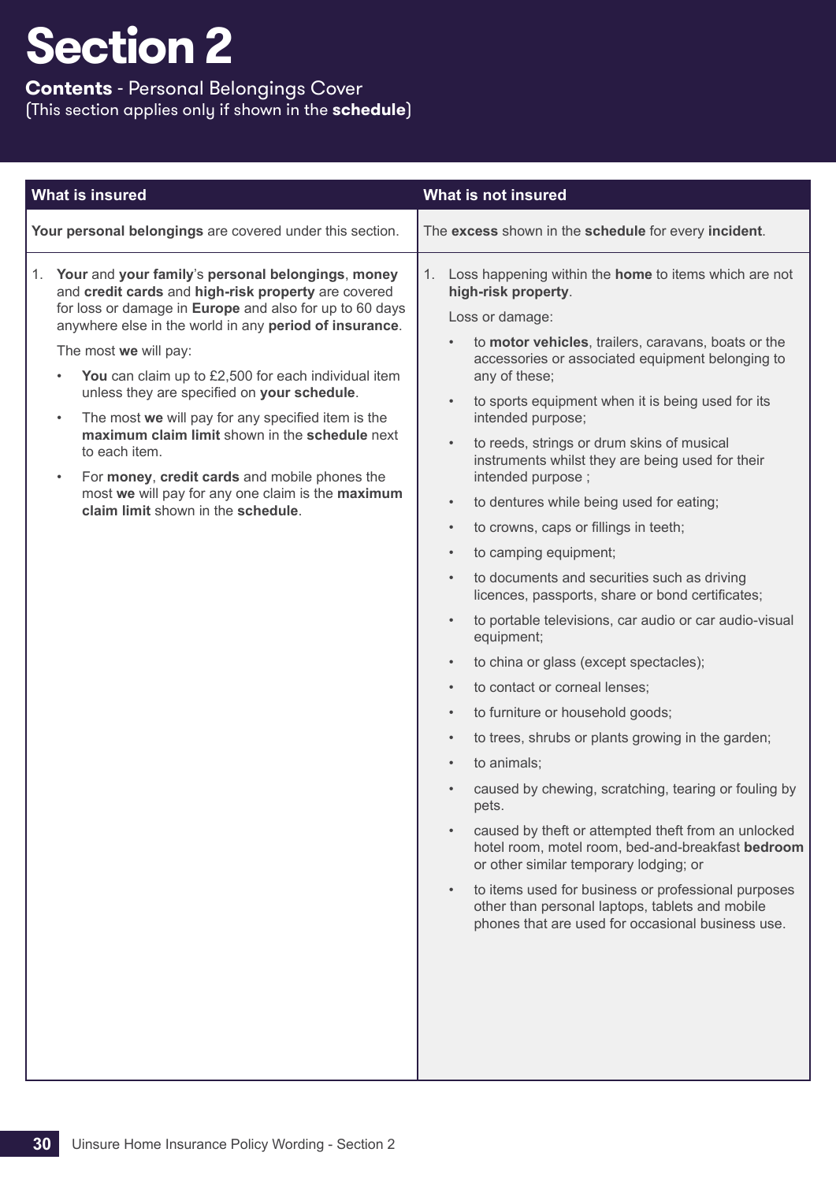# Section 2

**Contents** - Personal Belongings Cover
(This section applies only if shown in the **schedule**)

| What is insured | What is not insured |
|---|---|
| **Your personal belongings** are covered under this section. | The **excess** shown in the **schedule** for every **incident**. |
| 1. **Your** and **your family**'s **personal belongings**, **money** and **credit cards** and **high-risk property** are covered for loss or damage in **Europe** and also for up to 60 days anywhere else in the world in any **period of insurance**.<br><br>The most **we** will pay:<br><br>• **You** can claim up to £2,500 for each individual item unless they are specified on **your schedule**.<br><br>• The most **we** will pay for any specified item is the **maximum claim limit** shown in the **schedule** next to each item.<br><br>• For **money**, **credit cards** and mobile phones the most **we** will pay for any one claim is the **maximum claim limit** shown in the **schedule**. | 1. Loss happening within the **home** to items which are not **high-risk property**.<br><br>Loss or damage:<br><br>• to **motor vehicles**, trailers, caravans, boats or the accessories or associated equipment belonging to any of these;<br><br>• to sports equipment when it is being used for its intended purpose;<br><br>• to reeds, strings or drum skins of musical instruments whilst they are being used for their intended purpose ;<br><br>• to dentures while being used for eating;<br><br>• to crowns, caps or fillings in teeth;<br><br>• to camping equipment;<br><br>• to documents and securities such as driving licences, passports, share or bond certificates;<br><br>• to portable televisions, car audio or car audio-visual equipment;<br><br>• to china or glass (except spectacles);<br><br>• to contact or corneal lenses;<br><br>• to furniture or household goods;<br><br>• to trees, shrubs or plants growing in the garden;<br><br>• to animals;<br><br>• caused by chewing, scratching, tearing or fouling by pets.<br><br>• caused by theft or attempted theft from an unlocked hotel room, motel room, bed-and-breakfast **bedroom** or other similar temporary lodging; or<br><br>• to items used for business or professional purposes other than personal laptops, tablets and mobile phones that are used for occasional business use. |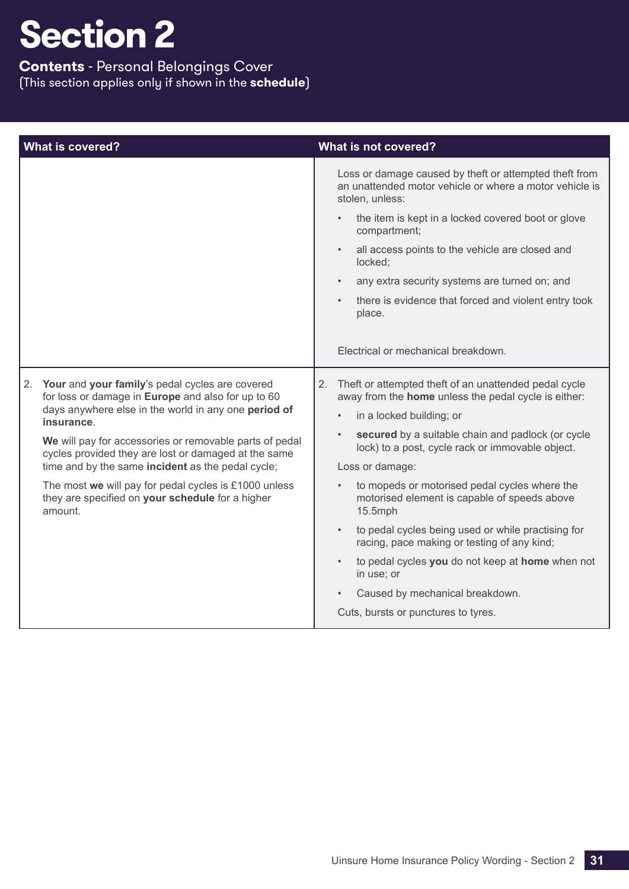# Section 2

**Contents** - Personal Belongings Cover
(This section applies only if shown in the **schedule**)

| What is covered? | What is not covered? |
|---|---|
| | Loss or damage caused by theft or attempted theft from an unattended motor vehicle or where a motor vehicle is stolen, unless:<br>• the item is kept in a locked covered boot or glove compartment;<br>• all access points to the vehicle are closed and locked;<br>• any extra security systems are turned on; and<br>• there is evidence that forced and violent entry took place.<br><br>Electrical or mechanical breakdown. |
| 2. **Your** and **your family**'s pedal cycles are covered for loss or damage in **Europe** and also for up to 60 days anywhere else in the world in any one **period of insurance**.<br><br>**We** will pay for accessories or removable parts of pedal cycles provided they are lost or damaged at the same time and by the same **incident** as the pedal cycle;<br><br>The most **we** will pay for pedal cycles is £1000 unless they are specified on **your schedule** for a higher amount. | 2. Theft or attempted theft of an unattended pedal cycle away from the **home** unless the pedal cycle is either:<br>• in a locked building; or<br>• **secured** by a suitable chain and padlock (or cycle lock) to a post, cycle rack or immovable object.<br><br>Loss or damage:<br>• to mopeds or motorised pedal cycles where the motorised element is capable of speeds above 15.5mph<br>• to pedal cycles being used or while practising for racing, pace making or testing of any kind;<br>• to pedal cycles **you** do not keep at **home** when not in use; or<br>• Caused by mechanical breakdown.<br><br>Cuts, bursts or punctures to tyres. |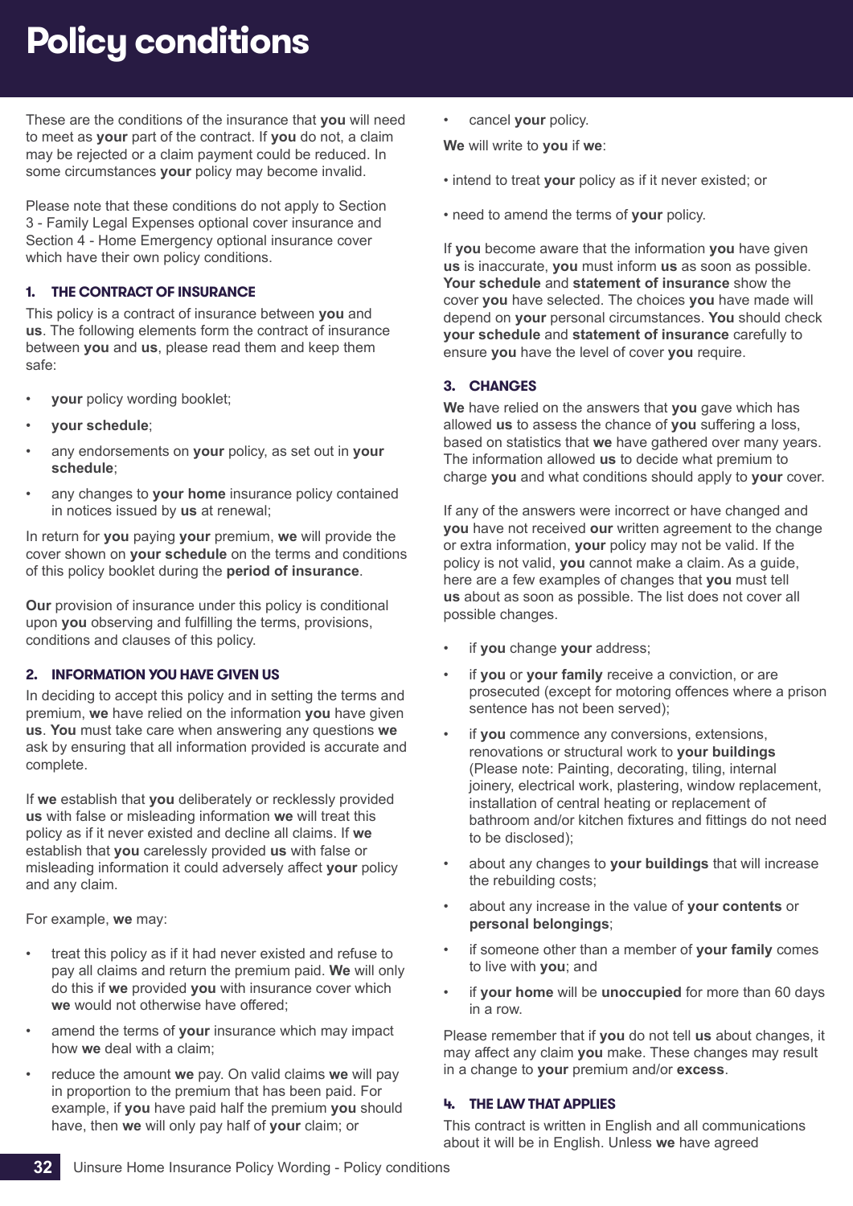# Policy conditions

These are the conditions of the insurance that **you** will need to meet as **your** part of the contract. If **you** do not, a claim may be rejected or a claim payment could be reduced. In some circumstances **your** policy may become invalid.

Please note that these conditions do not apply to Section 3 - Family Legal Expenses optional cover insurance and Section 4 - Home Emergency optional insurance cover which have their own policy conditions.

### 1. THE CONTRACT OF INSURANCE

This policy is a contract of insurance between **you** and **us**. The following elements form the contract of insurance between **you** and **us**, please read them and keep them safe:

- **your** policy wording booklet;
- **your schedule**;
- any endorsements on **your** policy, as set out in **your schedule**;
- any changes to **your home** insurance policy contained in notices issued by **us** at renewal;

In return for **you** paying **your** premium, **we** will provide the cover shown on **your schedule** on the terms and conditions of this policy booklet during the **period of insurance**.

**Our** provision of insurance under this policy is conditional upon **you** observing and fulfilling the terms, provisions, conditions and clauses of this policy.

### 2. INFORMATION YOU HAVE GIVEN US

In deciding to accept this policy and in setting the terms and premium, **we** have relied on the information **you** have given **us**. **You** must take care when answering any questions **we** ask by ensuring that all information provided is accurate and complete.

If **we** establish that **you** deliberately or recklessly provided **us** with false or misleading information **we** will treat this policy as if it never existed and decline all claims. If **we** establish that **you** carelessly provided **us** with false or misleading information it could adversely affect **your** policy and any claim.

For example, **we** may:

- treat this policy as if it had never existed and refuse to pay all claims and return the premium paid. **We** will only do this if **we** provided **you** with insurance cover which **we** would not otherwise have offered;
- amend the terms of **your** insurance which may impact how **we** deal with a claim;
- reduce the amount **we** pay. On valid claims **we** will pay in proportion to the premium that has been paid. For example, if **you** have paid half the premium **you** should have, then **we** will only pay half of **your** claim; or
- cancel **your** policy.

**We** will write to **you** if **we**:

- intend to treat **your** policy as if it never existed; or
- need to amend the terms of **your** policy.

If **you** become aware that the information **you** have given **us** is inaccurate, **you** must inform **us** as soon as possible. **Your schedule** and **statement of insurance** show the cover **you** have selected. The choices **you** have made will depend on **your** personal circumstances. **You** should check **your schedule** and **statement of insurance** carefully to ensure **you** have the level of cover **you** require.

### 3. CHANGES

**We** have relied on the answers that **you** gave which has allowed **us** to assess the chance of **you** suffering a loss, based on statistics that **we** have gathered over many years. The information allowed **us** to decide what premium to charge **you** and what conditions should apply to **your** cover.

If any of the answers were incorrect or have changed and **you** have not received **our** written agreement to the change or extra information, **your** policy may not be valid. If the policy is not valid, **you** cannot make a claim. As a guide, here are a few examples of changes that **you** must tell **us** about as soon as possible. The list does not cover all possible changes.

- if **you** change **your** address;
- if **you** or **your family** receive a conviction, or are prosecuted (except for motoring offences where a prison sentence has not been served);
- if **you** commence any conversions, extensions, renovations or structural work to **your buildings** (Please note: Painting, decorating, tiling, internal joinery, electrical work, plastering, window replacement, installation of central heating or replacement of bathroom and/or kitchen fixtures and fittings do not need to be disclosed);
- about any changes to **your buildings** that will increase the rebuilding costs;
- about any increase in the value of **your contents** or **personal belongings**;
- if someone other than a member of **your family** comes to live with **you**; and
- if **your home** will be **unoccupied** for more than 60 days in a row.

Please remember that if **you** do not tell **us** about changes, it may affect any claim **you** make. These changes may result in a change to **your** premium and/or **excess**.

### 4. THE LAW THAT APPLIES

This contract is written in English and all communications about it will be in English. Unless **we** have agreed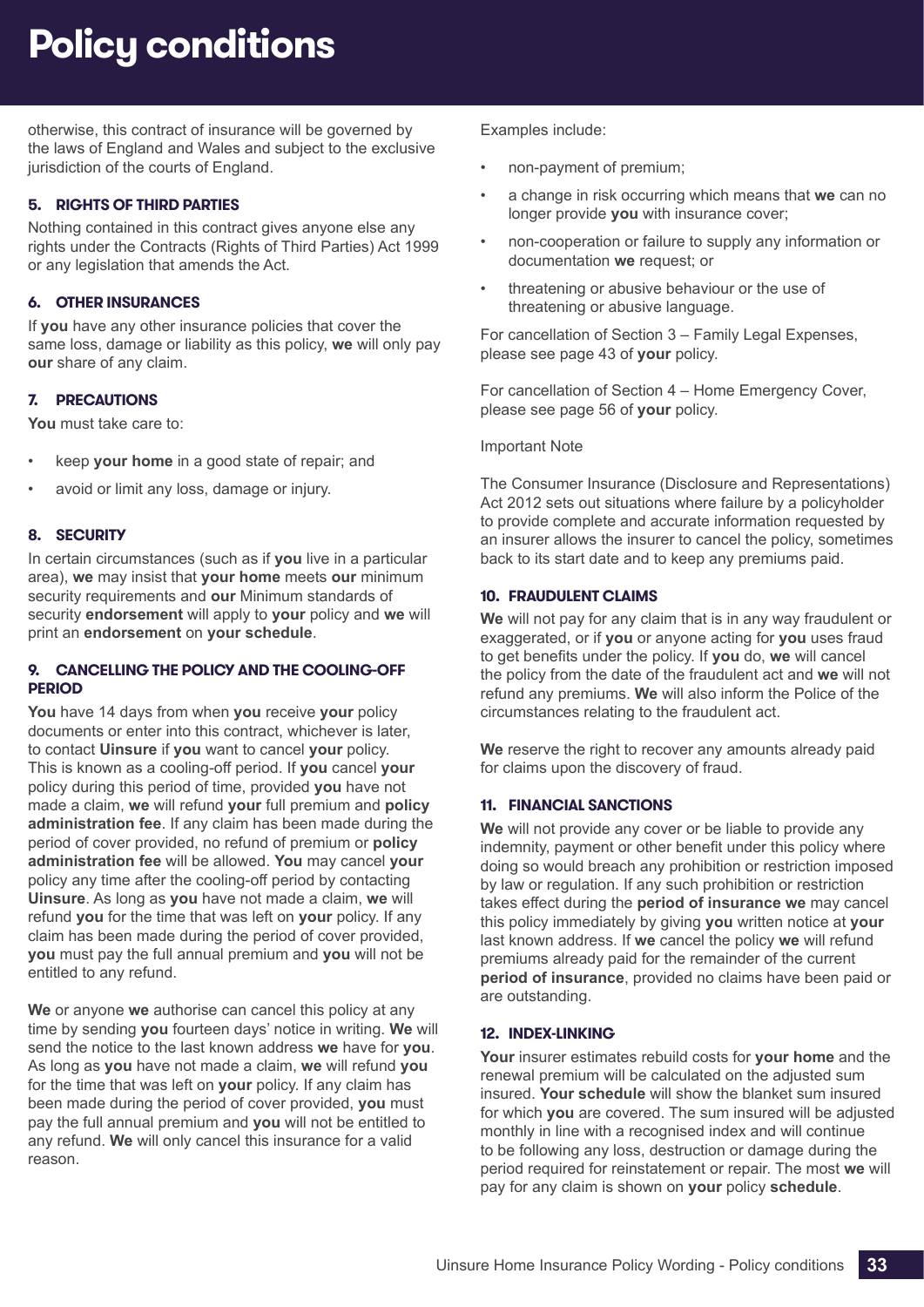# Policy conditions

otherwise, this contract of insurance will be governed by the laws of England and Wales and subject to the exclusive jurisdiction of the courts of England.

### 5. RIGHTS OF THIRD PARTIES

Nothing contained in this contract gives anyone else any rights under the Contracts (Rights of Third Parties) Act 1999 or any legislation that amends the Act.

### 6. OTHER INSURANCES

If **you** have any other insurance policies that cover the same loss, damage or liability as this policy, **we** will only pay **our** share of any claim.

### 7. PRECAUTIONS

**You** must take care to:

- keep **your home** in a good state of repair; and
- avoid or limit any loss, damage or injury.

### 8. SECURITY

In certain circumstances (such as if **you** live in a particular area), **we** may insist that **your home** meets **our** minimum security requirements and **our** Minimum standards of security **endorsement** will apply to **your** policy and **we** will print an **endorsement** on **your schedule**.

### 9. CANCELLING THE POLICY AND THE COOLING-OFF PERIOD

**You** have 14 days from when **you** receive **your** policy documents or enter into this contract, whichever is later, to contact **Uinsure** if **you** want to cancel **your** policy. This is known as a cooling-off period. If **you** cancel **your** policy during this period of time, provided **you** have not made a claim, **we** will refund **your** full premium and **policy administration fee**. If any claim has been made during the period of cover provided, no refund of premium or **policy administration fee** will be allowed. **You** may cancel **your** policy any time after the cooling-off period by contacting **Uinsure**. As long as **you** have not made a claim, **we** will refund **you** for the time that was left on **your** policy. If any claim has been made during the period of cover provided, **you** must pay the full annual premium and **you** will not be entitled to any refund.

**We** or anyone **we** authorise can cancel this policy at any time by sending **you** fourteen days' notice in writing. **We** will send the notice to the last known address **we** have for **you**. As long as **you** have not made a claim, **we** will refund **you** for the time that was left on **your** policy. If any claim has been made during the period of cover provided, **you** must pay the full annual premium and **you** will not be entitled to any refund. **We** will only cancel this insurance for a valid reason.

Examples include:

- non-payment of premium;
- a change in risk occurring which means that **we** can no longer provide **you** with insurance cover;
- non-cooperation or failure to supply any information or documentation **we** request; or
- threatening or abusive behaviour or the use of threatening or abusive language.

For cancellation of Section 3 – Family Legal Expenses, please see page 43 of **your** policy.

For cancellation of Section 4 – Home Emergency Cover, please see page 56 of **your** policy.

Important Note

The Consumer Insurance (Disclosure and Representations) Act 2012 sets out situations where failure by a policyholder to provide complete and accurate information requested by an insurer allows the insurer to cancel the policy, sometimes back to its start date and to keep any premiums paid.

### 10. FRAUDULENT CLAIMS

**We** will not pay for any claim that is in any way fraudulent or exaggerated, or if **you** or anyone acting for **you** uses fraud to get benefits under the policy. If **you** do, **we** will cancel the policy from the date of the fraudulent act and **we** will not refund any premiums. **We** will also inform the Police of the circumstances relating to the fraudulent act.

**We** reserve the right to recover any amounts already paid for claims upon the discovery of fraud.

### 11. FINANCIAL SANCTIONS

**We** will not provide any cover or be liable to provide any indemnity, payment or other benefit under this policy where doing so would breach any prohibition or restriction imposed by law or regulation. If any such prohibition or restriction takes effect during the **period of insurance we** may cancel this policy immediately by giving **you** written notice at **your** last known address. If **we** cancel the policy **we** will refund premiums already paid for the remainder of the current **period of insurance**, provided no claims have been paid or are outstanding.

### 12. INDEX-LINKING

**Your** insurer estimates rebuild costs for **your home** and the renewal premium will be calculated on the adjusted sum insured. **Your schedule** will show the blanket sum insured for which **you** are covered. The sum insured will be adjusted monthly in line with a recognised index and will continue to be following any loss, destruction or damage during the period required for reinstatement or repair. The most **we** will pay for any claim is shown on **your** policy **schedule**.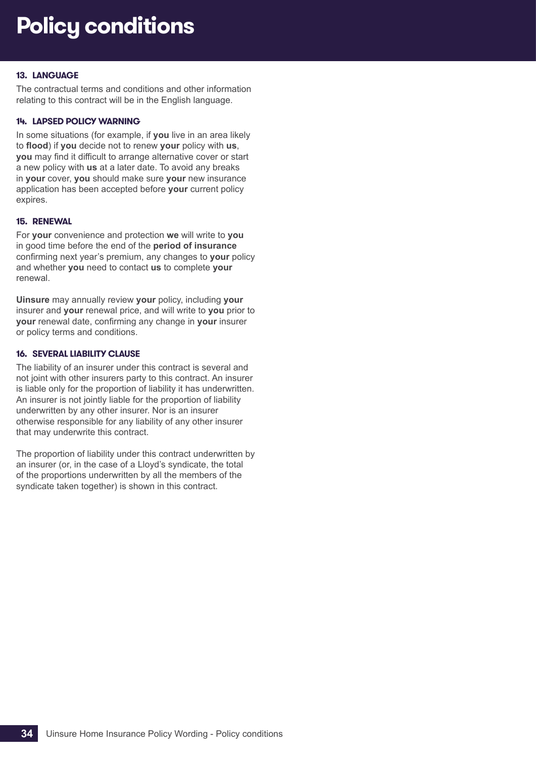# Policy conditions

### 13. LANGUAGE

The contractual terms and conditions and other information relating to this contract will be in the English language.

### 14. LAPSED POLICY WARNING

In some situations (for example, if **you** live in an area likely to **flood**) if **you** decide not to renew **your** policy with **us**, **you** may find it difficult to arrange alternative cover or start a new policy with **us** at a later date. To avoid any breaks in **your** cover, **you** should make sure **your** new insurance application has been accepted before **your** current policy expires.

### 15. RENEWAL

For **your** convenience and protection **we** will write to **you** in good time before the end of the **period of insurance** confirming next year's premium, any changes to **your** policy and whether **you** need to contact **us** to complete **your** renewal.

**Uinsure** may annually review **your** policy, including **your** insurer and **your** renewal price, and will write to **you** prior to **your** renewal date, confirming any change in **your** insurer or policy terms and conditions.

### 16. SEVERAL LIABILITY CLAUSE

The liability of an insurer under this contract is several and not joint with other insurers party to this contract. An insurer is liable only for the proportion of liability it has underwritten. An insurer is not jointly liable for the proportion of liability underwritten by any other insurer. Nor is an insurer otherwise responsible for any liability of any other insurer that may underwrite this contract.

The proportion of liability under this contract underwritten by an insurer (or, in the case of a Lloyd's syndicate, the total of the proportions underwritten by all the members of the syndicate taken together) is shown in this contract.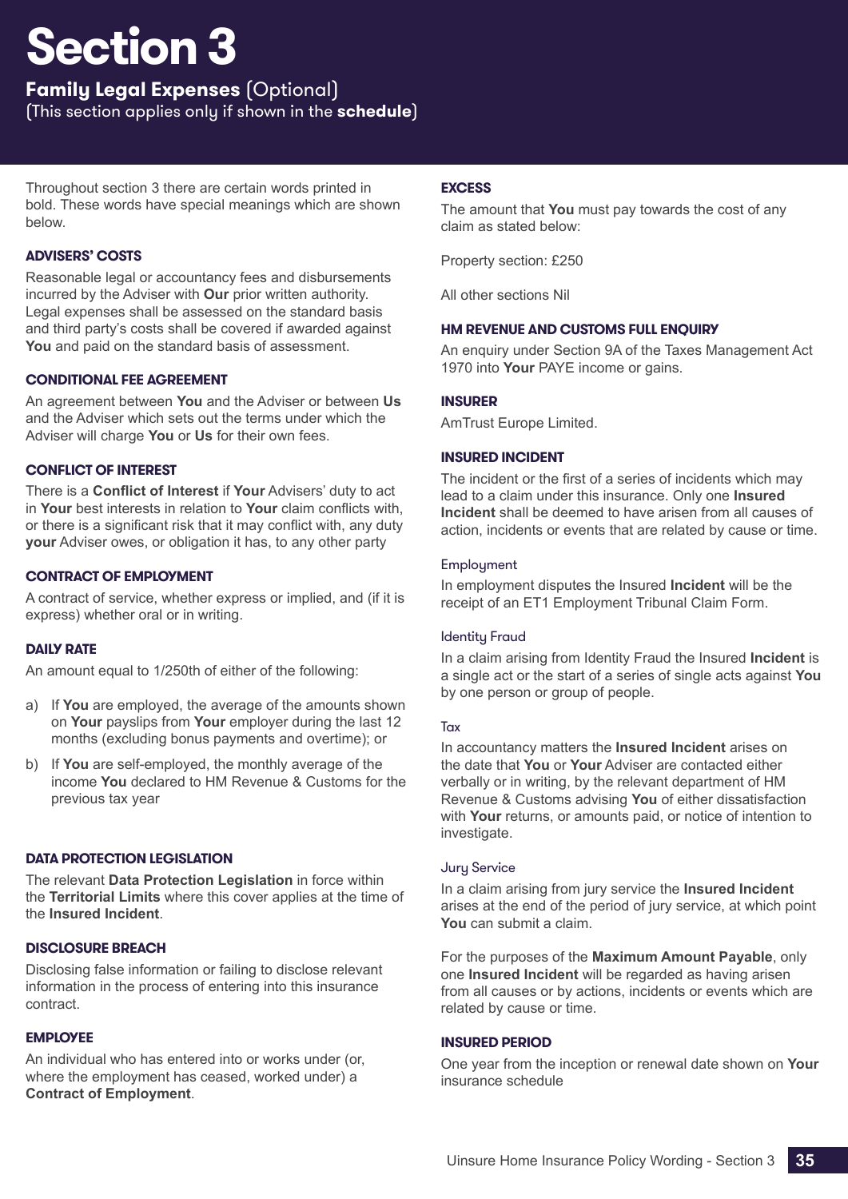# Section 3

## **Family Legal Expenses** (Optional)

(This section applies only if shown in the **schedule**)

Throughout section 3 there are certain words printed in bold. These words have special meanings which are shown below.

### ADVISERS' COSTS

Reasonable legal or accountancy fees and disbursements incurred by the Adviser with **Our** prior written authority. Legal expenses shall be assessed on the standard basis and third party's costs shall be covered if awarded against **You** and paid on the standard basis of assessment.

### CONDITIONAL FEE AGREEMENT

An agreement between **You** and the Adviser or between **Us** and the Adviser which sets out the terms under which the Adviser will charge **You** or **Us** for their own fees.

### CONFLICT OF INTEREST

There is a **Conflict of Interest** if **Your** Advisers' duty to act in **Your** best interests in relation to **Your** claim conflicts with, or there is a significant risk that it may conflict with, any duty **your** Adviser owes, or obligation it has, to any other party

### CONTRACT OF EMPLOYMENT

A contract of service, whether express or implied, and (if it is express) whether oral or in writing.

### DAILY RATE

An amount equal to 1/250th of either of the following:

a) If **You** are employed, the average of the amounts shown on **Your** payslips from **Your** employer during the last 12 months (excluding bonus payments and overtime); or

b) If **You** are self-employed, the monthly average of the income **You** declared to HM Revenue & Customs for the previous tax year

### DATA PROTECTION LEGISLATION

The relevant **Data Protection Legislation** in force within the **Territorial Limits** where this cover applies at the time of the **Insured Incident**.

### DISCLOSURE BREACH

Disclosing false information or failing to disclose relevant information in the process of entering into this insurance contract.

### EMPLOYEE

An individual who has entered into or works under (or, where the employment has ceased, worked under) a **Contract of Employment**.

### EXCESS

The amount that **You** must pay towards the cost of any claim as stated below:

Property section: £250

All other sections Nil

### HM REVENUE AND CUSTOMS FULL ENQUIRY

An enquiry under Section 9A of the Taxes Management Act 1970 into **Your** PAYE income or gains.

### INSURER

AmTrust Europe Limited.

### INSURED INCIDENT

The incident or the first of a series of incidents which may lead to a claim under this insurance. Only one **Insured Incident** shall be deemed to have arisen from all causes of action, incidents or events that are related by cause or time.

#### Employment

In employment disputes the Insured **Incident** will be the receipt of an ET1 Employment Tribunal Claim Form.

#### Identity Fraud

In a claim arising from Identity Fraud the Insured **Incident** is a single act or the start of a series of single acts against **You** by one person or group of people.

#### Tax

In accountancy matters the **Insured Incident** arises on the date that **You** or **Your** Adviser are contacted either verbally or in writing, by the relevant department of HM Revenue & Customs advising **You** of either dissatisfaction with **Your** returns, or amounts paid, or notice of intention to investigate.

#### Jury Service

In a claim arising from jury service the **Insured Incident** arises at the end of the period of jury service, at which point **You** can submit a claim.

For the purposes of the **Maximum Amount Payable**, only one **Insured Incident** will be regarded as having arisen from all causes or by actions, incidents or events which are related by cause or time.

### INSURED PERIOD

One year from the inception or renewal date shown on **Your** insurance schedule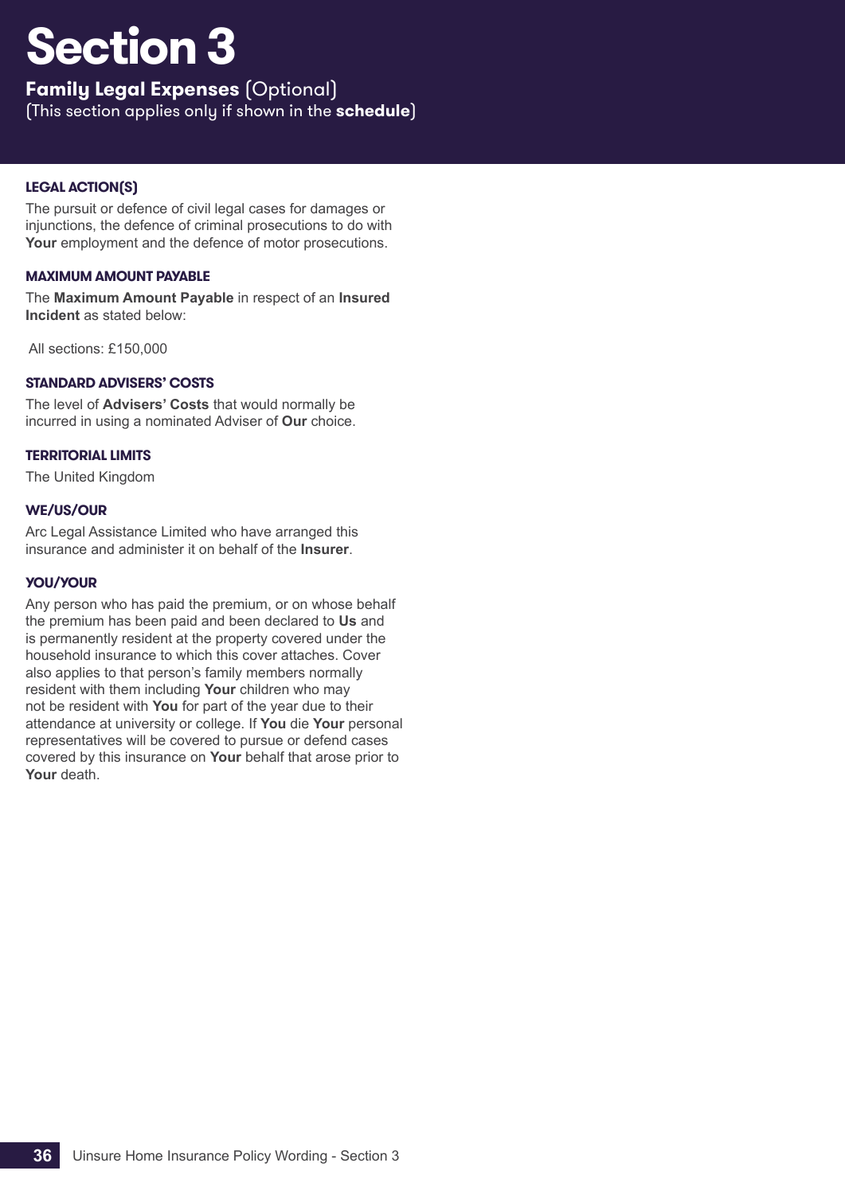# Section 3

**Family Legal Expenses** (Optional)
(This section applies only if shown in the **schedule**)

### LEGAL ACTION(S)

The pursuit or defence of civil legal cases for damages or injunctions, the defence of criminal prosecutions to do with **Your** employment and the defence of motor prosecutions.

### MAXIMUM AMOUNT PAYABLE

The **Maximum Amount Payable** in respect of an **Insured Incident** as stated below:

All sections: £150,000

### STANDARD ADVISERS' COSTS

The level of **Advisers' Costs** that would normally be incurred in using a nominated Adviser of **Our** choice.

### TERRITORIAL LIMITS

The United Kingdom

### WE/US/OUR

Arc Legal Assistance Limited who have arranged this insurance and administer it on behalf of the **Insurer**.

### YOU/YOUR

Any person who has paid the premium, or on whose behalf the premium has been paid and been declared to **Us** and is permanently resident at the property covered under the household insurance to which this cover attaches. Cover also applies to that person's family members normally resident with them including **Your** children who may not be resident with **You** for part of the year due to their attendance at university or college. If **You** die **Your** personal representatives will be covered to pursue or defend cases covered by this insurance on **Your** behalf that arose prior to **Your** death.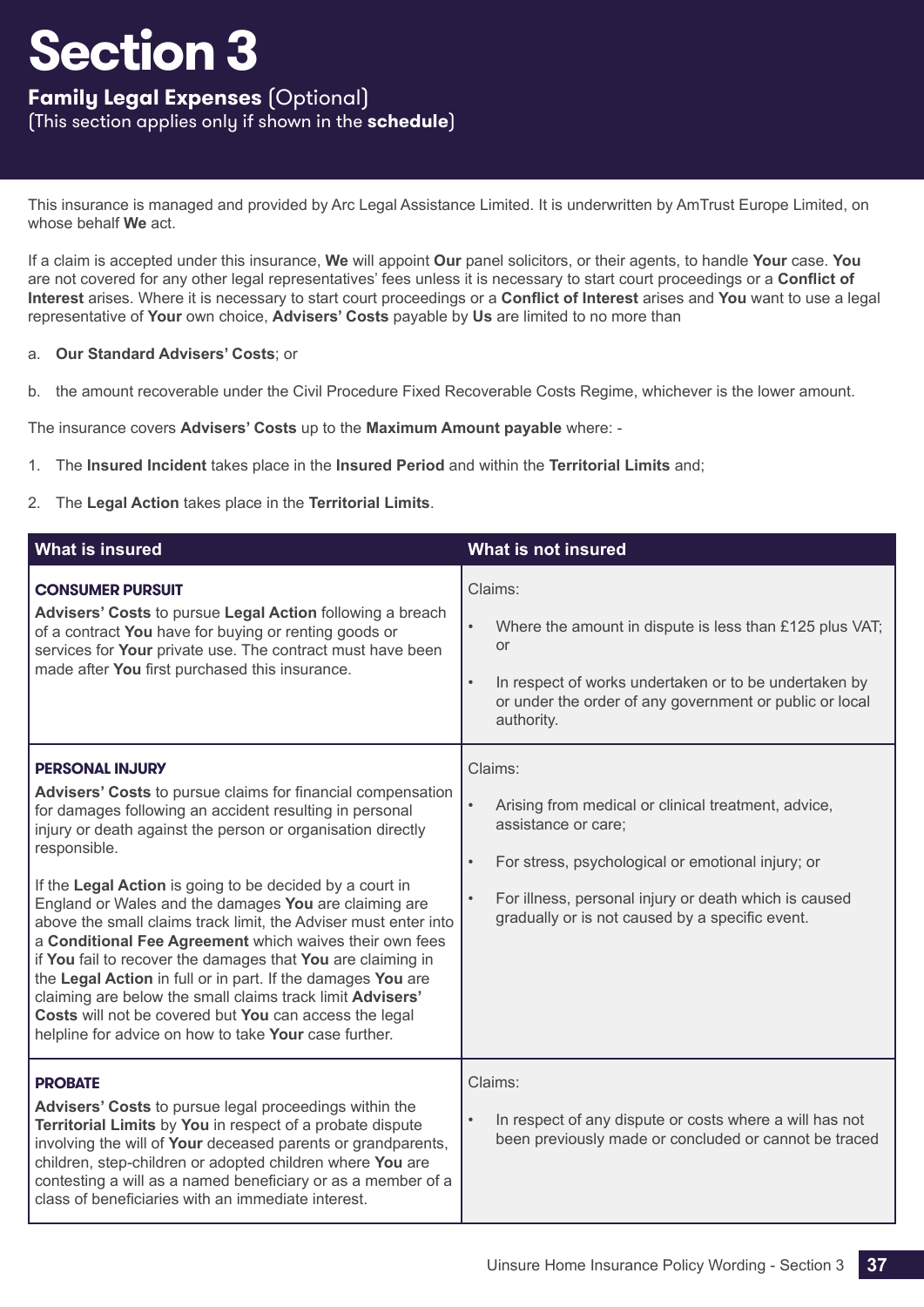# Section 3

## Family Legal Expenses (Optional)

(This section applies only if shown in the **schedule**)

This insurance is managed and provided by Arc Legal Assistance Limited. It is underwritten by AmTrust Europe Limited, on whose behalf **We** act.

If a claim is accepted under this insurance, **We** will appoint **Our** panel solicitors, or their agents, to handle **Your** case. **You** are not covered for any other legal representatives' fees unless it is necessary to start court proceedings or a **Conflict of Interest** arises. Where it is necessary to start court proceedings or a **Conflict of Interest** arises and **You** want to use a legal representative of **Your** own choice, **Advisers' Costs** payable by **Us** are limited to no more than

a. **Our Standard Advisers' Costs**; or

b. the amount recoverable under the Civil Procedure Fixed Recoverable Costs Regime, whichever is the lower amount.

The insurance covers **Advisers' Costs** up to the **Maximum Amount payable** where: -

1. The **Insured Incident** takes place in the **Insured Period** and within the **Territorial Limits** and;
2. The **Legal Action** takes place in the **Territorial Limits**.

| What is insured | What is not insured |
|---|---|
| **CONSUMER PURSUIT**<br>**Advisers' Costs** to pursue **Legal Action** following a breach of a contract **You** have for buying or renting goods or services for **Your** private use. The contract must have been made after **You** first purchased this insurance. | Claims:<br>• Where the amount in dispute is less than £125 plus VAT; or<br>• In respect of works undertaken or to be undertaken by or under the order of any government or public or local authority. |
| **PERSONAL INJURY**<br>**Advisers' Costs** to pursue claims for financial compensation for damages following an accident resulting in personal injury or death against the person or organisation directly responsible.<br><br>If the **Legal Action** is going to be decided by a court in England or Wales and the damages **You** are claiming are above the small claims track limit, the Adviser must enter into a **Conditional Fee Agreement** which waives their own fees if **You** fail to recover the damages that **You** are claiming in the **Legal Action** in full or in part. If the damages **You** are claiming are below the small claims track limit **Advisers' Costs** will not be covered but **You** can access the legal helpline for advice on how to take **Your** case further. | Claims:<br>• Arising from medical or clinical treatment, advice, assistance or care;<br>• For stress, psychological or emotional injury; or<br>• For illness, personal injury or death which is caused gradually or is not caused by a specific event. |
| **PROBATE**<br>**Advisers' Costs** to pursue legal proceedings within the **Territorial Limits** by **You** in respect of a probate dispute involving the will of **Your** deceased parents or grandparents, children, step-children or adopted children where **You** are contesting a will as a named beneficiary or as a member of a class of beneficiaries with an immediate interest. | Claims:<br>• In respect of any dispute or costs where a will has not been previously made or concluded or cannot be traced |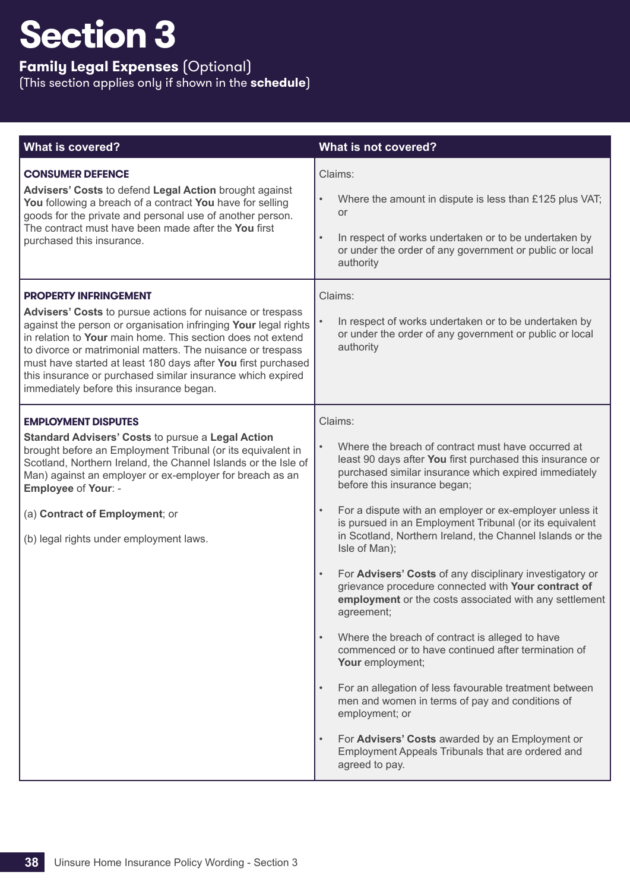# Section 3

**Family Legal Expenses** (Optional)
(This section applies only if shown in the **schedule**)

| What is covered? | What is not covered? |
|---|---|
| **CONSUMER DEFENCE**<br><br>**Advisers' Costs** to defend **Legal Action** brought against **You** following a breach of a contract **You** have for selling goods for the private and personal use of another person. The contract must have been made after the **You** first purchased this insurance. | Claims:<br><br>• Where the amount in dispute is less than £125 plus VAT; or<br><br>• In respect of works undertaken or to be undertaken by or under the order of any government or public or local authority |
| **PROPERTY INFRINGEMENT**<br><br>**Advisers' Costs** to pursue actions for nuisance or trespass against the person or organisation infringing **Your** legal rights in relation to **Your** main home. This section does not extend to divorce or matrimonial matters. The nuisance or trespass must have started at least 180 days after **You** first purchased this insurance or purchased similar insurance which expired immediately before this insurance began. | Claims:<br><br>• In respect of works undertaken or to be undertaken by or under the order of any government or public or local authority |
| **EMPLOYMENT DISPUTES**<br><br>**Standard Advisers' Costs** to pursue a **Legal Action** brought before an Employment Tribunal (or its equivalent in Scotland, Northern Ireland, the Channel Islands or the Isle of Man) against an employer or ex-employer for breach as an **Employee** of **Your**: -<br><br>(a) **Contract of Employment**; or<br><br>(b) legal rights under employment laws. | Claims:<br><br>• Where the breach of contract must have occurred at least 90 days after **You** first purchased this insurance or purchased similar insurance which expired immediately before this insurance began;<br><br>• For a dispute with an employer or ex-employer unless it is pursued in an Employment Tribunal (or its equivalent in Scotland, Northern Ireland, the Channel Islands or the Isle of Man);<br><br>• For **Advisers' Costs** of any disciplinary investigatory or grievance procedure connected with **Your contract of employment** or the costs associated with any settlement agreement;<br><br>• Where the breach of contract is alleged to have commenced or to have continued after termination of **Your** employment;<br><br>• For an allegation of less favourable treatment between men and women in terms of pay and conditions of employment; or<br><br>• For **Advisers' Costs** awarded by an Employment or Employment Appeals Tribunals that are ordered and agreed to pay. |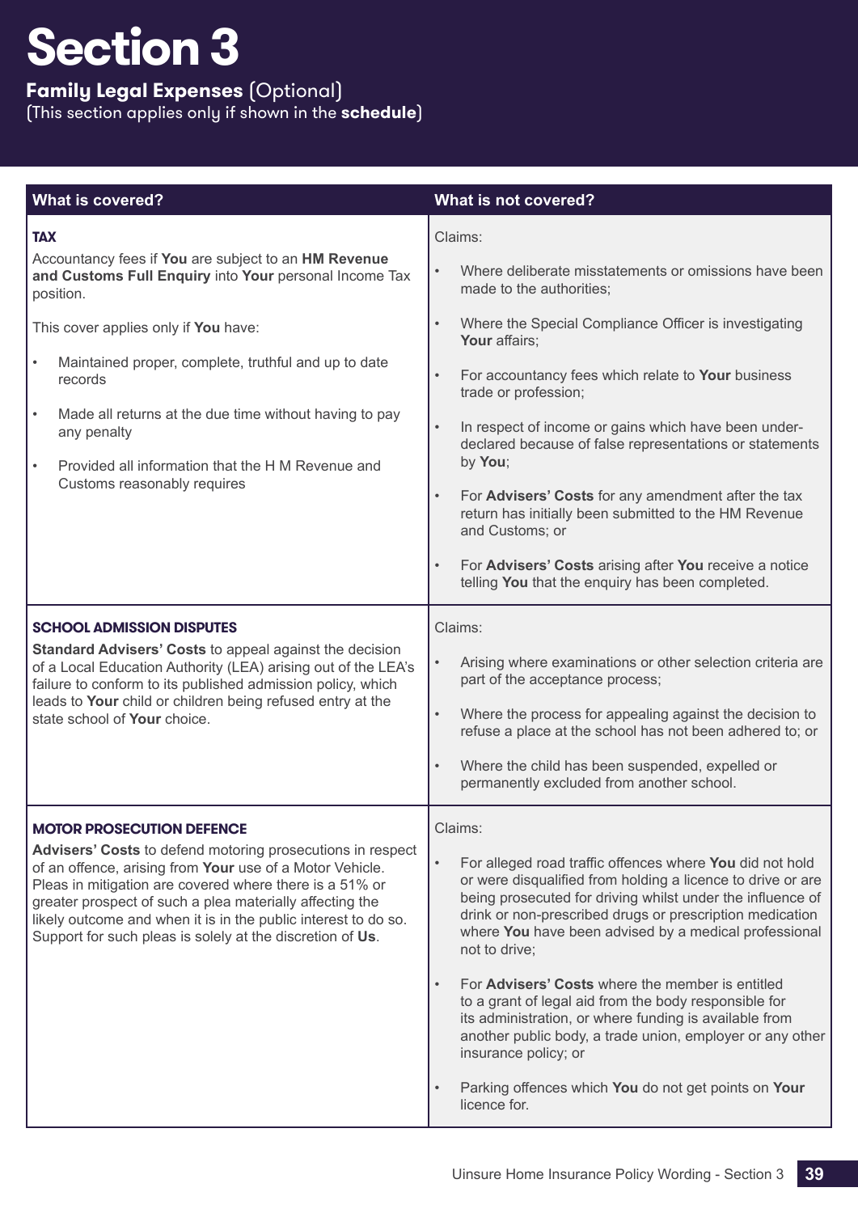# Section 3

## Family Legal Expenses (Optional)

(This section applies only if shown in the **schedule**)

| What is covered? | What is not covered? |
|---|---|
| **TAX**<br><br>Accountancy fees if **You** are subject to an **HM Revenue and Customs Full Enquiry** into **Your** personal Income Tax position.<br><br>This cover applies only if **You** have:<br><br>• Maintained proper, complete, truthful and up to date records<br>• Made all returns at the due time without having to pay any penalty<br>• Provided all information that the H M Revenue and Customs reasonably requires | Claims:<br><br>• Where deliberate misstatements or omissions have been made to the authorities;<br>• Where the Special Compliance Officer is investigating **Your** affairs;<br>• For accountancy fees which relate to **Your** business trade or profession;<br>• In respect of income or gains which have been under-declared because of false representations or statements by **You**;<br>• For **Advisers' Costs** for any amendment after the tax return has initially been submitted to the HM Revenue and Customs; or<br>• For **Advisers' Costs** arising after **You** receive a notice telling **You** that the enquiry has been completed. |
| **SCHOOL ADMISSION DISPUTES**<br><br>**Standard Advisers' Costs** to appeal against the decision of a Local Education Authority (LEA) arising out of the LEA's failure to conform to its published admission policy, which leads to **Your** child or children being refused entry at the state school of **Your** choice. | Claims:<br><br>• Arising where examinations or other selection criteria are part of the acceptance process;<br>• Where the process for appealing against the decision to refuse a place at the school has not been adhered to; or<br>• Where the child has been suspended, expelled or permanently excluded from another school. |
| **MOTOR PROSECUTION DEFENCE**<br><br>**Advisers' Costs** to defend motoring prosecutions in respect of an offence, arising from **Your** use of a Motor Vehicle. Pleas in mitigation are covered where there is a 51% or greater prospect of such a plea materially affecting the likely outcome and when it is in the public interest to do so. Support for such pleas is solely at the discretion of **Us**. | Claims:<br><br>• For alleged road traffic offences where **You** did not hold or were disqualified from holding a licence to drive or are being prosecuted for driving whilst under the influence of drink or non-prescribed drugs or prescription medication where **You** have been advised by a medical professional not to drive;<br>• For **Advisers' Costs** where the member is entitled to a grant of legal aid from the body responsible for its administration, or where funding is available from another public body, a trade union, employer or any other insurance policy; or<br>• Parking offences which **You** do not get points on **Your** licence for. |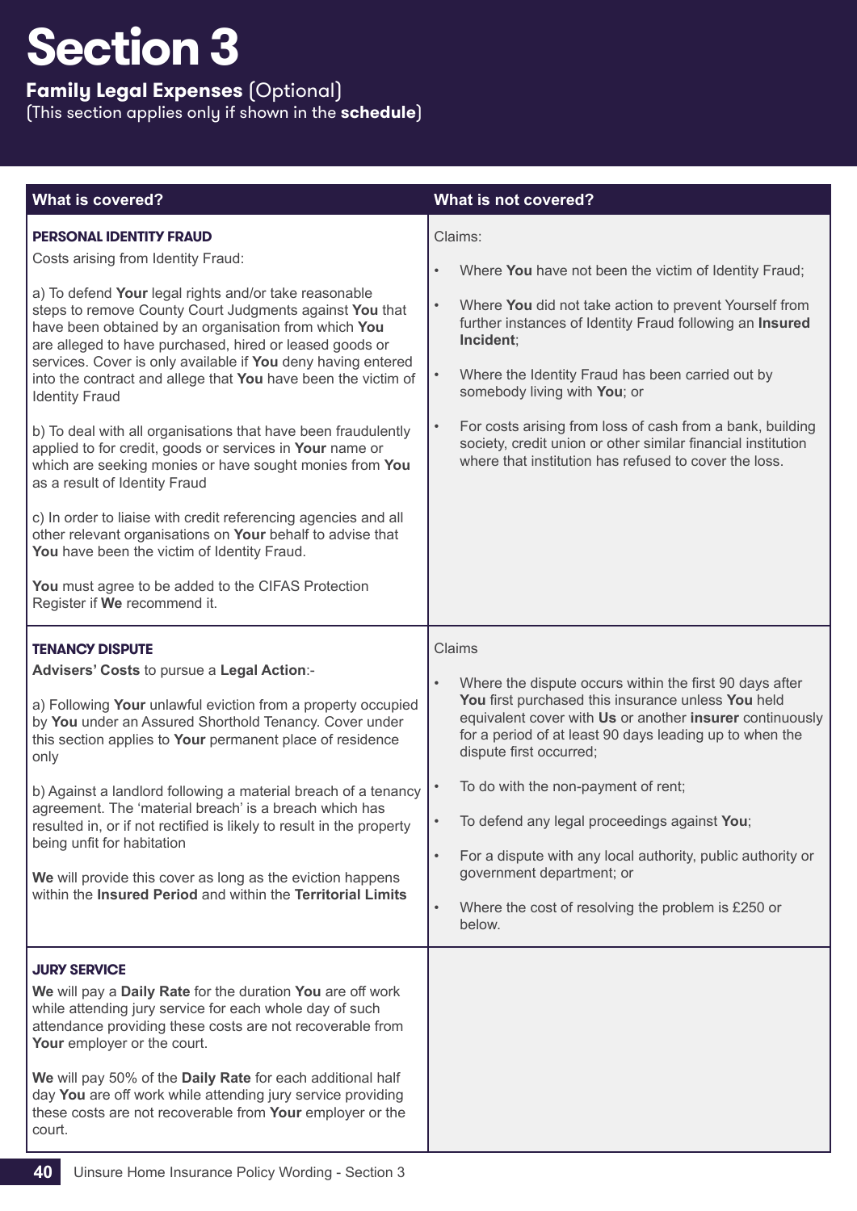# Section 3

## Family Legal Expenses (Optional)

(This section applies only if shown in the **schedule**)

| What is covered? | What is not covered? |
|---|---|
| **PERSONAL IDENTITY FRAUD**<br><br>Costs arising from Identity Fraud:<br><br>a) To defend **Your** legal rights and/or take reasonable steps to remove County Court Judgments against **You** that have been obtained by an organisation from which **You** are alleged to have purchased, hired or leased goods or services. Cover is only available if **You** deny having entered into the contract and allege that **You** have been the victim of Identity Fraud<br><br>b) To deal with all organisations that have been fraudulently applied to for credit, goods or services in **Your** name or which are seeking monies or have sought monies from **You** as a result of Identity Fraud<br><br>c) In order to liaise with credit referencing agencies and all other relevant organisations on **Your** behalf to advise that **You** have been the victim of Identity Fraud.<br><br>**You** must agree to be added to the CIFAS Protection Register if **We** recommend it. | Claims:<br><br>• Where **You** have not been the victim of Identity Fraud;<br><br>• Where **You** did not take action to prevent Yourself from further instances of Identity Fraud following an **Insured Incident**;<br><br>• Where the Identity Fraud has been carried out by somebody living with **You**; or<br><br>• For costs arising from loss of cash from a bank, building society, credit union or other similar financial institution where that institution has refused to cover the loss. |
| **TENANCY DISPUTE**<br><br>**Advisers' Costs** to pursue a **Legal Action**:-<br><br>a) Following **Your** unlawful eviction from a property occupied by **You** under an Assured Shorthold Tenancy. Cover under this section applies to **Your** permanent place of residence only<br><br>b) Against a landlord following a material breach of a tenancy agreement. The 'material breach' is a breach which has resulted in, or if not rectified is likely to result in the property being unfit for habitation<br><br>**We** will provide this cover as long as the eviction happens within the **Insured Period** and within the **Territorial Limits** | Claims<br><br>• Where the dispute occurs within the first 90 days after **You** first purchased this insurance unless **You** held equivalent cover with **Us** or another **insurer** continuously for a period of at least 90 days leading up to when the dispute first occurred;<br><br>• To do with the non-payment of rent;<br><br>• To defend any legal proceedings against **You**;<br><br>• For a dispute with any local authority, public authority or government department; or<br><br>• Where the cost of resolving the problem is £250 or below. |
| **JURY SERVICE**<br><br>**We** will pay a **Daily Rate** for the duration **You** are off work while attending jury service for each whole day of such attendance providing these costs are not recoverable from **Your** employer or the court.<br><br>**We** will pay 50% of the **Daily Rate** for each additional half day **You** are off work while attending jury service providing these costs are not recoverable from **Your** employer or the court. | |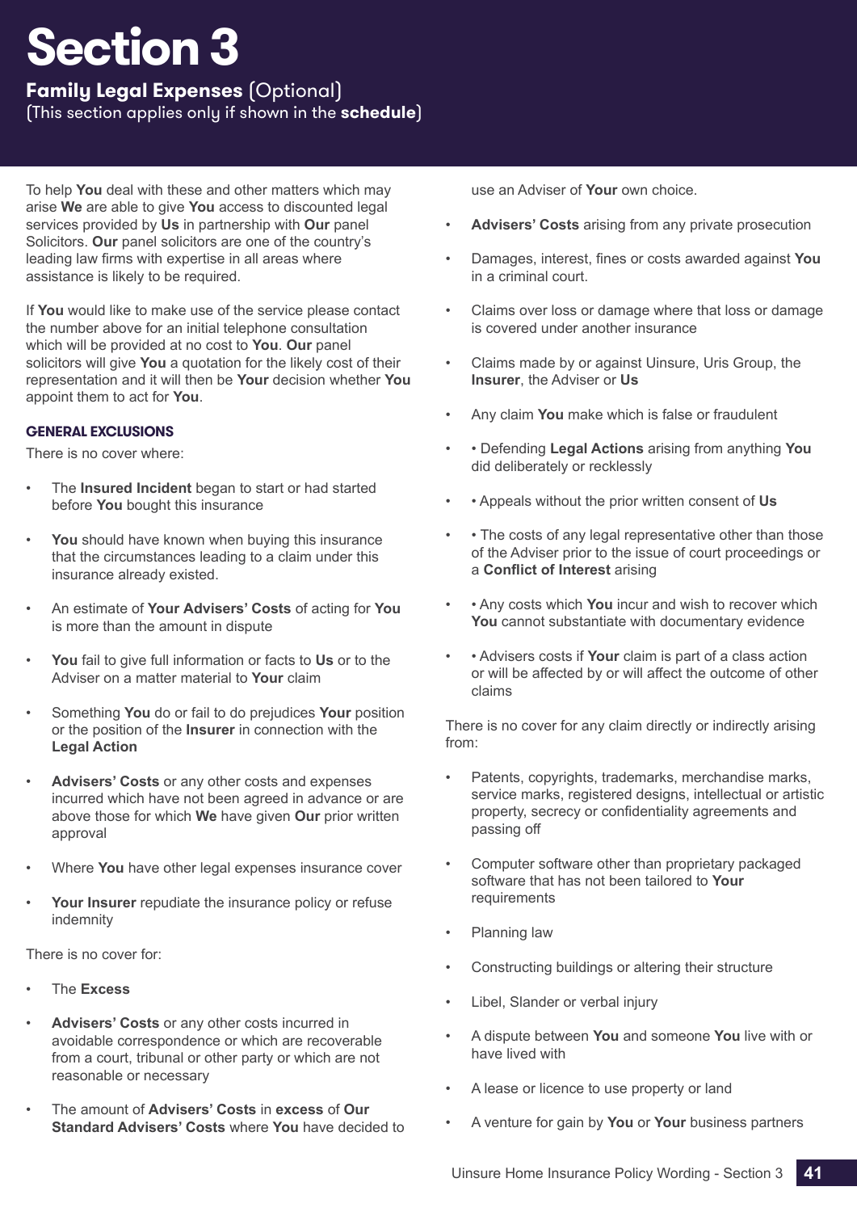# Section 3

## Family Legal Expenses (Optional)

(This section applies only if shown in the **schedule**)

To help **You** deal with these and other matters which may arise **We** are able to give **You** access to discounted legal services provided by **Us** in partnership with **Our** panel Solicitors. **Our** panel solicitors are one of the country's leading law firms with expertise in all areas where assistance is likely to be required.

If **You** would like to make use of the service please contact the number above for an initial telephone consultation which will be provided at no cost to **You**. **Our** panel solicitors will give **You** a quotation for the likely cost of their representation and it will then be **Your** decision whether **You** appoint them to act for **You**.

### GENERAL EXCLUSIONS

There is no cover where:

- The **Insured Incident** began to start or had started before **You** bought this insurance
- **You** should have known when buying this insurance that the circumstances leading to a claim under this insurance already existed.
- An estimate of **Your Advisers' Costs** of acting for **You** is more than the amount in dispute
- **You** fail to give full information or facts to **Us** or to the Adviser on a matter material to **Your** claim
- Something **You** do or fail to do prejudices **Your** position or the position of the **Insurer** in connection with the **Legal Action**
- **Advisers' Costs** or any other costs and expenses incurred which have not been agreed in advance or are above those for which **We** have given **Our** prior written approval
- Where **You** have other legal expenses insurance cover
- **Your Insurer** repudiate the insurance policy or refuse indemnity

There is no cover for:

- The **Excess**
- **Advisers' Costs** or any other costs incurred in avoidable correspondence or which are recoverable from a court, tribunal or other party or which are not reasonable or necessary
- The amount of **Advisers' Costs** in **excess** of **Our Standard Advisers' Costs** where **You** have decided to use an Adviser of **Your** own choice.
- **Advisers' Costs** arising from any private prosecution
- Damages, interest, fines or costs awarded against **You** in a criminal court.
- Claims over loss or damage where that loss or damage is covered under another insurance
- Claims made by or against Uinsure, Uris Group, the **Insurer**, the Adviser or **Us**
- Any claim **You** make which is false or fraudulent
- • Defending **Legal Actions** arising from anything **You** did deliberately or recklessly
- • Appeals without the prior written consent of **Us**
- • The costs of any legal representative other than those of the Adviser prior to the issue of court proceedings or a **Conflict of Interest** arising
- • Any costs which **You** incur and wish to recover which **You** cannot substantiate with documentary evidence
- • Advisers costs if **Your** claim is part of a class action or will be affected by or will affect the outcome of other claims

There is no cover for any claim directly or indirectly arising from:

- Patents, copyrights, trademarks, merchandise marks, service marks, registered designs, intellectual or artistic property, secrecy or confidentiality agreements and passing off
- Computer software other than proprietary packaged software that has not been tailored to **Your** requirements
- Planning law
- Constructing buildings or altering their structure
- Libel, Slander or verbal injury
- A dispute between **You** and someone **You** live with or have lived with
- A lease or licence to use property or land
- A venture for gain by **You** or **Your** business partners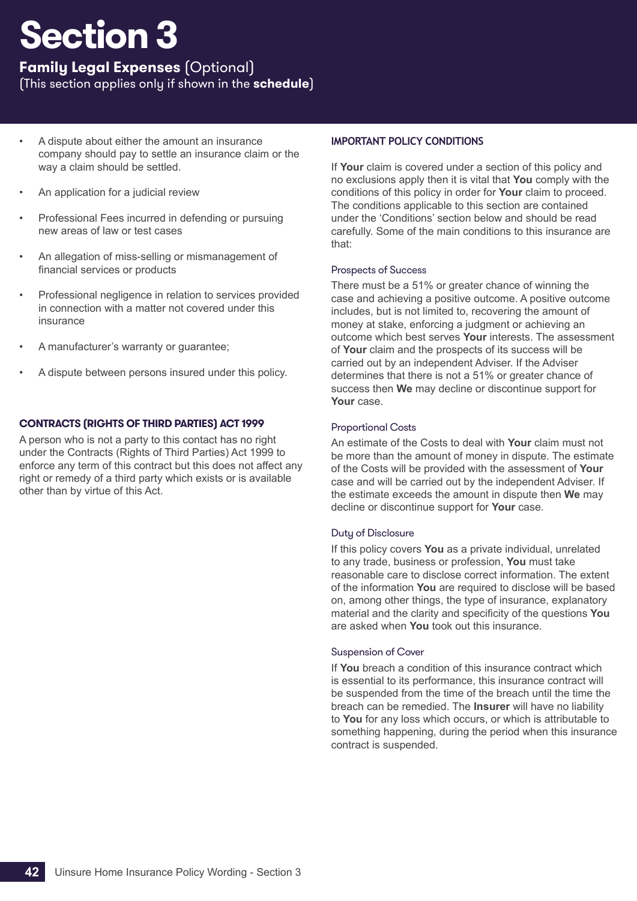# Section 3

## Family Legal Expenses (Optional)

(This section applies only if shown in the **schedule**)

- A dispute about either the amount an insurance company should pay to settle an insurance claim or the way a claim should be settled.
- An application for a judicial review
- Professional Fees incurred in defending or pursuing new areas of law or test cases
- An allegation of miss-selling or mismanagement of financial services or products
- Professional negligence in relation to services provided in connection with a matter not covered under this insurance
- A manufacturer's warranty or guarantee;
- A dispute between persons insured under this policy.

### CONTRACTS (RIGHTS OF THIRD PARTIES) ACT 1999

A person who is not a party to this contact has no right under the Contracts (Rights of Third Parties) Act 1999 to enforce any term of this contract but this does not affect any right or remedy of a third party which exists or is available other than by virtue of this Act.

### IMPORTANT POLICY CONDITIONS

If **Your** claim is covered under a section of this policy and no exclusions apply then it is vital that **You** comply with the conditions of this policy in order for **Your** claim to proceed. The conditions applicable to this section are contained under the 'Conditions' section below and should be read carefully. Some of the main conditions to this insurance are that:

#### Prospects of Success

There must be a 51% or greater chance of winning the case and achieving a positive outcome. A positive outcome includes, but is not limited to, recovering the amount of money at stake, enforcing a judgment or achieving an outcome which best serves **Your** interests. The assessment of **Your** claim and the prospects of its success will be carried out by an independent Adviser. If the Adviser determines that there is not a 51% or greater chance of success then **We** may decline or discontinue support for **Your** case.

#### Proportional Costs

An estimate of the Costs to deal with **Your** claim must not be more than the amount of money in dispute. The estimate of the Costs will be provided with the assessment of **Your** case and will be carried out by the independent Adviser. If the estimate exceeds the amount in dispute then **We** may decline or discontinue support for **Your** case.

#### Duty of Disclosure

If this policy covers **You** as a private individual, unrelated to any trade, business or profession, **You** must take reasonable care to disclose correct information. The extent of the information **You** are required to disclose will be based on, among other things, the type of insurance, explanatory material and the clarity and specificity of the questions **You** are asked when **You** took out this insurance.

#### Suspension of Cover

If **You** breach a condition of this insurance contract which is essential to its performance, this insurance contract will be suspended from the time of the breach until the time the breach can be remedied. The **Insurer** will have no liability to **You** for any loss which occurs, or which is attributable to something happening, during the period when this insurance contract is suspended.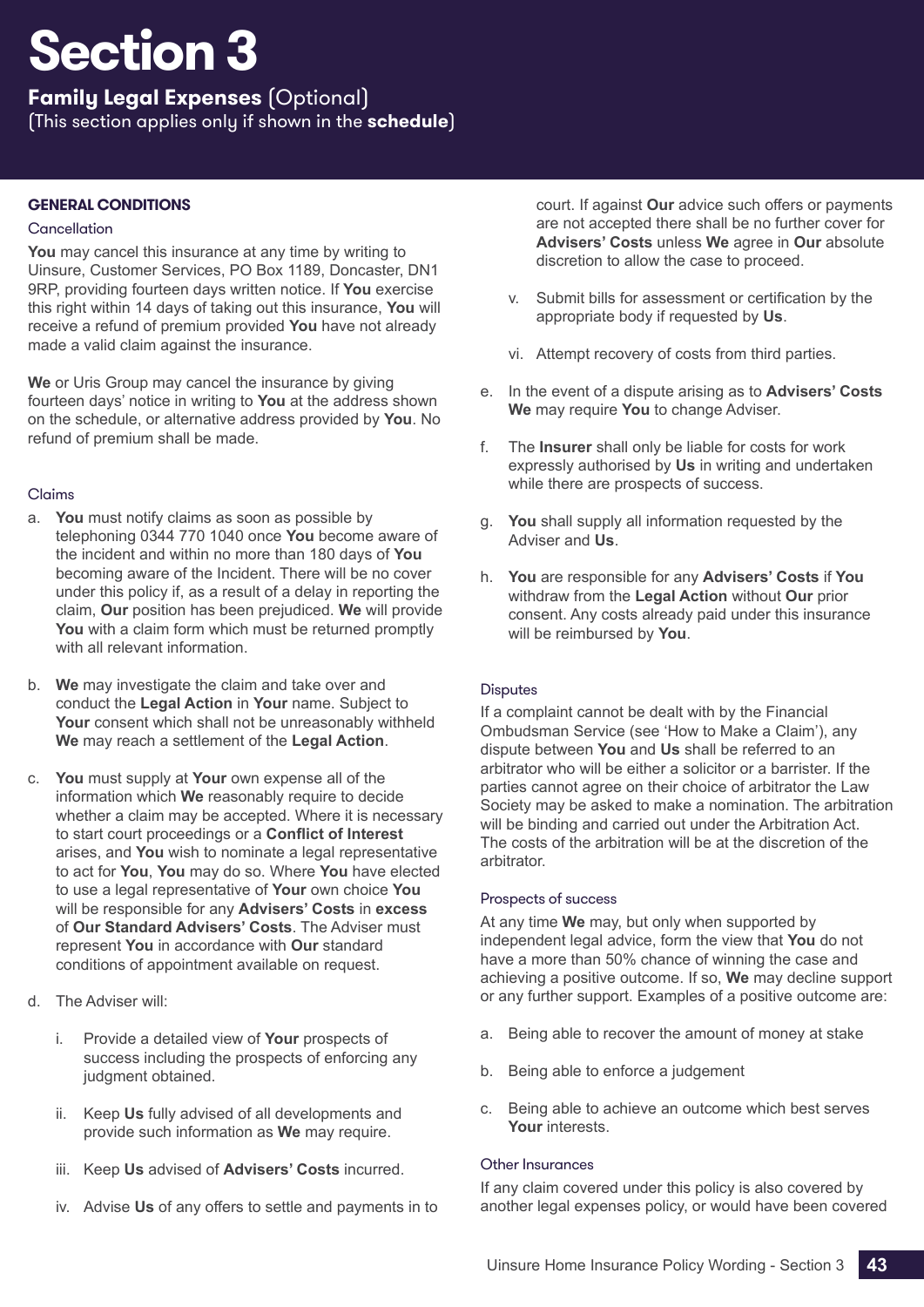# Section 3

**Family Legal Expenses** (Optional)
(This section applies only if shown in the **schedule**)

### GENERAL CONDITIONS

#### Cancellation

**You** may cancel this insurance at any time by writing to Uinsure, Customer Services, PO Box 1189, Doncaster, DN1 9RP, providing fourteen days written notice. If **You** exercise this right within 14 days of taking out this insurance, **You** will receive a refund of premium provided **You** have not already made a valid claim against the insurance.

**We** or Uris Group may cancel the insurance by giving fourteen days' notice in writing to **You** at the address shown on the schedule, or alternative address provided by **You**. No refund of premium shall be made.

#### Claims

a. **You** must notify claims as soon as possible by telephoning 0344 770 1040 once **You** become aware of the incident and within no more than 180 days of **You** becoming aware of the Incident. There will be no cover under this policy if, as a result of a delay in reporting the claim, **Our** position has been prejudiced. **We** will provide **You** with a claim form which must be returned promptly with all relevant information.

b. **We** may investigate the claim and take over and conduct the **Legal Action** in **Your** name. Subject to **Your** consent which shall not be unreasonably withheld **We** may reach a settlement of the **Legal Action**.

c. **You** must supply at **Your** own expense all of the information which **We** reasonably require to decide whether a claim may be accepted. Where it is necessary to start court proceedings or a **Conflict of Interest** arises, and **You** wish to nominate a legal representative to act for **You**, **You** may do so. Where **You** have elected to use a legal representative of **Your** own choice **You** will be responsible for any **Advisers' Costs** in **excess** of **Our Standard Advisers' Costs**. The Adviser must represent **You** in accordance with **Our** standard conditions of appointment available on request.

d. The Adviser will:

   i. Provide a detailed view of **Your** prospects of success including the prospects of enforcing any judgment obtained.

   ii. Keep **Us** fully advised of all developments and provide such information as **We** may require.

   iii. Keep **Us** advised of **Advisers' Costs** incurred.

   iv. Advise **Us** of any offers to settle and payments in to court. If against **Our** advice such offers or payments are not accepted there shall be no further cover for **Advisers' Costs** unless **We** agree in **Our** absolute discretion to allow the case to proceed.

   v. Submit bills for assessment or certification by the appropriate body if requested by **Us**.

   vi. Attempt recovery of costs from third parties.

e. In the event of a dispute arising as to **Advisers' Costs** **We** may require **You** to change Adviser.

f. The **Insurer** shall only be liable for costs for work expressly authorised by **Us** in writing and undertaken while there are prospects of success.

g. **You** shall supply all information requested by the Adviser and **Us**.

h. **You** are responsible for any **Advisers' Costs** if **You** withdraw from the **Legal Action** without **Our** prior consent. Any costs already paid under this insurance will be reimbursed by **You**.

#### Disputes

If a complaint cannot be dealt with by the Financial Ombudsman Service (see 'How to Make a Claim'), any dispute between **You** and **Us** shall be referred to an arbitrator who will be either a solicitor or a barrister. If the parties cannot agree on their choice of arbitrator the Law Society may be asked to make a nomination. The arbitration will be binding and carried out under the Arbitration Act. The costs of the arbitration will be at the discretion of the arbitrator.

#### Prospects of success

At any time **We** may, but only when supported by independent legal advice, form the view that **You** do not have a more than 50% chance of winning the case and achieving a positive outcome. If so, **We** may decline support or any further support. Examples of a positive outcome are:

a. Being able to recover the amount of money at stake

b. Being able to enforce a judgement

c. Being able to achieve an outcome which best serves **Your** interests.

#### Other Insurances

If any claim covered under this policy is also covered by another legal expenses policy, or would have been covered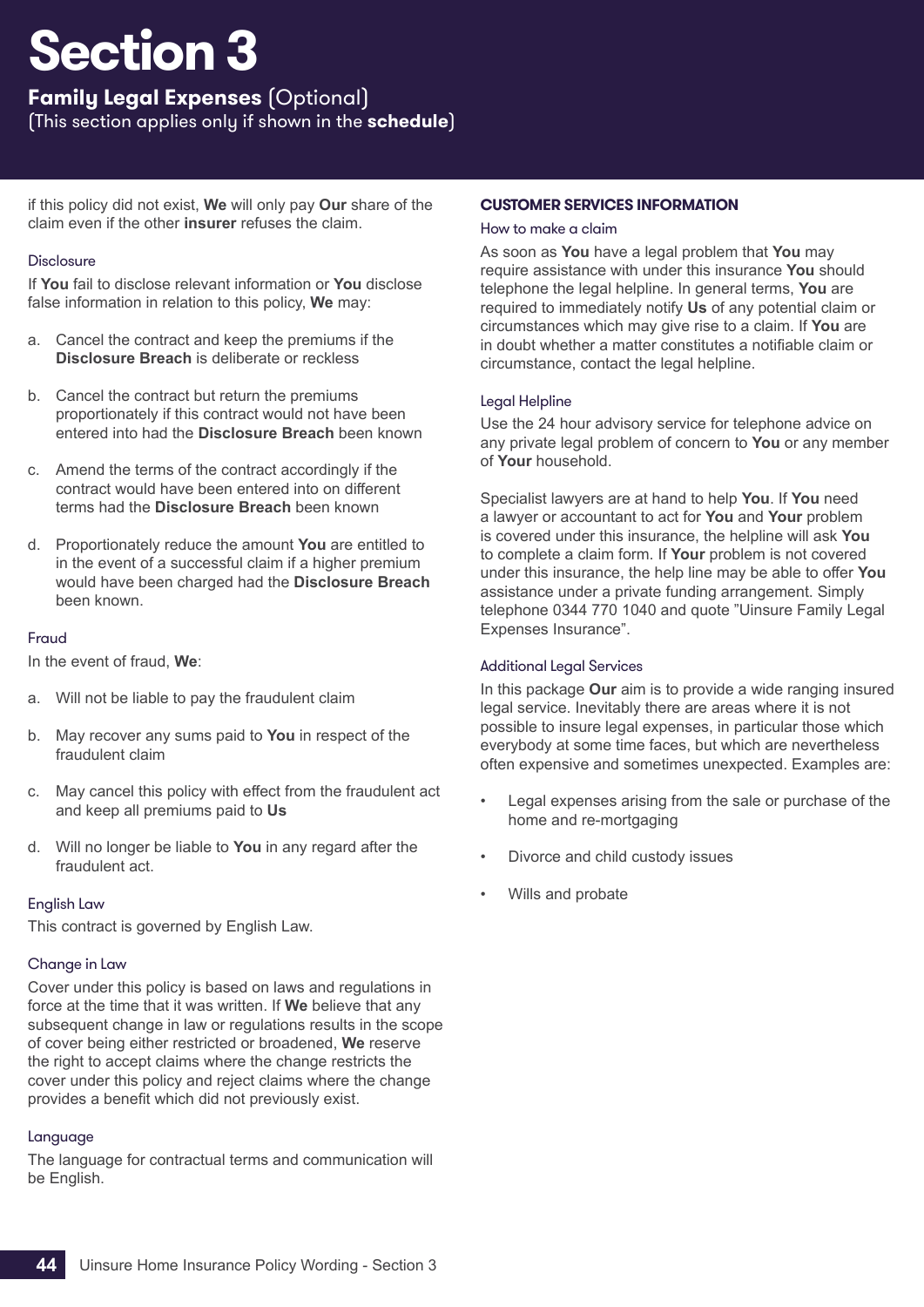# Section 3

**Family Legal Expenses** (Optional)
(This section applies only if shown in the **schedule**)

if this policy did not exist, **We** will only pay **Our** share of the claim even if the other **insurer** refuses the claim.

### Disclosure

If **You** fail to disclose relevant information or **You** disclose false information in relation to this policy, **We** may:

a. Cancel the contract and keep the premiums if the **Disclosure Breach** is deliberate or reckless

b. Cancel the contract but return the premiums proportionately if this contract would not have been entered into had the **Disclosure Breach** been known

c. Amend the terms of the contract accordingly if the contract would have been entered into on different terms had the **Disclosure Breach** been known

d. Proportionately reduce the amount **You** are entitled to in the event of a successful claim if a higher premium would have been charged had the **Disclosure Breach** been known.

### Fraud

In the event of fraud, **We**:

a. Will not be liable to pay the fraudulent claim

b. May recover any sums paid to **You** in respect of the fraudulent claim

c. May cancel this policy with effect from the fraudulent act and keep all premiums paid to **Us**

d. Will no longer be liable to **You** in any regard after the fraudulent act.

### English Law

This contract is governed by English Law.

### Change in Law

Cover under this policy is based on laws and regulations in force at the time that it was written. If **We** believe that any subsequent change in law or regulations results in the scope of cover being either restricted or broadened, **We** reserve the right to accept claims where the change restricts the cover under this policy and reject claims where the change provides a benefit which did not previously exist.

### Language

The language for contractual terms and communication will be English.

## CUSTOMER SERVICES INFORMATION

### How to make a claim

As soon as **You** have a legal problem that **You** may require assistance with under this insurance **You** should telephone the legal helpline. In general terms, **You** are required to immediately notify **Us** of any potential claim or circumstances which may give rise to a claim. If **You** are in doubt whether a matter constitutes a notifiable claim or circumstance, contact the legal helpline.

### Legal Helpline

Use the 24 hour advisory service for telephone advice on any private legal problem of concern to **You** or any member of **Your** household.

Specialist lawyers are at hand to help **You**. If **You** need a lawyer or accountant to act for **You** and **Your** problem is covered under this insurance, the helpline will ask **You** to complete a claim form. If **Your** problem is not covered under this insurance, the help line may be able to offer **You** assistance under a private funding arrangement. Simply telephone 0344 770 1040 and quote "Uinsure Family Legal Expenses Insurance".

### Additional Legal Services

In this package **Our** aim is to provide a wide ranging insured legal service. Inevitably there are areas where it is not possible to insure legal expenses, in particular those which everybody at some time faces, but which are nevertheless often expensive and sometimes unexpected. Examples are:

- Legal expenses arising from the sale or purchase of the home and re-mortgaging
- Divorce and child custody issues
- Wills and probate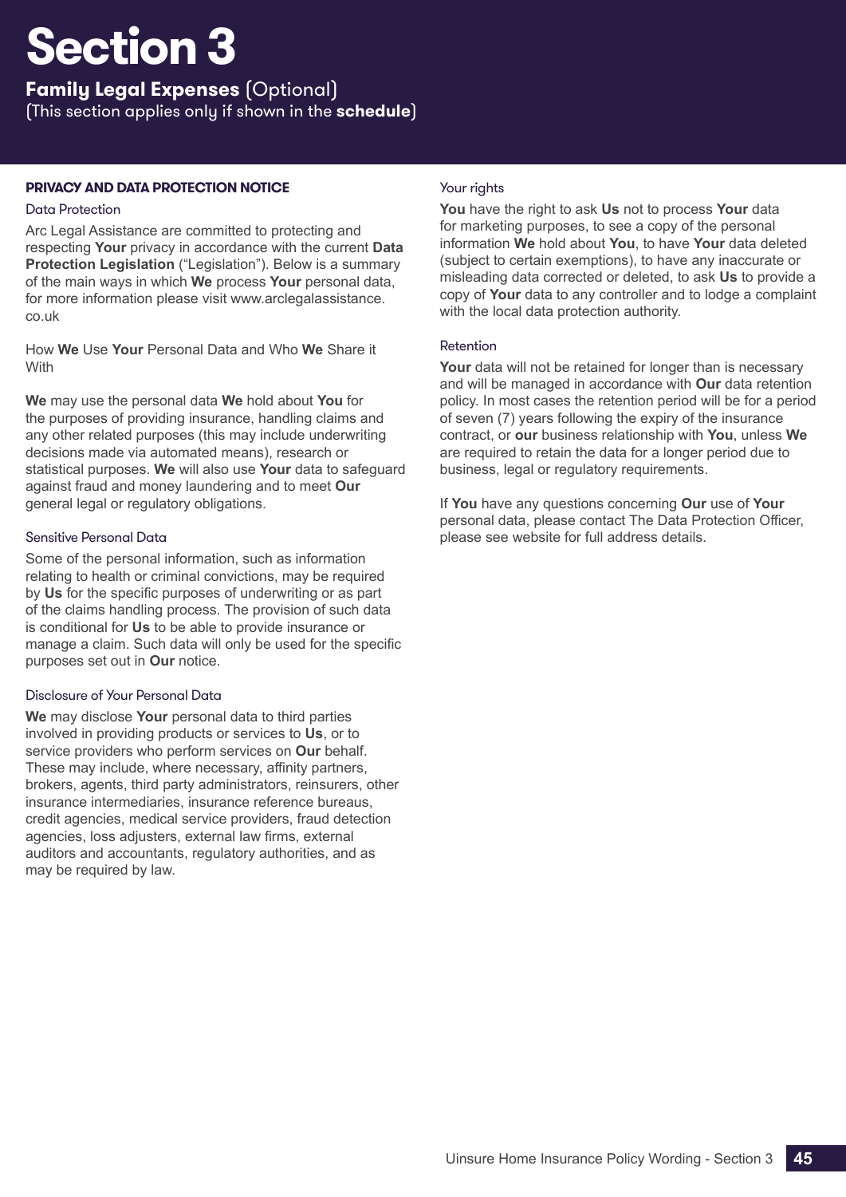# Section 3

**Family Legal Expenses** (Optional)
(This section applies only if shown in the **schedule**)

## PRIVACY AND DATA PROTECTION NOTICE

### Data Protection

Arc Legal Assistance are committed to protecting and respecting **Your** privacy in accordance with the current **Data Protection Legislation** ("Legislation"). Below is a summary of the main ways in which **We** process **Your** personal data, for more information please visit www.arclegalassistance.co.uk

How **We** Use **Your** Personal Data and Who **We** Share it With

**We** may use the personal data **We** hold about **You** for the purposes of providing insurance, handling claims and any other related purposes (this may include underwriting decisions made via automated means), research or statistical purposes. **We** will also use **Your** data to safeguard against fraud and money laundering and to meet **Our** general legal or regulatory obligations.

### Sensitive Personal Data

Some of the personal information, such as information relating to health or criminal convictions, may be required by **Us** for the specific purposes of underwriting or as part of the claims handling process. The provision of such data is conditional for **Us** to be able to provide insurance or manage a claim. Such data will only be used for the specific purposes set out in **Our** notice.

### Disclosure of Your Personal Data

**We** may disclose **Your** personal data to third parties involved in providing products or services to **Us**, or to service providers who perform services on **Our** behalf. These may include, where necessary, affinity partners, brokers, agents, third party administrators, reinsurers, other insurance intermediaries, insurance reference bureaus, credit agencies, medical service providers, fraud detection agencies, loss adjusters, external law firms, external auditors and accountants, regulatory authorities, and as may be required by law.

### Your rights

**You** have the right to ask **Us** not to process **Your** data for marketing purposes, to see a copy of the personal information **We** hold about **You**, to have **Your** data deleted (subject to certain exemptions), to have any inaccurate or misleading data corrected or deleted, to ask **Us** to provide a copy of **Your** data to any controller and to lodge a complaint with the local data protection authority.

### Retention

**Your** data will not be retained for longer than is necessary and will be managed in accordance with **Our** data retention policy. In most cases the retention period will be for a period of seven (7) years following the expiry of the insurance contract, or **our** business relationship with **You**, unless **We** are required to retain the data for a longer period due to business, legal or regulatory requirements.

If **You** have any questions concerning **Our** use of **Your** personal data, please contact The Data Protection Officer, please see website for full address details.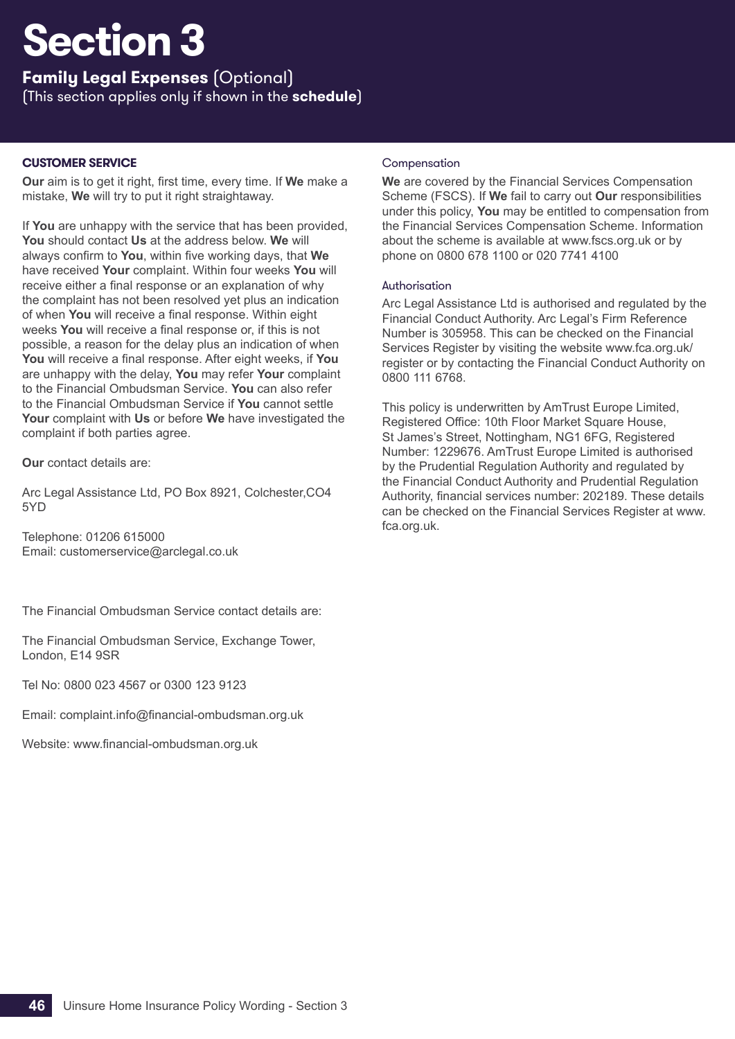# Section 3

**Family Legal Expenses** (Optional)
(This section applies only if shown in the **schedule**)

### CUSTOMER SERVICE

**Our** aim is to get it right, first time, every time. If **We** make a mistake, **We** will try to put it right straightaway.

If **You** are unhappy with the service that has been provided, **You** should contact **Us** at the address below. **We** will always confirm to **You**, within five working days, that **We** have received **Your** complaint. Within four weeks **You** will receive either a final response or an explanation of why the complaint has not been resolved yet plus an indication of when **You** will receive a final response. Within eight weeks **You** will receive a final response or, if this is not possible, a reason for the delay plus an indication of when **You** will receive a final response. After eight weeks, if **You** are unhappy with the delay, **You** may refer **Your** complaint to the Financial Ombudsman Service. **You** can also refer to the Financial Ombudsman Service if **You** cannot settle **Your** complaint with **Us** or before **We** have investigated the complaint if both parties agree.

**Our** contact details are:

Arc Legal Assistance Ltd, PO Box 8921, Colchester,CO4 5YD

Telephone: 01206 615000
Email: customerservice@arclegal.co.uk

The Financial Ombudsman Service contact details are:

The Financial Ombudsman Service, Exchange Tower, London, E14 9SR

Tel No: 0800 023 4567 or 0300 123 9123

Email: complaint.info@financial-ombudsman.org.uk

Website: www.financial-ombudsman.org.uk

#### Compensation

**We** are covered by the Financial Services Compensation Scheme (FSCS). If **We** fail to carry out **Our** responsibilities under this policy, **You** may be entitled to compensation from the Financial Services Compensation Scheme. Information about the scheme is available at www.fscs.org.uk or by phone on 0800 678 1100 or 020 7741 4100

#### Authorisation

Arc Legal Assistance Ltd is authorised and regulated by the Financial Conduct Authority. Arc Legal's Firm Reference Number is 305958. This can be checked on the Financial Services Register by visiting the website www.fca.org.uk/register or by contacting the Financial Conduct Authority on 0800 111 6768.

This policy is underwritten by AmTrust Europe Limited, Registered Office: 10th Floor Market Square House, St James's Street, Nottingham, NG1 6FG, Registered Number: 1229676. AmTrust Europe Limited is authorised by the Prudential Regulation Authority and regulated by the Financial Conduct Authority and Prudential Regulation Authority, financial services number: 202189. These details can be checked on the Financial Services Register at www.fca.org.uk.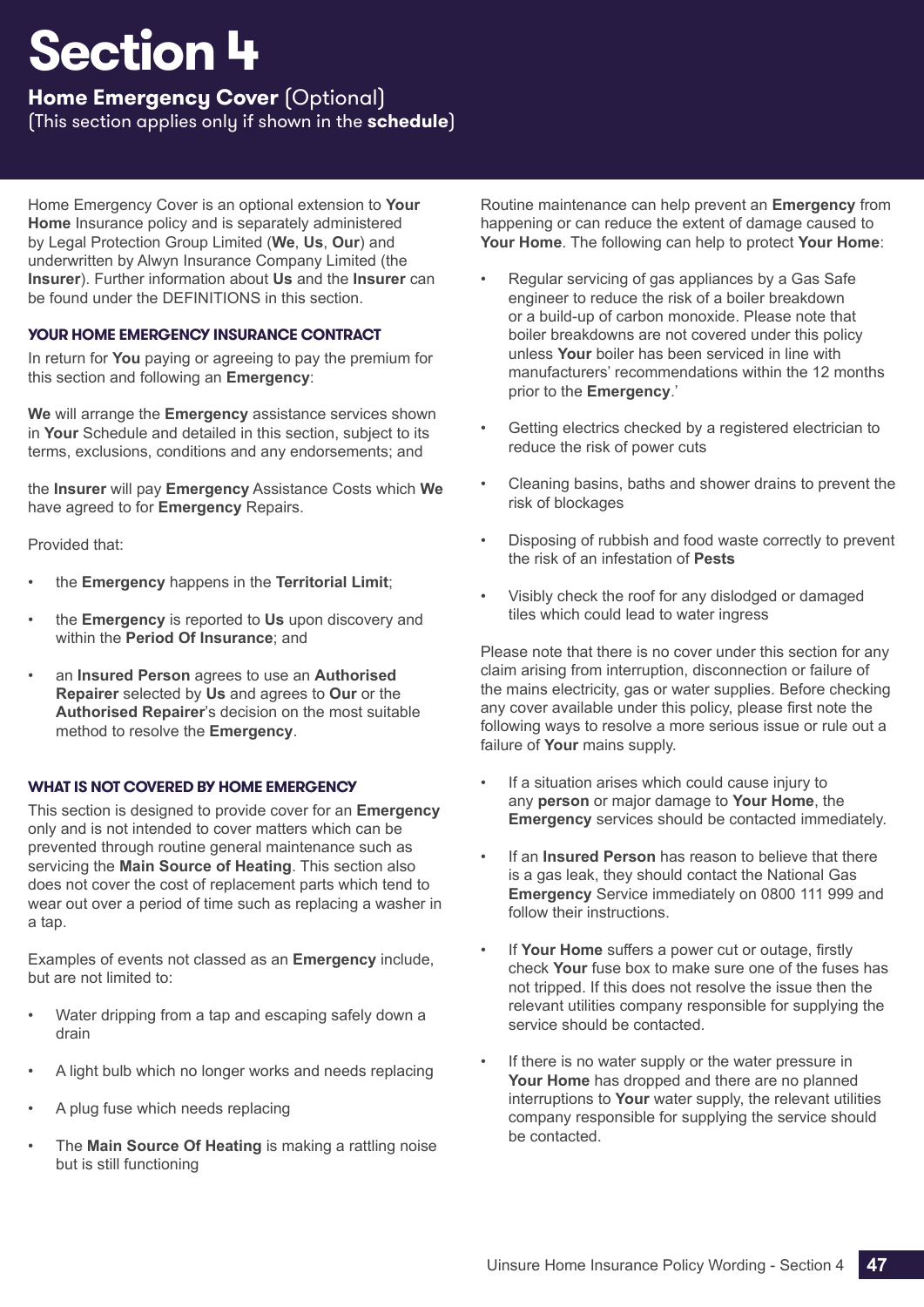# Section 4

## Home Emergency Cover (Optional)

(This section applies only if shown in the **schedule**)

Home Emergency Cover is an optional extension to **Your Home** Insurance policy and is separately administered by Legal Protection Group Limited (**We**, **Us**, **Our**) and underwritten by Alwyn Insurance Company Limited (the **Insurer**). Further information about **Us** and the **Insurer** can be found under the DEFINITIONS in this section.

### YOUR HOME EMERGENCY INSURANCE CONTRACT

In return for **You** paying or agreeing to pay the premium for this section and following an **Emergency**:

**We** will arrange the **Emergency** assistance services shown in **Your** Schedule and detailed in this section, subject to its terms, exclusions, conditions and any endorsements; and

the **Insurer** will pay **Emergency** Assistance Costs which **We** have agreed to for **Emergency** Repairs.

Provided that:

- the **Emergency** happens in the **Territorial Limit**;
- the **Emergency** is reported to **Us** upon discovery and within the **Period Of Insurance**; and
- an **Insured Person** agrees to use an **Authorised Repairer** selected by **Us** and agrees to **Our** or the **Authorised Repairer**'s decision on the most suitable method to resolve the **Emergency**.

### WHAT IS NOT COVERED BY HOME EMERGENCY

This section is designed to provide cover for an **Emergency** only and is not intended to cover matters which can be prevented through routine general maintenance such as servicing the **Main Source of Heating**. This section also does not cover the cost of replacement parts which tend to wear out over a period of time such as replacing a washer in a tap.

Examples of events not classed as an **Emergency** include, but are not limited to:

- Water dripping from a tap and escaping safely down a drain
- A light bulb which no longer works and needs replacing
- A plug fuse which needs replacing
- The **Main Source Of Heating** is making a rattling noise but is still functioning

Routine maintenance can help prevent an **Emergency** from happening or can reduce the extent of damage caused to **Your Home**. The following can help to protect **Your Home**:

- Regular servicing of gas appliances by a Gas Safe engineer to reduce the risk of a boiler breakdown or a build-up of carbon monoxide. Please note that boiler breakdowns are not covered under this policy unless **Your** boiler has been serviced in line with manufacturers' recommendations within the 12 months prior to the **Emergency**.'
- Getting electrics checked by a registered electrician to reduce the risk of power cuts
- Cleaning basins, baths and shower drains to prevent the risk of blockages
- Disposing of rubbish and food waste correctly to prevent the risk of an infestation of **Pests**
- Visibly check the roof for any dislodged or damaged tiles which could lead to water ingress

Please note that there is no cover under this section for any claim arising from interruption, disconnection or failure of the mains electricity, gas or water supplies. Before checking any cover available under this policy, please first note the following ways to resolve a more serious issue or rule out a failure of **Your** mains supply.

- If a situation arises which could cause injury to any **person** or major damage to **Your Home**, the **Emergency** services should be contacted immediately.
- If an **Insured Person** has reason to believe that there is a gas leak, they should contact the National Gas **Emergency** Service immediately on 0800 111 999 and follow their instructions.
- If **Your Home** suffers a power cut or outage, firstly check **Your** fuse box to make sure one of the fuses has not tripped. If this does not resolve the issue then the relevant utilities company responsible for supplying the service should be contacted.
- If there is no water supply or the water pressure in **Your Home** has dropped and there are no planned interruptions to **Your** water supply, the relevant utilities company responsible for supplying the service should be contacted.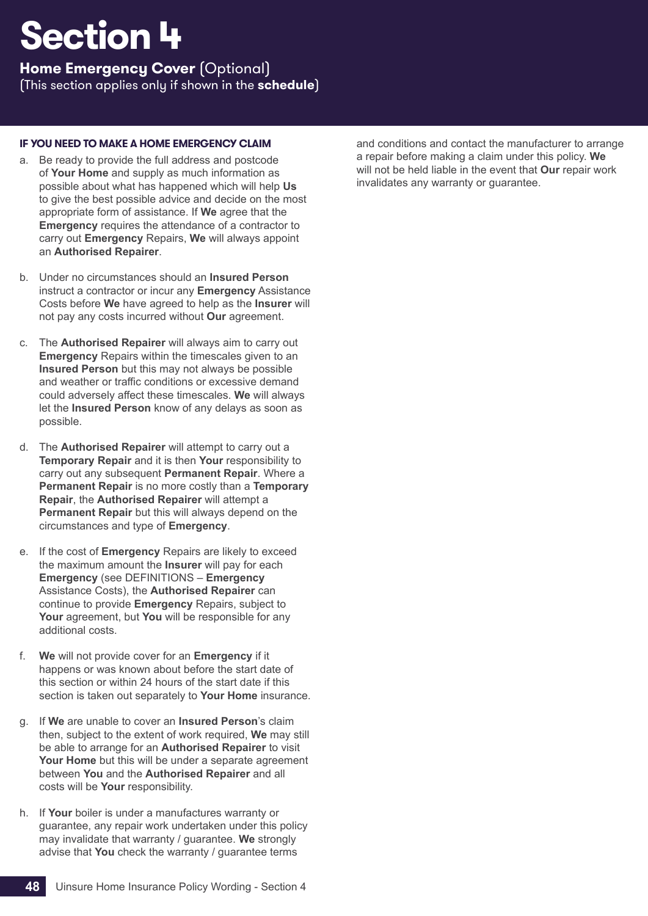# Section 4

## Home Emergency Cover (Optional)

(This section applies only if shown in the **schedule**)

### IF YOU NEED TO MAKE A HOME EMERGENCY CLAIM

a. Be ready to provide the full address and postcode of **Your Home** and supply as much information as possible about what has happened which will help **Us** to give the best possible advice and decide on the most appropriate form of assistance. If **We** agree that the **Emergency** requires the attendance of a contractor to carry out **Emergency** Repairs, **We** will always appoint an **Authorised Repairer**.

b. Under no circumstances should an **Insured Person** instruct a contractor or incur any **Emergency** Assistance Costs before **We** have agreed to help as the **Insurer** will not pay any costs incurred without **Our** agreement.

c. The **Authorised Repairer** will always aim to carry out **Emergency** Repairs within the timescales given to an **Insured Person** but this may not always be possible and weather or traffic conditions or excessive demand could adversely affect these timescales. **We** will always let the **Insured Person** know of any delays as soon as possible.

d. The **Authorised Repairer** will attempt to carry out a **Temporary Repair** and it is then **Your** responsibility to carry out any subsequent **Permanent Repair**. Where a **Permanent Repair** is no more costly than a **Temporary Repair**, the **Authorised Repairer** will attempt a **Permanent Repair** but this will always depend on the circumstances and type of **Emergency**.

e. If the cost of **Emergency** Repairs are likely to exceed the maximum amount the **Insurer** will pay for each **Emergency** (see DEFINITIONS – **Emergency** Assistance Costs), the **Authorised Repairer** can continue to provide **Emergency** Repairs, subject to **Your** agreement, but **You** will be responsible for any additional costs.

f. **We** will not provide cover for an **Emergency** if it happens or was known about before the start date of this section or within 24 hours of the start date if this section is taken out separately to **Your Home** insurance.

g. If **We** are unable to cover an **Insured Person**'s claim then, subject to the extent of work required, **We** may still be able to arrange for an **Authorised Repairer** to visit **Your Home** but this will be under a separate agreement between **You** and the **Authorised Repairer** and all costs will be **Your** responsibility.

h. If **Your** boiler is under a manufactures warranty or guarantee, any repair work undertaken under this policy may invalidate that warranty / guarantee. **We** strongly advise that **You** check the warranty / guarantee terms and conditions and contact the manufacturer to arrange a repair before making a claim under this policy. **We** will not be held liable in the event that **Our** repair work invalidates any warranty or guarantee.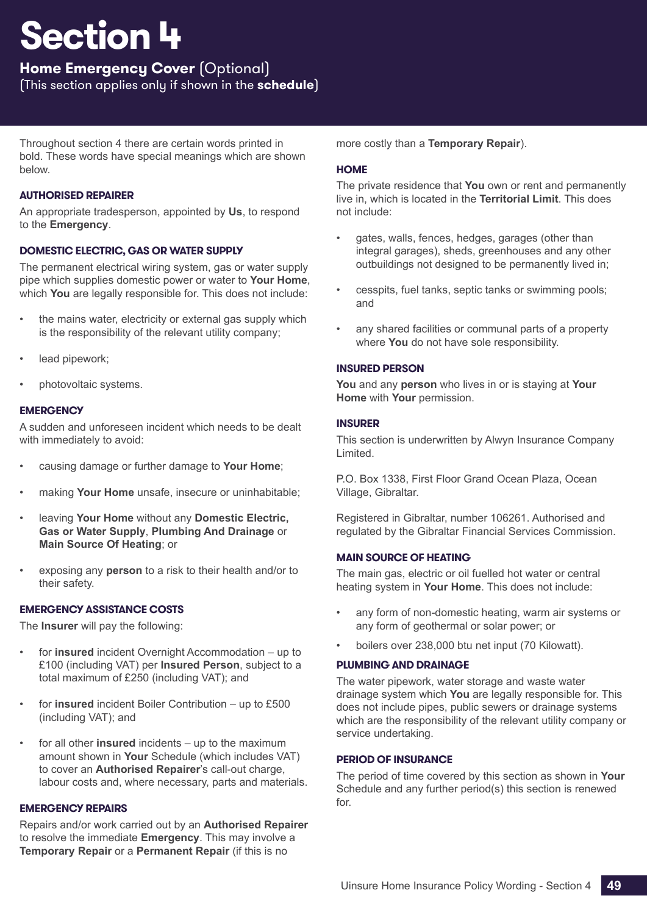# Section 4

## Home Emergency Cover (Optional)

(This section applies only if shown in the **schedule**)

Throughout section 4 there are certain words printed in bold. These words have special meanings which are shown below.

### AUTHORISED REPAIRER

An appropriate tradesperson, appointed by **Us**, to respond to the **Emergency**.

### DOMESTIC ELECTRIC, GAS OR WATER SUPPLY

The permanent electrical wiring system, gas or water supply pipe which supplies domestic power or water to **Your Home**, which **You** are legally responsible for. This does not include:

- the mains water, electricity or external gas supply which is the responsibility of the relevant utility company;
- lead pipework;
- photovoltaic systems.

### EMERGENCY

A sudden and unforeseen incident which needs to be dealt with immediately to avoid:

- causing damage or further damage to **Your Home**;
- making **Your Home** unsafe, insecure or uninhabitable;
- leaving **Your Home** without any **Domestic Electric, Gas or Water Supply**, **Plumbing And Drainage** or **Main Source Of Heating**; or
- exposing any **person** to a risk to their health and/or to their safety.

### EMERGENCY ASSISTANCE COSTS

The **Insurer** will pay the following:

- for **insured** incident Overnight Accommodation – up to £100 (including VAT) per **Insured Person**, subject to a total maximum of £250 (including VAT); and
- for **insured** incident Boiler Contribution – up to £500 (including VAT); and
- for all other **insured** incidents – up to the maximum amount shown in **Your** Schedule (which includes VAT) to cover an **Authorised Repairer**'s call-out charge, labour costs and, where necessary, parts and materials.

### EMERGENCY REPAIRS

Repairs and/or work carried out by an **Authorised Repairer** to resolve the immediate **Emergency**. This may involve a **Temporary Repair** or a **Permanent Repair** (if this is no more costly than a **Temporary Repair**).

### HOME

The private residence that **You** own or rent and permanently live in, which is located in the **Territorial Limit**. This does not include:

- gates, walls, fences, hedges, garages (other than integral garages), sheds, greenhouses and any other outbuildings not designed to be permanently lived in;
- cesspits, fuel tanks, septic tanks or swimming pools; and
- any shared facilities or communal parts of a property where **You** do not have sole responsibility.

### INSURED PERSON

**You** and any **person** who lives in or is staying at **Your Home** with **Your** permission.

### INSURER

This section is underwritten by Alwyn Insurance Company Limited.

P.O. Box 1338, First Floor Grand Ocean Plaza, Ocean Village, Gibraltar.

Registered in Gibraltar, number 106261. Authorised and regulated by the Gibraltar Financial Services Commission.

### MAIN SOURCE OF HEATING

The main gas, electric or oil fuelled hot water or central heating system in **Your Home**. This does not include:

- any form of non-domestic heating, warm air systems or any form of geothermal or solar power; or
- boilers over 238,000 btu net input (70 Kilowatt).

### PLUMBING AND DRAINAGE

The water pipework, water storage and waste water drainage system which **You** are legally responsible for. This does not include pipes, public sewers or drainage systems which are the responsibility of the relevant utility company or service undertaking.

### PERIOD OF INSURANCE

The period of time covered by this section as shown in **Your** Schedule and any further period(s) this section is renewed for.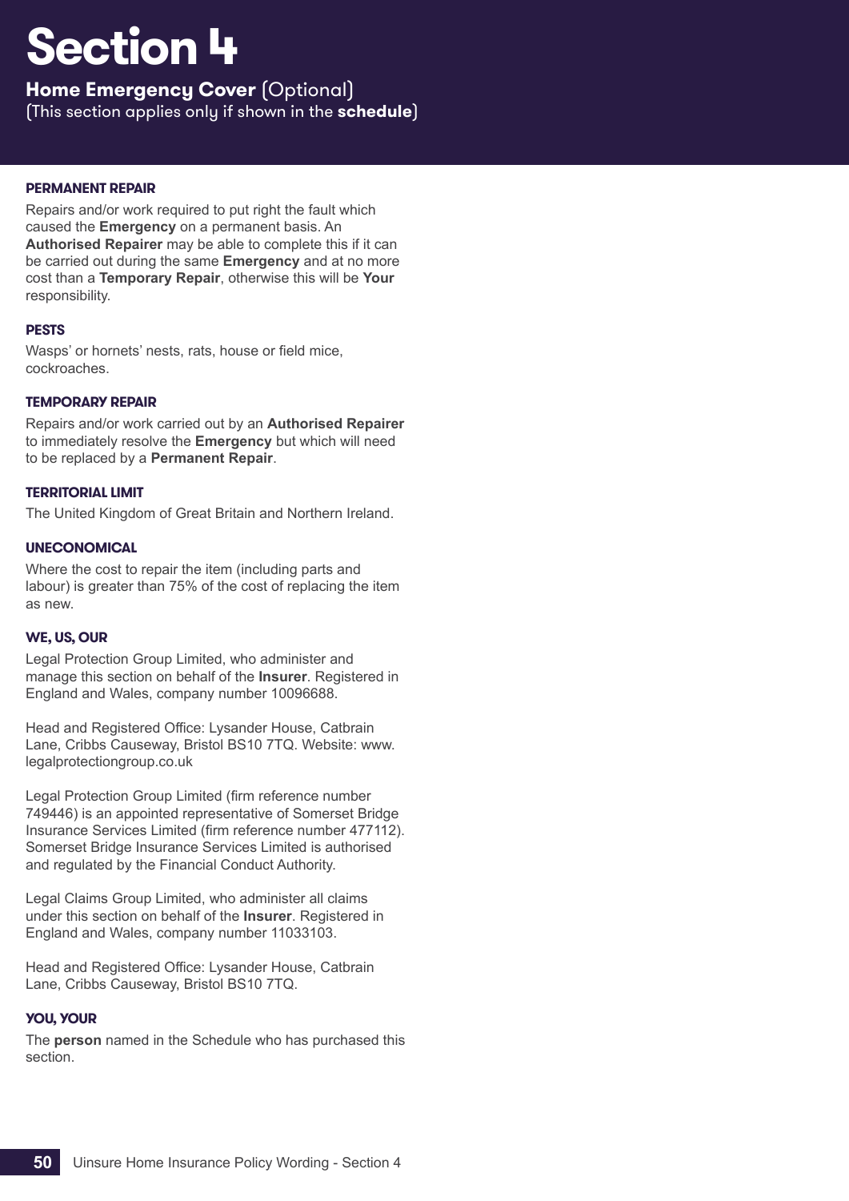# Section 4

**Home Emergency Cover** (Optional)
(This section applies only if shown in the **schedule**)

#### PERMANENT REPAIR

Repairs and/or work required to put right the fault which caused the **Emergency** on a permanent basis. An **Authorised Repairer** may be able to complete this if it can be carried out during the same **Emergency** and at no more cost than a **Temporary Repair**, otherwise this will be **Your** responsibility.

#### PESTS

Wasps' or hornets' nests, rats, house or field mice, cockroaches.

#### TEMPORARY REPAIR

Repairs and/or work carried out by an **Authorised Repairer** to immediately resolve the **Emergency** but which will need to be replaced by a **Permanent Repair**.

#### TERRITORIAL LIMIT

The United Kingdom of Great Britain and Northern Ireland.

#### UNECONOMICAL

Where the cost to repair the item (including parts and labour) is greater than 75% of the cost of replacing the item as new.

#### WE, US, OUR

Legal Protection Group Limited, who administer and manage this section on behalf of the **Insurer**. Registered in England and Wales, company number 10096688.

Head and Registered Office: Lysander House, Catbrain Lane, Cribbs Causeway, Bristol BS10 7TQ. Website: www.legalprotectiongroup.co.uk

Legal Protection Group Limited (firm reference number 749446) is an appointed representative of Somerset Bridge Insurance Services Limited (firm reference number 477112). Somerset Bridge Insurance Services Limited is authorised and regulated by the Financial Conduct Authority.

Legal Claims Group Limited, who administer all claims under this section on behalf of the **Insurer**. Registered in England and Wales, company number 11033103.

Head and Registered Office: Lysander House, Catbrain Lane, Cribbs Causeway, Bristol BS10 7TQ.

#### YOU, YOUR

The **person** named in the Schedule who has purchased this section.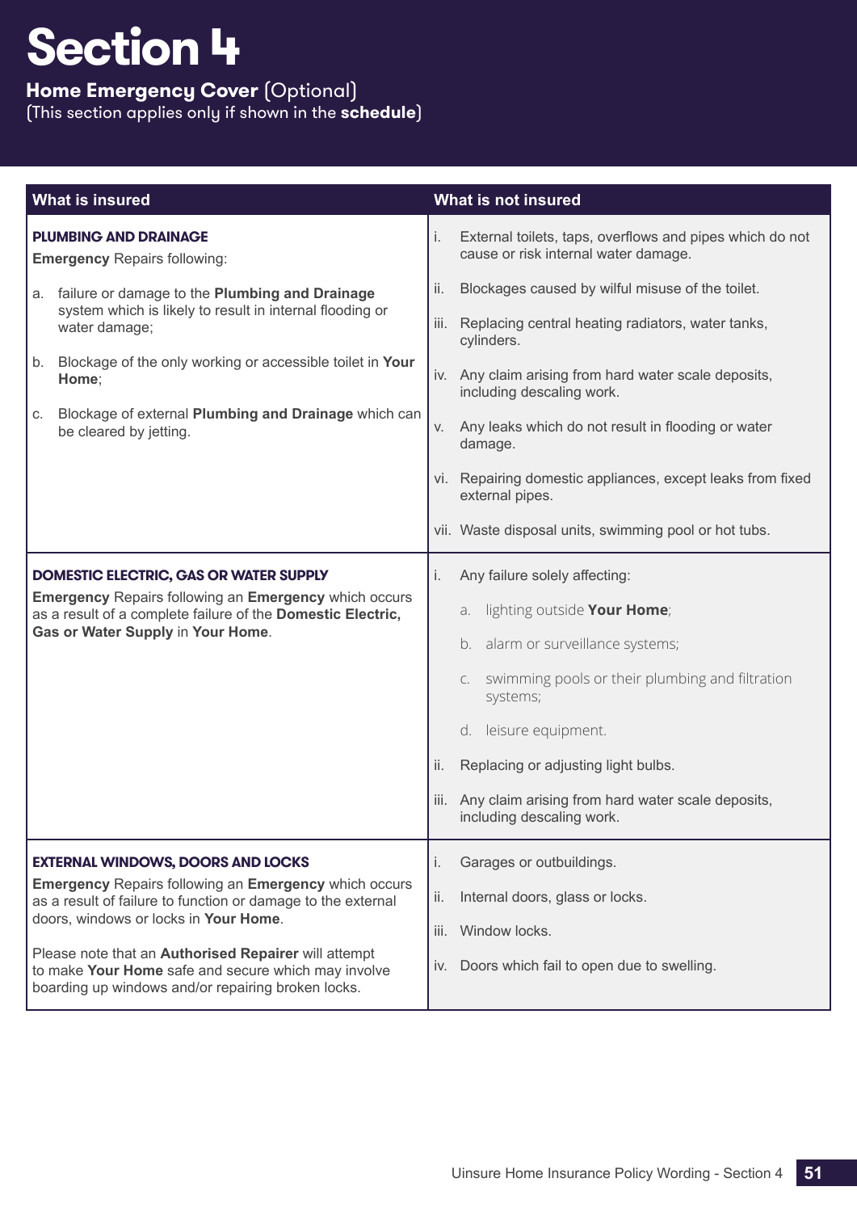# Section 4

**Home Emergency Cover** (Optional)
(This section applies only if shown in the **schedule**)

| What is insured | What is not insured |
|---|---|
| **PLUMBING AND DRAINAGE**<br>**Emergency** Repairs following:<br>a. failure or damage to the **Plumbing and Drainage** system which is likely to result in internal flooding or water damage;<br>b. Blockage of the only working or accessible toilet in **Your Home**;<br>c. Blockage of external **Plumbing and Drainage** which can be cleared by jetting. | i. External toilets, taps, overflows and pipes which do not cause or risk internal water damage.<br>ii. Blockages caused by wilful misuse of the toilet.<br>iii. Replacing central heating radiators, water tanks, cylinders.<br>iv. Any claim arising from hard water scale deposits, including descaling work.<br>v. Any leaks which do not result in flooding or water damage.<br>vi. Repairing domestic appliances, except leaks from fixed external pipes.<br>vii. Waste disposal units, swimming pool or hot tubs. |
| **DOMESTIC ELECTRIC, GAS OR WATER SUPPLY**<br>**Emergency** Repairs following an **Emergency** which occurs as a result of a complete failure of the **Domestic Electric, Gas or Water Supply** in **Your Home**. | i. Any failure solely affecting:<br>a. lighting outside **Your Home**;<br>b. alarm or surveillance systems;<br>c. swimming pools or their plumbing and filtration systems;<br>d. leisure equipment.<br>ii. Replacing or adjusting light bulbs.<br>iii. Any claim arising from hard water scale deposits, including descaling work. |
| **EXTERNAL WINDOWS, DOORS AND LOCKS**<br>**Emergency** Repairs following an **Emergency** which occurs as a result of failure to function or damage to the external doors, windows or locks in **Your Home**.<br><br>Please note that an **Authorised Repairer** will attempt to make **Your Home** safe and secure which may involve boarding up windows and/or repairing broken locks. | i. Garages or outbuildings.<br>ii. Internal doors, glass or locks.<br>iii. Window locks.<br>iv. Doors which fail to open due to swelling. |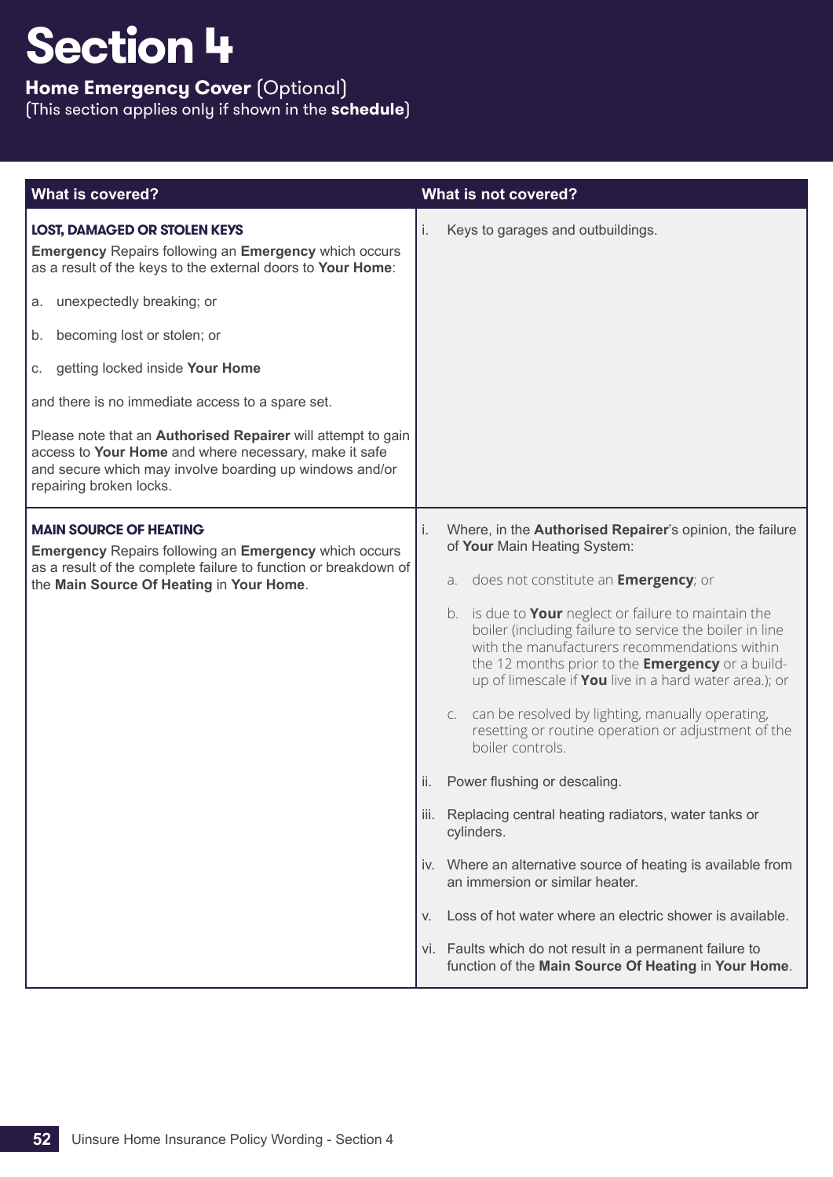# Section 4

**Home Emergency Cover** (Optional)
(This section applies only if shown in the **schedule**)

| What is covered? | What is not covered? |
|---|---|
| **LOST, DAMAGED OR STOLEN KEYS**<br>**Emergency** Repairs following an **Emergency** which occurs as a result of the keys to the external doors to **Your Home**:<br>a. unexpectedly breaking; or<br>b. becoming lost or stolen; or<br>c. getting locked inside **Your Home**<br>and there is no immediate access to a spare set.<br>Please note that an **Authorised Repairer** will attempt to gain access to **Your Home** and where necessary, make it safe and secure which may involve boarding up windows and/or repairing broken locks. | i. Keys to garages and outbuildings. |
| **MAIN SOURCE OF HEATING**<br>**Emergency** Repairs following an **Emergency** which occurs as a result of the complete failure to function or breakdown of the **Main Source Of Heating** in **Your Home**. | i. Where, in the **Authorised Repairer**'s opinion, the failure of **Your** Main Heating System:<br>a. does not constitute an **Emergency**; or<br>b. is due to **Your** neglect or failure to maintain the boiler (including failure to service the boiler in line with the manufacturers recommendations within the 12 months prior to the **Emergency** or a build-up of limescale if **You** live in a hard water area.); or<br>c. can be resolved by lighting, manually operating, resetting or routine operation or adjustment of the boiler controls.<br>ii. Power flushing or descaling.<br>iii. Replacing central heating radiators, water tanks or cylinders.<br>iv. Where an alternative source of heating is available from an immersion or similar heater.<br>v. Loss of hot water where an electric shower is available.<br>vi. Faults which do not result in a permanent failure to function of the **Main Source Of Heating** in **Your Home**. |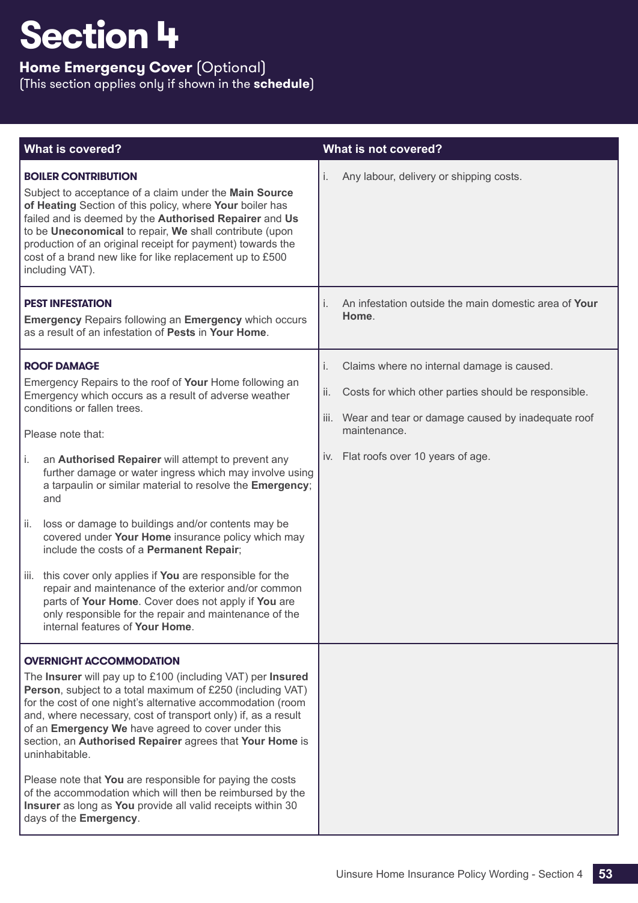# Section 4

**Home Emergency Cover** (Optional)
(This section applies only if shown in the **schedule**)

| What is covered? | What is not covered? |
|---|---|
| **BOILER CONTRIBUTION**<br><br>Subject to acceptance of a claim under the **Main Source of Heating** Section of this policy, where **Your** boiler has failed and is deemed by the **Authorised Repairer** and **Us** to be **Uneconomical** to repair, **We** shall contribute (upon production of an original receipt for payment) towards the cost of a brand new like for like replacement up to £500 including VAT). | i. Any labour, delivery or shipping costs. |
| **PEST INFESTATION**<br><br>**Emergency** Repairs following an **Emergency** which occurs as a result of an infestation of **Pests** in **Your Home**. | i. An infestation outside the main domestic area of **Your Home**. |
| **ROOF DAMAGE**<br><br>Emergency Repairs to the roof of **Your** Home following an Emergency which occurs as a result of adverse weather conditions or fallen trees.<br><br>Please note that:<br><br>i. an **Authorised Repairer** will attempt to prevent any further damage or water ingress which may involve using a tarpaulin or similar material to resolve the **Emergency**; and<br><br>ii. loss or damage to buildings and/or contents may be covered under **Your Home** insurance policy which may include the costs of a **Permanent Repair**;<br><br>iii. this cover only applies if **You** are responsible for the repair and maintenance of the exterior and/or common parts of **Your Home**. Cover does not apply if **You** are only responsible for the repair and maintenance of the internal features of **Your Home**. | i. Claims where no internal damage is caused.<br><br>ii. Costs for which other parties should be responsible.<br><br>iii. Wear and tear or damage caused by inadequate roof maintenance.<br><br>iv. Flat roofs over 10 years of age. |
| **OVERNIGHT ACCOMMODATION**<br><br>The **Insurer** will pay up to £100 (including VAT) per **Insured Person**, subject to a total maximum of £250 (including VAT) for the cost of one night's alternative accommodation (room and, where necessary, cost of transport only) if, as a result of an **Emergency We** have agreed to cover under this section, an **Authorised Repairer** agrees that **Your Home** is uninhabitable.<br><br>Please note that **You** are responsible for paying the costs of the accommodation which will then be reimbursed by the **Insurer** as long as **You** provide all valid receipts within 30 days of the **Emergency**. | |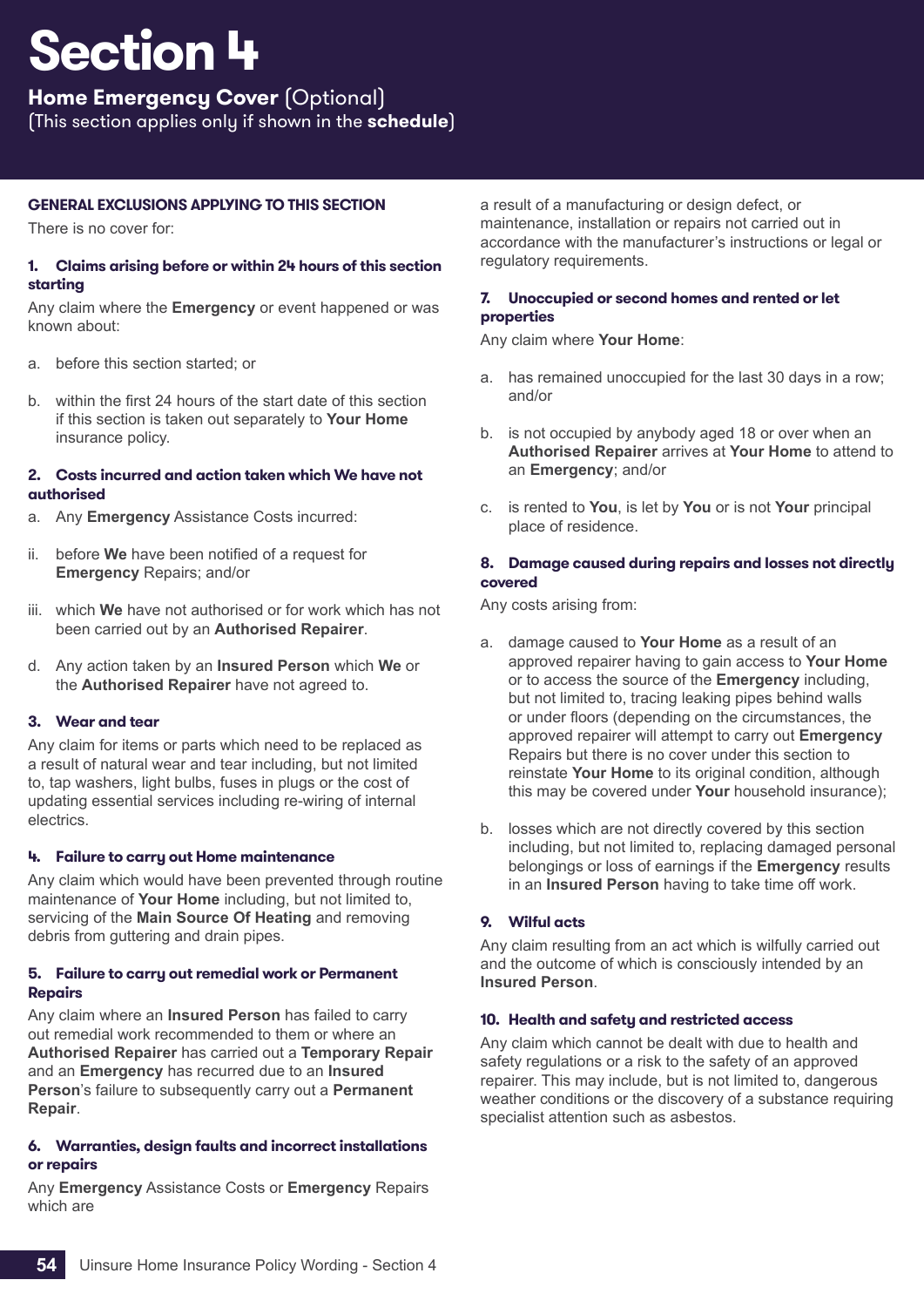# Section 4

## Home Emergency Cover (Optional)

(This section applies only if shown in the **schedule**)

### GENERAL EXCLUSIONS APPLYING TO THIS SECTION

There is no cover for:

#### 1. Claims arising before or within 24 hours of this section starting

Any claim where the **Emergency** or event happened or was known about:

a. before this section started; or

b. within the first 24 hours of the start date of this section if this section is taken out separately to **Your Home** insurance policy.

#### 2. Costs incurred and action taken which We have not authorised

a. Any **Emergency** Assistance Costs incurred:

ii. before **We** have been notified of a request for **Emergency** Repairs; and/or

iii. which **We** have not authorised or for work which has not been carried out by an **Authorised Repairer**.

d. Any action taken by an **Insured Person** which **We** or the **Authorised Repairer** have not agreed to.

#### 3. Wear and tear

Any claim for items or parts which need to be replaced as a result of natural wear and tear including, but not limited to, tap washers, light bulbs, fuses in plugs or the cost of updating essential services including re-wiring of internal electrics.

#### 4. Failure to carry out Home maintenance

Any claim which would have been prevented through routine maintenance of **Your Home** including, but not limited to, servicing of the **Main Source Of Heating** and removing debris from guttering and drain pipes.

#### 5. Failure to carry out remedial work or Permanent Repairs

Any claim where an **Insured Person** has failed to carry out remedial work recommended to them or where an **Authorised Repairer** has carried out a **Temporary Repair** and an **Emergency** has recurred due to an **Insured Person**'s failure to subsequently carry out a **Permanent Repair**.

#### 6. Warranties, design faults and incorrect installations or repairs

Any **Emergency** Assistance Costs or **Emergency** Repairs which are a result of a manufacturing or design defect, or maintenance, installation or repairs not carried out in accordance with the manufacturer's instructions or legal or regulatory requirements.

#### 7. Unoccupied or second homes and rented or let properties

Any claim where **Your Home**:

a. has remained unoccupied for the last 30 days in a row; and/or

b. is not occupied by anybody aged 18 or over when an **Authorised Repairer** arrives at **Your Home** to attend to an **Emergency**; and/or

c. is rented to **You**, is let by **You** or is not **Your** principal place of residence.

#### 8. Damage caused during repairs and losses not directly covered

Any costs arising from:

a. damage caused to **Your Home** as a result of an approved repairer having to gain access to **Your Home** or to access the source of the **Emergency** including, but not limited to, tracing leaking pipes behind walls or under floors (depending on the circumstances, the approved repairer will attempt to carry out **Emergency** Repairs but there is no cover under this section to reinstate **Your Home** to its original condition, although this may be covered under **Your** household insurance);

b. losses which are not directly covered by this section including, but not limited to, replacing damaged personal belongings or loss of earnings if the **Emergency** results in an **Insured Person** having to take time off work.

#### 9. Wilful acts

Any claim resulting from an act which is wilfully carried out and the outcome of which is consciously intended by an **Insured Person**.

#### 10. Health and safety and restricted access

Any claim which cannot be dealt with due to health and safety regulations or a risk to the safety of an approved repairer. This may include, but is not limited to, dangerous weather conditions or the discovery of a substance requiring specialist attention such as asbestos.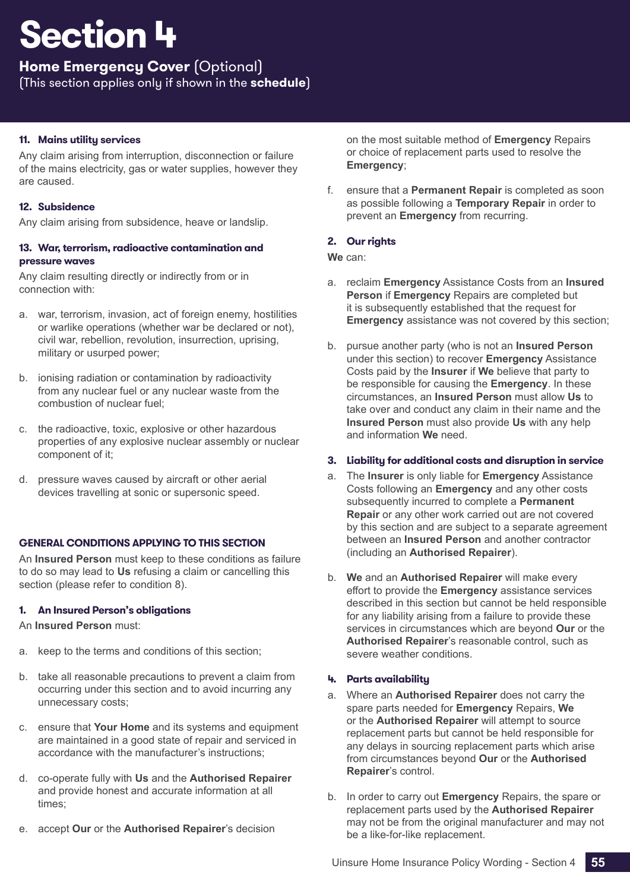# Section 4

## Home Emergency Cover (Optional)

(This section applies only if shown in the **schedule**)

#### 11. Mains utility services

Any claim arising from interruption, disconnection or failure of the mains electricity, gas or water supplies, however they are caused.

#### 12. Subsidence

Any claim arising from subsidence, heave or landslip.

#### 13. War, terrorism, radioactive contamination and pressure waves

Any claim resulting directly or indirectly from or in connection with:

a. war, terrorism, invasion, act of foreign enemy, hostilities or warlike operations (whether war be declared or not), civil war, rebellion, revolution, insurrection, uprising, military or usurped power;

b. ionising radiation or contamination by radioactivity from any nuclear fuel or any nuclear waste from the combustion of nuclear fuel;

c. the radioactive, toxic, explosive or other hazardous properties of any explosive nuclear assembly or nuclear component of it;

d. pressure waves caused by aircraft or other aerial devices travelling at sonic or supersonic speed.

### GENERAL CONDITIONS APPLYING TO THIS SECTION

An **Insured Person** must keep to these conditions as failure to do so may lead to **Us** refusing a claim or cancelling this section (please refer to condition 8).

#### 1. An Insured Person's obligations

An **Insured Person** must:

a. keep to the terms and conditions of this section;

b. take all reasonable precautions to prevent a claim from occurring under this section and to avoid incurring any unnecessary costs;

c. ensure that **Your Home** and its systems and equipment are maintained in a good state of repair and serviced in accordance with the manufacturer's instructions;

d. co-operate fully with **Us** and the **Authorised Repairer** and provide honest and accurate information at all times;

e. accept **Our** or the **Authorised Repairer**'s decision on the most suitable method of **Emergency** Repairs or choice of replacement parts used to resolve the **Emergency**;

f. ensure that a **Permanent Repair** is completed as soon as possible following a **Temporary Repair** in order to prevent an **Emergency** from recurring.

#### 2. Our rights

**We** can:

a. reclaim **Emergency** Assistance Costs from an **Insured Person** if **Emergency** Repairs are completed but it is subsequently established that the request for **Emergency** assistance was not covered by this section;

b. pursue another party (who is not an **Insured Person** under this section) to recover **Emergency** Assistance Costs paid by the **Insurer** if **We** believe that party to be responsible for causing the **Emergency**. In these circumstances, an **Insured Person** must allow **Us** to take over and conduct any claim in their name and the **Insured Person** must also provide **Us** with any help and information **We** need.

#### 3. Liability for additional costs and disruption in service

a. The **Insurer** is only liable for **Emergency** Assistance Costs following an **Emergency** and any other costs subsequently incurred to complete a **Permanent Repair** or any other work carried out are not covered by this section and are subject to a separate agreement between an **Insured Person** and another contractor (including an **Authorised Repairer**).

b. **We** and an **Authorised Repairer** will make every effort to provide the **Emergency** assistance services described in this section but cannot be held responsible for any liability arising from a failure to provide these services in circumstances which are beyond **Our** or the **Authorised Repairer**'s reasonable control, such as severe weather conditions.

#### 4. Parts availability

a. Where an **Authorised Repairer** does not carry the spare parts needed for **Emergency** Repairs, **We** or the **Authorised Repairer** will attempt to source replacement parts but cannot be held responsible for any delays in sourcing replacement parts which arise from circumstances beyond **Our** or the **Authorised Repairer**'s control.

b. In order to carry out **Emergency** Repairs, the spare or replacement parts used by the **Authorised Repairer** may not be from the original manufacturer and may not be a like-for-like replacement.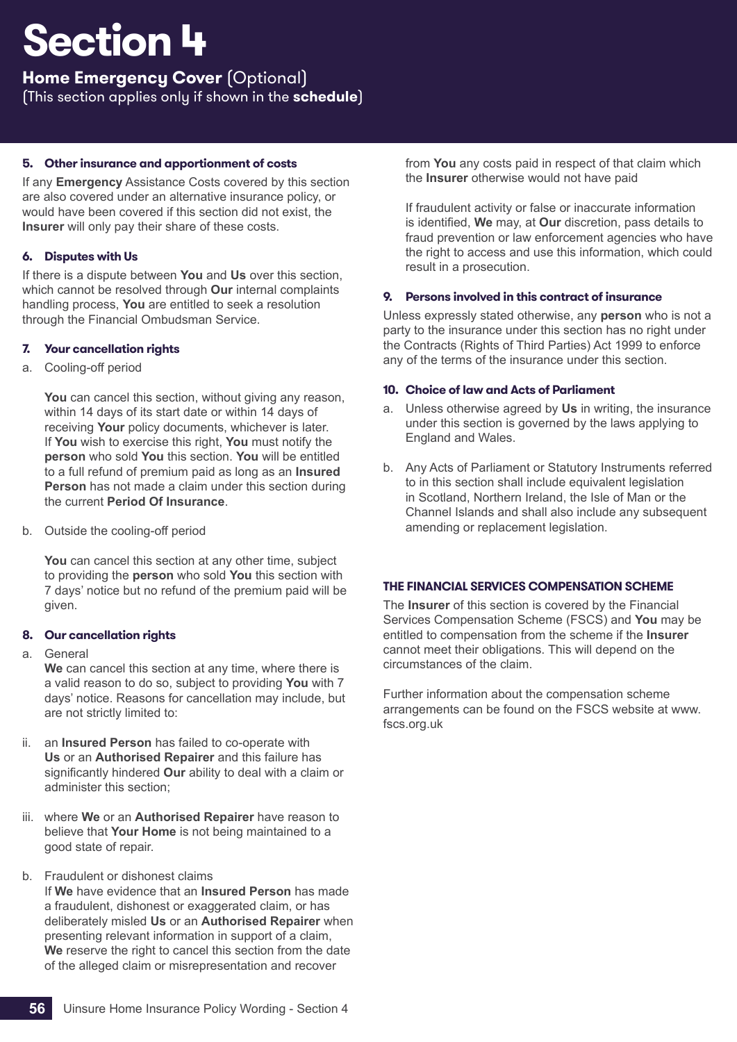# Section 4

## Home Emergency Cover (Optional)

(This section applies only if shown in the **schedule**)

### 5. Other insurance and apportionment of costs

If any **Emergency** Assistance Costs covered by this section are also covered under an alternative insurance policy, or would have been covered if this section did not exist, the **Insurer** will only pay their share of these costs.

### 6. Disputes with Us

If there is a dispute between **You** and **Us** over this section, which cannot be resolved through **Our** internal complaints handling process, **You** are entitled to seek a resolution through the Financial Ombudsman Service.

### 7. Your cancellation rights

a. Cooling-off period

**You** can cancel this section, without giving any reason, within 14 days of its start date or within 14 days of receiving **Your** policy documents, whichever is later. If **You** wish to exercise this right, **You** must notify the **person** who sold **You** this section. **You** will be entitled to a full refund of premium paid as long as an **Insured Person** has not made a claim under this section during the current **Period Of Insurance**.

b. Outside the cooling-off period

**You** can cancel this section at any other time, subject to providing the **person** who sold **You** this section with 7 days' notice but no refund of the premium paid will be given.

### 8. Our cancellation rights

a. General
**We** can cancel this section at any time, where there is a valid reason to do so, subject to providing **You** with 7 days' notice. Reasons for cancellation may include, but are not strictly limited to:

ii. an **Insured Person** has failed to co-operate with **Us** or an **Authorised Repairer** and this failure has significantly hindered **Our** ability to deal with a claim or administer this section;

iii. where **We** or an **Authorised Repairer** have reason to believe that **Your Home** is not being maintained to a good state of repair.

b. Fraudulent or dishonest claims
If **We** have evidence that an **Insured Person** has made a fraudulent, dishonest or exaggerated claim, or has deliberately misled **Us** or an **Authorised Repairer** when presenting relevant information in support of a claim, **We** reserve the right to cancel this section from the date of the alleged claim or misrepresentation and recover from **You** any costs paid in respect of that claim which the **Insurer** otherwise would not have paid

If fraudulent activity or false or inaccurate information is identified, **We** may, at **Our** discretion, pass details to fraud prevention or law enforcement agencies who have the right to access and use this information, which could result in a prosecution.

### 9. Persons involved in this contract of insurance

Unless expressly stated otherwise, any **person** who is not a party to the insurance under this section has no right under the Contracts (Rights of Third Parties) Act 1999 to enforce any of the terms of the insurance under this section.

### 10. Choice of law and Acts of Parliament

a. Unless otherwise agreed by **Us** in writing, the insurance under this section is governed by the laws applying to England and Wales.

b. Any Acts of Parliament or Statutory Instruments referred to in this section shall include equivalent legislation in Scotland, Northern Ireland, the Isle of Man or the Channel Islands and shall also include any subsequent amending or replacement legislation.

### THE FINANCIAL SERVICES COMPENSATION SCHEME

The **Insurer** of this section is covered by the Financial Services Compensation Scheme (FSCS) and **You** may be entitled to compensation from the scheme if the **Insurer** cannot meet their obligations. This will depend on the circumstances of the claim.

Further information about the compensation scheme arrangements can be found on the FSCS website at www.fscs.org.uk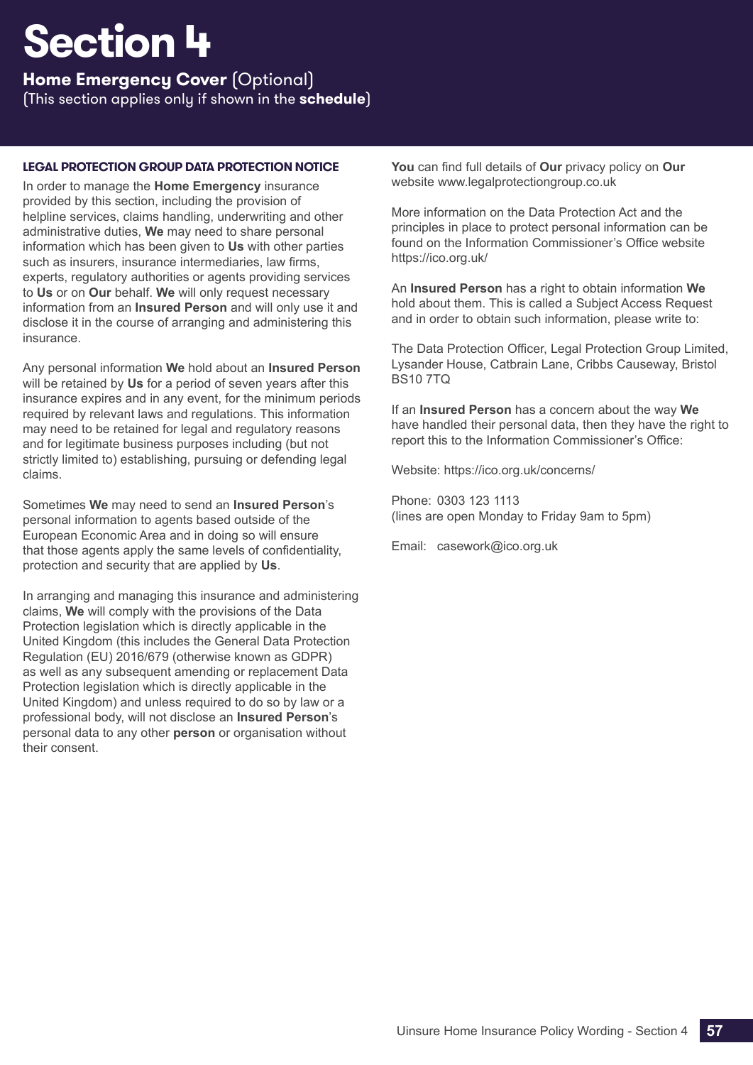# Section 4

**Home Emergency Cover** (Optional)
(This section applies only if shown in the **schedule**)

### LEGAL PROTECTION GROUP DATA PROTECTION NOTICE

In order to manage the **Home Emergency** insurance provided by this section, including the provision of helpline services, claims handling, underwriting and other administrative duties, **We** may need to share personal information which has been given to **Us** with other parties such as insurers, insurance intermediaries, law firms, experts, regulatory authorities or agents providing services to **Us** or on **Our** behalf. **We** will only request necessary information from an **Insured Person** and will only use it and disclose it in the course of arranging and administering this insurance.

Any personal information **We** hold about an **Insured Person** will be retained by **Us** for a period of seven years after this insurance expires and in any event, for the minimum periods required by relevant laws and regulations. This information may need to be retained for legal and regulatory reasons and for legitimate business purposes including (but not strictly limited to) establishing, pursuing or defending legal claims.

Sometimes **We** may need to send an **Insured Person**'s personal information to agents based outside of the European Economic Area and in doing so will ensure that those agents apply the same levels of confidentiality, protection and security that are applied by **Us**.

In arranging and managing this insurance and administering claims, **We** will comply with the provisions of the Data Protection legislation which is directly applicable in the United Kingdom (this includes the General Data Protection Regulation (EU) 2016/679 (otherwise known as GDPR) as well as any subsequent amending or replacement Data Protection legislation which is directly applicable in the United Kingdom) and unless required to do so by law or a professional body, will not disclose an **Insured Person**'s personal data to any other **person** or organisation without their consent.

**You** can find full details of **Our** privacy policy on **Our** website www.legalprotectiongroup.co.uk

More information on the Data Protection Act and the principles in place to protect personal information can be found on the Information Commissioner's Office website https://ico.org.uk/

An **Insured Person** has a right to obtain information **We** hold about them. This is called a Subject Access Request and in order to obtain such information, please write to:

The Data Protection Officer, Legal Protection Group Limited, Lysander House, Catbrain Lane, Cribbs Causeway, Bristol BS10 7TQ

If an **Insured Person** has a concern about the way **We** have handled their personal data, then they have the right to report this to the Information Commissioner's Office:

Website: https://ico.org.uk/concerns/

Phone: 0303 123 1113
(lines are open Monday to Friday 9am to 5pm)

Email: casework@ico.org.uk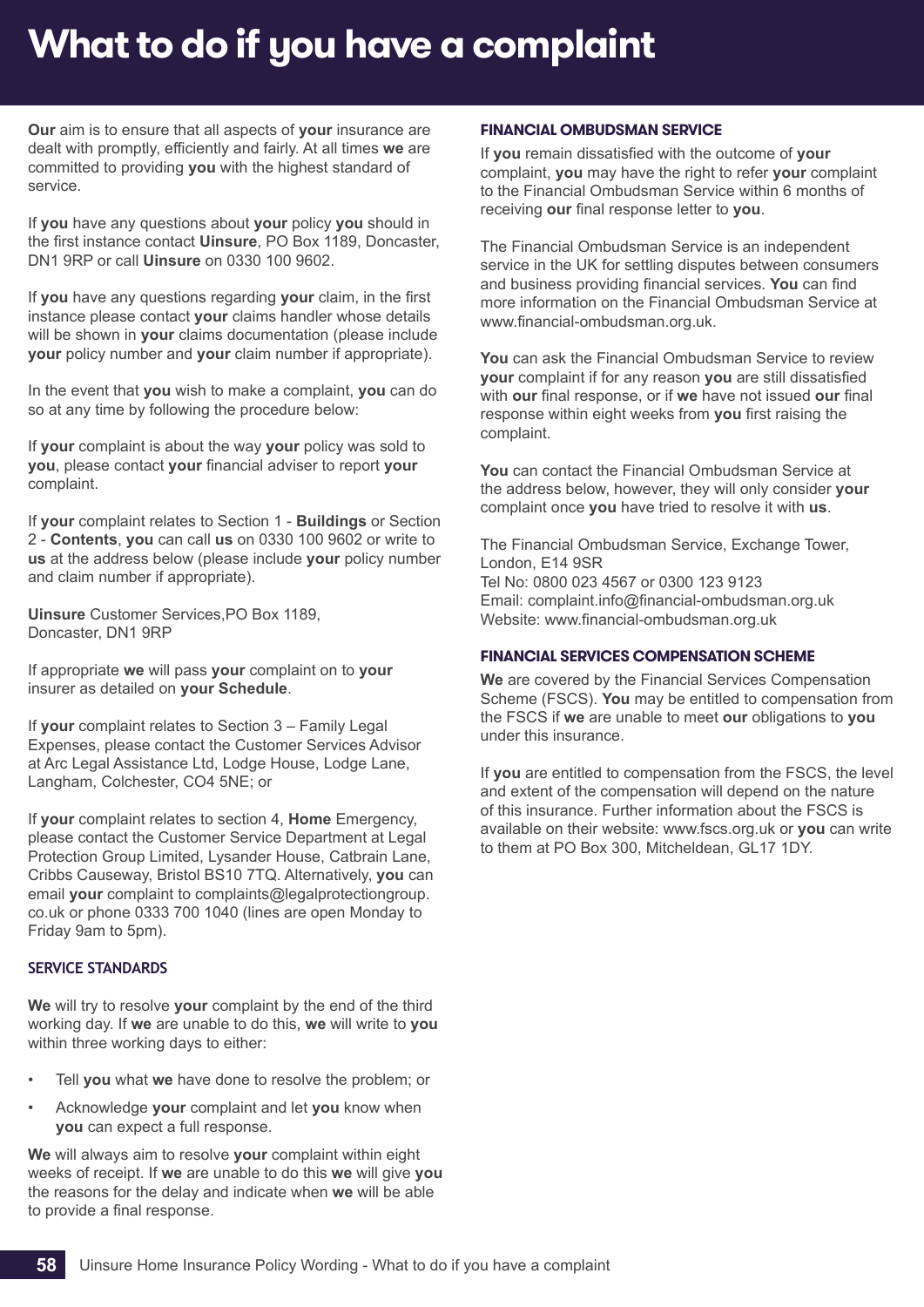# What to do if you have a complaint

**Our** aim is to ensure that all aspects of **your** insurance are dealt with promptly, efficiently and fairly. At all times **we** are committed to providing **you** with the highest standard of service.

If **you** have any questions about **your** policy **you** should in the first instance contact **Uinsure**, PO Box 1189, Doncaster, DN1 9RP or call **Uinsure** on 0330 100 9602.

If **you** have any questions regarding **your** claim, in the first instance please contact **your** claims handler whose details will be shown in **your** claims documentation (please include **your** policy number and **your** claim number if appropriate).

In the event that **you** wish to make a complaint, **you** can do so at any time by following the procedure below:

If **your** complaint is about the way **your** policy was sold to **you**, please contact **your** financial adviser to report **your** complaint.

If **your** complaint relates to Section 1 - **Buildings** or Section 2 - **Contents**, **you** can call **us** on 0330 100 9602 or write to **us** at the address below (please include **your** policy number and claim number if appropriate).

**Uinsure** Customer Services,PO Box 1189,
Doncaster, DN1 9RP

If appropriate **we** will pass **your** complaint on to **your** insurer as detailed on **your Schedule**.

If **your** complaint relates to Section 3 – Family Legal Expenses, please contact the Customer Services Advisor at Arc Legal Assistance Ltd, Lodge House, Lodge Lane, Langham, Colchester, CO4 5NE; or

If **your** complaint relates to section 4, **Home** Emergency, please contact the Customer Service Department at Legal Protection Group Limited, Lysander House, Catbrain Lane, Cribbs Causeway, Bristol BS10 7TQ. Alternatively, **you** can email **your** complaint to complaints@legalprotectiongroup.co.uk or phone 0333 700 1040 (lines are open Monday to Friday 9am to 5pm).

## SERVICE STANDARDS

**We** will try to resolve **your** complaint by the end of the third working day. If **we** are unable to do this, **we** will write to **you** within three working days to either:

- Tell **you** what **we** have done to resolve the problem; or
- Acknowledge **your** complaint and let **you** know when **you** can expect a full response.

**We** will always aim to resolve **your** complaint within eight weeks of receipt. If **we** are unable to do this **we** will give **you** the reasons for the delay and indicate when **we** will be able to provide a final response.

## FINANCIAL OMBUDSMAN SERVICE

If **you** remain dissatisfied with the outcome of **your** complaint, **you** may have the right to refer **your** complaint to the Financial Ombudsman Service within 6 months of receiving **our** final response letter to **you**.

The Financial Ombudsman Service is an independent service in the UK for settling disputes between consumers and business providing financial services. **You** can find more information on the Financial Ombudsman Service at www.financial-ombudsman.org.uk.

**You** can ask the Financial Ombudsman Service to review **your** complaint if for any reason **you** are still dissatisfied with **our** final response, or if **we** have not issued **our** final response within eight weeks from **you** first raising the complaint.

**You** can contact the Financial Ombudsman Service at the address below, however, they will only consider **your** complaint once **you** have tried to resolve it with **us**.

The Financial Ombudsman Service, Exchange Tower, London, E14 9SR
Tel No: 0800 023 4567 or 0300 123 9123
Email: complaint.info@financial-ombudsman.org.uk
Website: www.financial-ombudsman.org.uk

## FINANCIAL SERVICES COMPENSATION SCHEME

**We** are covered by the Financial Services Compensation Scheme (FSCS). **You** may be entitled to compensation from the FSCS if **we** are unable to meet **our** obligations to **you** under this insurance.

If **you** are entitled to compensation from the FSCS, the level and extent of the compensation will depend on the nature of this insurance. Further information about the FSCS is available on their website: www.fscs.org.uk or **you** can write to them at PO Box 300, Mitcheldean, GL17 1DY.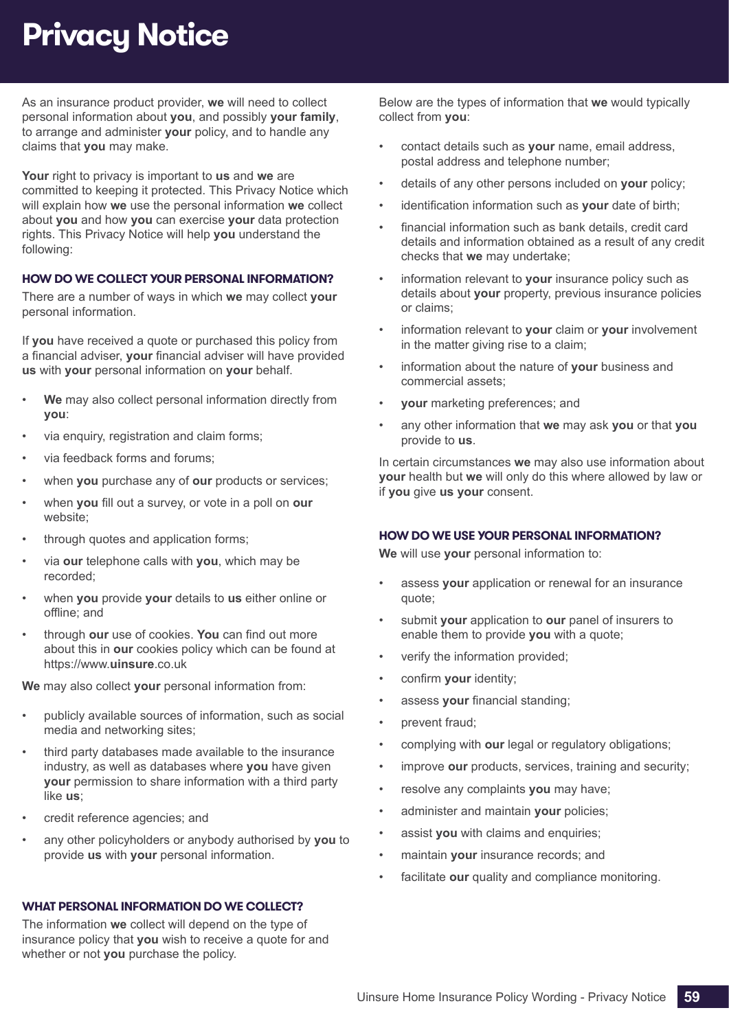# Privacy Notice

As an insurance product provider, **we** will need to collect personal information about **you**, and possibly **your family**, to arrange and administer **your** policy, and to handle any claims that **you** may make.

**Your** right to privacy is important to **us** and **we** are committed to keeping it protected. This Privacy Notice which will explain how **we** use the personal information **we** collect about **you** and how **you** can exercise **your** data protection rights. This Privacy Notice will help **you** understand the following:

### HOW DO WE COLLECT YOUR PERSONAL INFORMATION?

There are a number of ways in which **we** may collect **your** personal information.

If **you** have received a quote or purchased this policy from a financial adviser, **your** financial adviser will have provided **us** with **your** personal information on **your** behalf.

- **We** may also collect personal information directly from **you**:
- via enquiry, registration and claim forms;
- via feedback forms and forums;
- when **you** purchase any of **our** products or services;
- when **you** fill out a survey, or vote in a poll on **our** website;
- through quotes and application forms;
- via **our** telephone calls with **you**, which may be recorded;
- when **you** provide **your** details to **us** either online or offline; and
- through **our** use of cookies. **You** can find out more about this in **our** cookies policy which can be found at https://www.**uinsure**.co.uk

**We** may also collect **your** personal information from:

- publicly available sources of information, such as social media and networking sites;
- third party databases made available to the insurance industry, as well as databases where **you** have given **your** permission to share information with a third party like **us**;
- credit reference agencies; and
- any other policyholders or anybody authorised by **you** to provide **us** with **your** personal information.

### WHAT PERSONAL INFORMATION DO WE COLLECT?

The information **we** collect will depend on the type of insurance policy that **you** wish to receive a quote for and whether or not **you** purchase the policy.

Below are the types of information that **we** would typically collect from **you**:

- contact details such as **your** name, email address, postal address and telephone number;
- details of any other persons included on **your** policy;
- identification information such as **your** date of birth;
- financial information such as bank details, credit card details and information obtained as a result of any credit checks that **we** may undertake;
- information relevant to **your** insurance policy such as details about **your** property, previous insurance policies or claims;
- information relevant to **your** claim or **your** involvement in the matter giving rise to a claim;
- information about the nature of **your** business and commercial assets;
- **your** marketing preferences; and
- any other information that **we** may ask **you** or that **you** provide to **us**.

In certain circumstances **we** may also use information about **your** health but **we** will only do this where allowed by law or if **you** give **us your** consent.

### HOW DO WE USE YOUR PERSONAL INFORMATION?

**We** will use **your** personal information to:

- assess **your** application or renewal for an insurance quote;
- submit **your** application to **our** panel of insurers to enable them to provide **you** with a quote;
- verify the information provided;
- confirm **your** identity;
- assess **your** financial standing;
- prevent fraud;
- complying with **our** legal or regulatory obligations;
- improve **our** products, services, training and security;
- resolve any complaints **you** may have;
- administer and maintain **your** policies;
- assist **you** with claims and enquiries;
- maintain **your** insurance records; and
- facilitate **our** quality and compliance monitoring.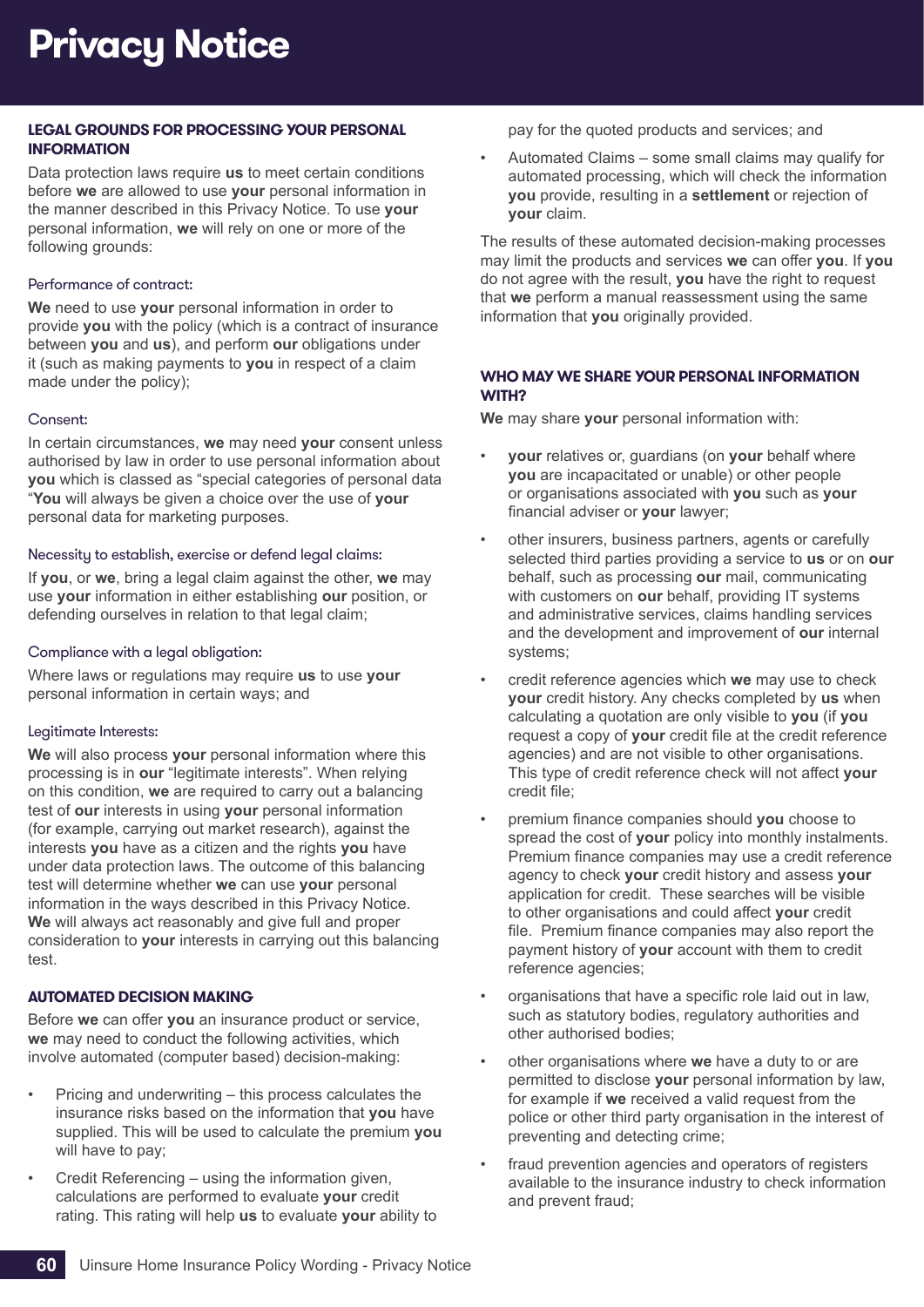# Privacy Notice

## LEGAL GROUNDS FOR PROCESSING YOUR PERSONAL INFORMATION

Data protection laws require **us** to meet certain conditions before **we** are allowed to use **your** personal information in the manner described in this Privacy Notice. To use **your** personal information, **we** will rely on one or more of the following grounds:

### Performance of contract:

**We** need to use **your** personal information in order to provide **you** with the policy (which is a contract of insurance between **you** and **us**), and perform **our** obligations under it (such as making payments to **you** in respect of a claim made under the policy);

### Consent:

In certain circumstances, **we** may need **your** consent unless authorised by law in order to use personal information about **you** which is classed as "special categories of personal data "**You** will always be given a choice over the use of **your** personal data for marketing purposes.

### Necessity to establish, exercise or defend legal claims:

If **you**, or **we**, bring a legal claim against the other, **we** may use **your** information in either establishing **our** position, or defending ourselves in relation to that legal claim;

### Compliance with a legal obligation:

Where laws or regulations may require **us** to use **your** personal information in certain ways; and

### Legitimate Interests:

**We** will also process **your** personal information where this processing is in **our** "legitimate interests". When relying on this condition, **we** are required to carry out a balancing test of **our** interests in using **your** personal information (for example, carrying out market research), against the interests **you** have as a citizen and the rights **you** have under data protection laws. The outcome of this balancing test will determine whether **we** can use **your** personal information in the ways described in this Privacy Notice. **We** will always act reasonably and give full and proper consideration to **your** interests in carrying out this balancing test.

## AUTOMATED DECISION MAKING

Before **we** can offer **you** an insurance product or service, **we** may need to conduct the following activities, which involve automated (computer based) decision-making:

- Pricing and underwriting – this process calculates the insurance risks based on the information that **you** have supplied. This will be used to calculate the premium **you** will have to pay;
- Credit Referencing – using the information given, calculations are performed to evaluate **your** credit rating. This rating will help **us** to evaluate **your** ability to pay for the quoted products and services; and
- Automated Claims – some small claims may qualify for automated processing, which will check the information **you** provide, resulting in a **settlement** or rejection of **your** claim.

The results of these automated decision-making processes may limit the products and services **we** can offer **you**. If **you** do not agree with the result, **you** have the right to request that **we** perform a manual reassessment using the same information that **you** originally provided.

## WHO MAY WE SHARE YOUR PERSONAL INFORMATION WITH?

**We** may share **your** personal information with:

- **your** relatives or, guardians (on **your** behalf where **you** are incapacitated or unable) or other people or organisations associated with **you** such as **your** financial adviser or **your** lawyer;
- other insurers, business partners, agents or carefully selected third parties providing a service to **us** or on **our** behalf, such as processing **our** mail, communicating with customers on **our** behalf, providing IT systems and administrative services, claims handling services and the development and improvement of **our** internal systems;
- credit reference agencies which **we** may use to check **your** credit history. Any checks completed by **us** when calculating a quotation are only visible to **you** (if **you** request a copy of **your** credit file at the credit reference agencies) and are not visible to other organisations. This type of credit reference check will not affect **your** credit file;
- premium finance companies should **you** choose to spread the cost of **your** policy into monthly instalments. Premium finance companies may use a credit reference agency to check **your** credit history and assess **your** application for credit. These searches will be visible to other organisations and could affect **your** credit file. Premium finance companies may also report the payment history of **your** account with them to credit reference agencies;
- organisations that have a specific role laid out in law, such as statutory bodies, regulatory authorities and other authorised bodies;
- other organisations where **we** have a duty to or are permitted to disclose **your** personal information by law, for example if **we** received a valid request from the police or other third party organisation in the interest of preventing and detecting crime;
- fraud prevention agencies and operators of registers available to the insurance industry to check information and prevent fraud;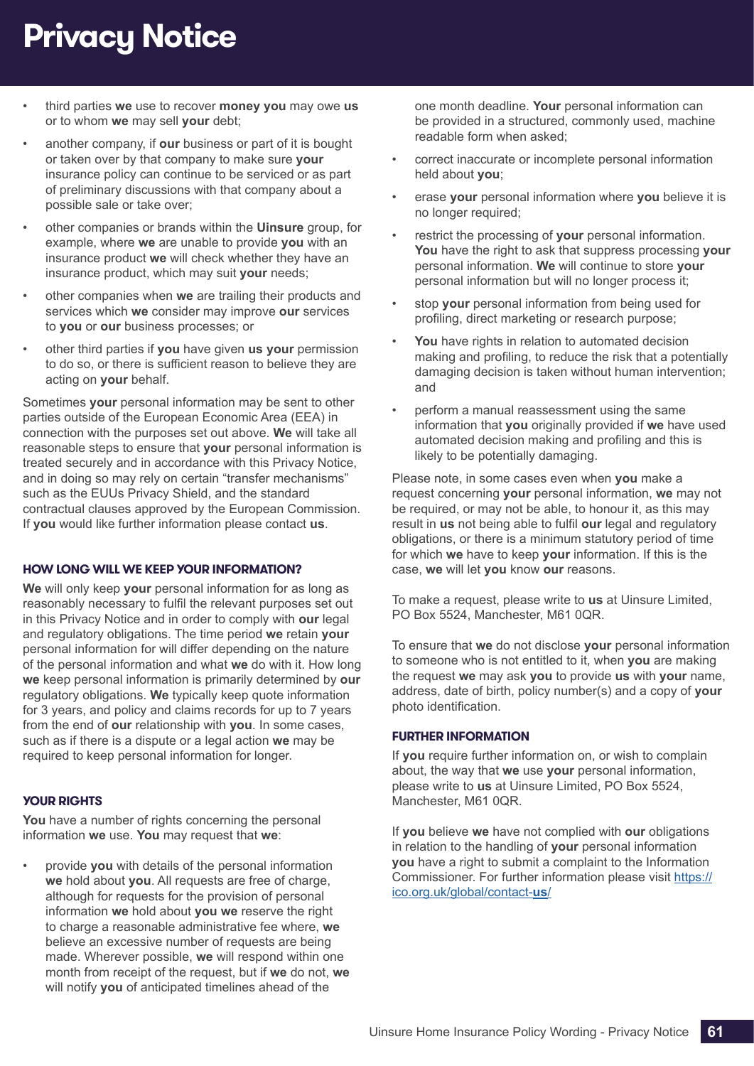# Privacy Notice

- third parties **we** use to recover **money you** may owe **us** or to whom **we** may sell **your** debt;
- another company, if **our** business or part of it is bought or taken over by that company to make sure **your** insurance policy can continue to be serviced or as part of preliminary discussions with that company about a possible sale or take over;
- other companies or brands within the **Uinsure** group, for example, where **we** are unable to provide **you** with an insurance product **we** will check whether they have an insurance product, which may suit **your** needs;
- other companies when **we** are trailing their products and services which **we** consider may improve **our** services to **you** or **our** business processes; or
- other third parties if **you** have given **us your** permission to do so, or there is sufficient reason to believe they are acting on **your** behalf.

Sometimes **your** personal information may be sent to other parties outside of the European Economic Area (EEA) in connection with the purposes set out above. **We** will take all reasonable steps to ensure that **your** personal information is treated securely and in accordance with this Privacy Notice, and in doing so may rely on certain "transfer mechanisms" such as the EUUs Privacy Shield, and the standard contractual clauses approved by the European Commission. If **you** would like further information please contact **us**.

## HOW LONG WILL WE KEEP YOUR INFORMATION?

**We** will only keep **your** personal information for as long as reasonably necessary to fulfil the relevant purposes set out in this Privacy Notice and in order to comply with **our** legal and regulatory obligations. The time period **we** retain **your** personal information for will differ depending on the nature of the personal information and what **we** do with it. How long **we** keep personal information is primarily determined by **our** regulatory obligations. **We** typically keep quote information for 3 years, and policy and claims records for up to 7 years from the end of **our** relationship with **you**. In some cases, such as if there is a dispute or a legal action **we** may be required to keep personal information for longer.

## YOUR RIGHTS

**You** have a number of rights concerning the personal information **we** use. **You** may request that **we**:

- provide **you** with details of the personal information **we** hold about **you**. All requests are free of charge, although for requests for the provision of personal information **we** hold about **you we** reserve the right to charge a reasonable administrative fee where, **we** believe an excessive number of requests are being made. Wherever possible, **we** will respond within one month from receipt of the request, but if **we** do not, **we** will notify **you** of anticipated timelines ahead of the one month deadline. **Your** personal information can be provided in a structured, commonly used, machine readable form when asked;
- correct inaccurate or incomplete personal information held about **you**;
- erase **your** personal information where **you** believe it is no longer required;
- restrict the processing of **your** personal information. **You** have the right to ask that suppress processing **your** personal information. **We** will continue to store **your** personal information but will no longer process it;
- stop **your** personal information from being used for profiling, direct marketing or research purpose;
- **You** have rights in relation to automated decision making and profiling, to reduce the risk that a potentially damaging decision is taken without human intervention; and
- perform a manual reassessment using the same information that **you** originally provided if **we** have used automated decision making and profiling and this is likely to be potentially damaging.

Please note, in some cases even when **you** make a request concerning **your** personal information, **we** may not be required, or may not be able, to honour it, as this may result in **us** not being able to fulfil **our** legal and regulatory obligations, or there is a minimum statutory period of time for which **we** have to keep **your** information. If this is the case, **we** will let **you** know **our** reasons.

To make a request, please write to **us** at Uinsure Limited, PO Box 5524, Manchester, M61 0QR.

To ensure that **we** do not disclose **your** personal information to someone who is not entitled to it, when **you** are making the request **we** may ask **you** to provide **us** with **your** name, address, date of birth, policy number(s) and a copy of **your** photo identification.

## FURTHER INFORMATION

If **you** require further information on, or wish to complain about, the way that **we** use **your** personal information, please write to **us** at Uinsure Limited, PO Box 5524, Manchester, M61 0QR.

If **you** believe **we** have not complied with **our** obligations in relation to the handling of **your** personal information **you** have a right to submit a complaint to the Information Commissioner. For further information please visit https://ico.org.uk/global/contact-**us**/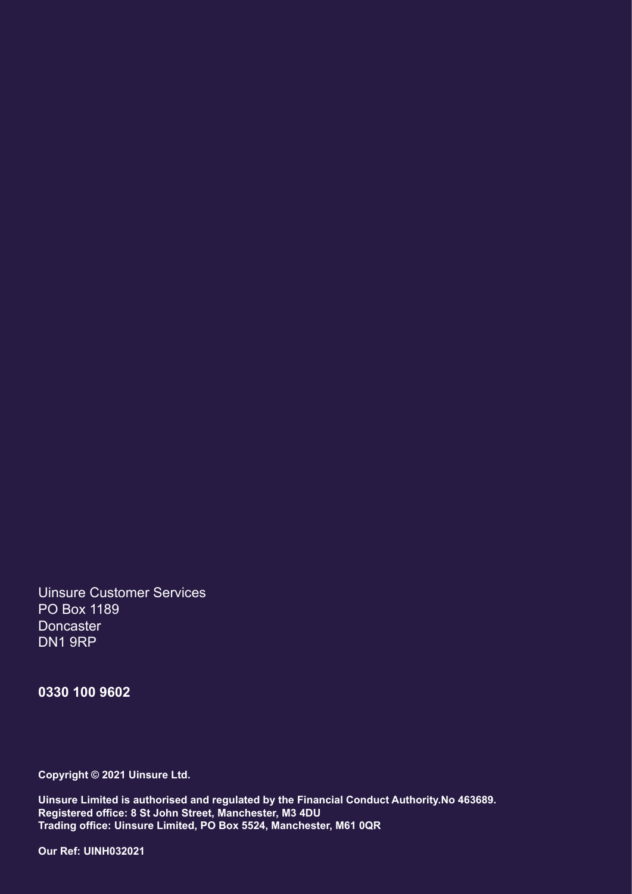Uinsure Customer Services
PO Box 1189
Doncaster
DN1 9RP

**0330 100 9602**

**Copyright © 2021 Uinsure Ltd.**

**Uinsure Limited is authorised and regulated by the Financial Conduct Authority.No 463689.**
**Registered office: 8 St John Street, Manchester, M3 4DU**
**Trading office: Uinsure Limited, PO Box 5524, Manchester, M61 0QR**

**Our Ref: UINH032021**